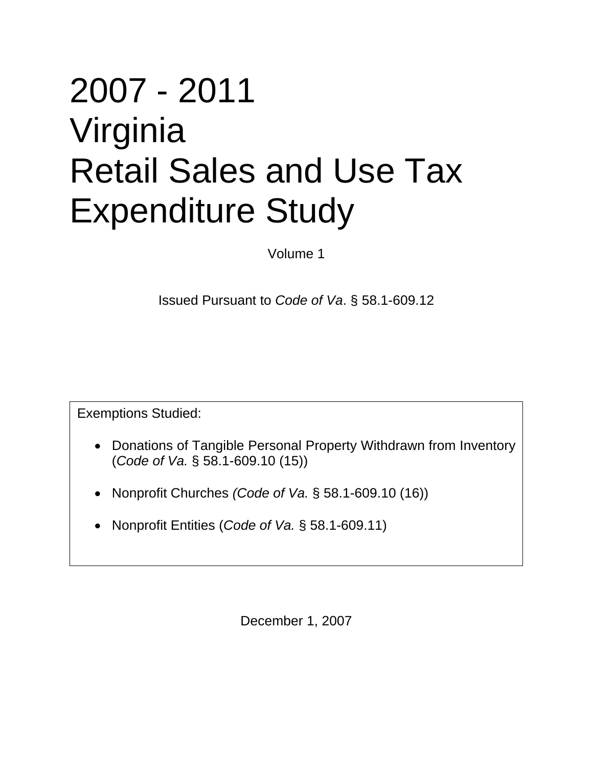# 2007 - 2011 Virginia Retail Sales and Use Tax Expenditure Study

Volume 1

Issued Pursuant to *Code of Va*. § 58.1-609.12

Exemptions Studied:

- Donations of Tangible Personal Property Withdrawn from Inventory (*Code of Va.* § 58.1-609.10 (15))
- Nonprofit Churches *(Code of Va.* § 58.1-609.10 (16))
- Nonprofit Entities (*Code of Va.* § 58.1-609.11)

December 1, 2007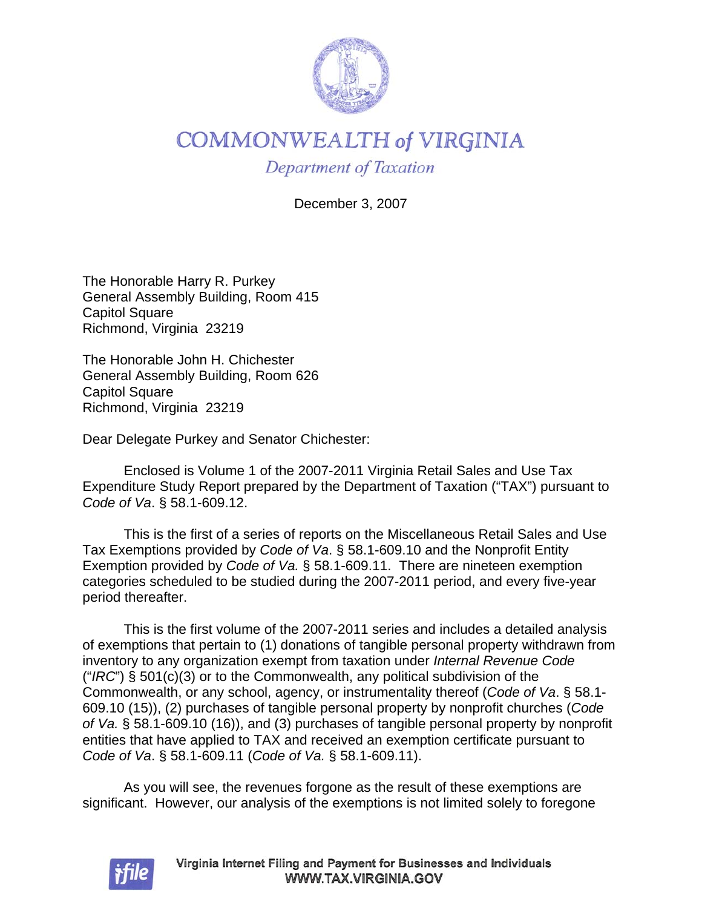# COMMONWEALTH *of* VIRGINIA

*Department of Taxation*

December 3, 2007

The Honorable Harry R. Purkey
General Assembly Building, Room 415
Capitol Square
Richmond, Virginia 23219

The Honorable John H. Chichester
General Assembly Building, Room 626
Capitol Square
Richmond, Virginia 23219

Dear Delegate Purkey and Senator Chichester:

Enclosed is Volume 1 of the 2007-2011 Virginia Retail Sales and Use Tax Expenditure Study Report prepared by the Department of Taxation ("TAX") pursuant to *Code of Va*. § 58.1-609.12.

This is the first of a series of reports on the Miscellaneous Retail Sales and Use Tax Exemptions provided by *Code of Va*. § 58.1-609.10 and the Nonprofit Entity Exemption provided by *Code of Va.* § 58.1-609.11. There are nineteen exemption categories scheduled to be studied during the 2007-2011 period, and every five-year period thereafter.

This is the first volume of the 2007-2011 series and includes a detailed analysis of exemptions that pertain to (1) donations of tangible personal property withdrawn from inventory to any organization exempt from taxation under *Internal Revenue Code* ("*IRC*") § 501(c)(3) or to the Commonwealth, any political subdivision of the Commonwealth, or any school, agency, or instrumentality thereof (*Code of Va*. § 58.1-609.10 (15)), (2) purchases of tangible personal property by nonprofit churches (*Code of Va.* § 58.1-609.10 (16)), and (3) purchases of tangible personal property by nonprofit entities that have applied to TAX and received an exemption certificate pursuant to *Code of Va*. § 58.1-609.11 (*Code of Va.* § 58.1-609.11).

As you will see, the revenues forgone as the result of these exemptions are significant. However, our analysis of the exemptions is not limited solely to foregone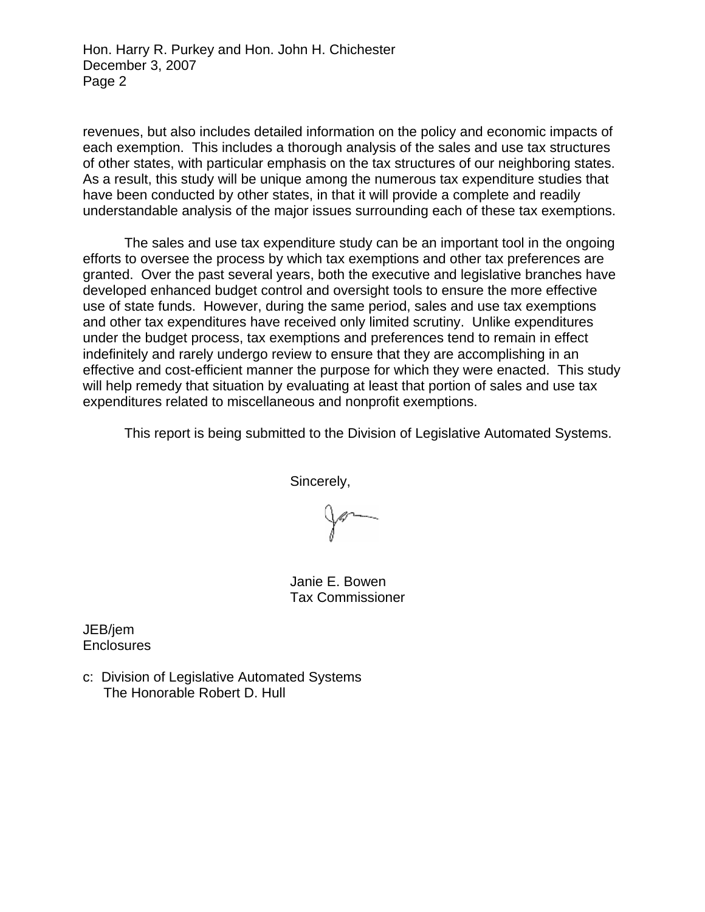revenues, but also includes detailed information on the policy and economic impacts of each exemption. This includes a thorough analysis of the sales and use tax structures of other states, with particular emphasis on the tax structures of our neighboring states. As a result, this study will be unique among the numerous tax expenditure studies that have been conducted by other states, in that it will provide a complete and readily understandable analysis of the major issues surrounding each of these tax exemptions.

The sales and use tax expenditure study can be an important tool in the ongoing efforts to oversee the process by which tax exemptions and other tax preferences are granted. Over the past several years, both the executive and legislative branches have developed enhanced budget control and oversight tools to ensure the more effective use of state funds. However, during the same period, sales and use tax exemptions and other tax expenditures have received only limited scrutiny. Unlike expenditures under the budget process, tax exemptions and preferences tend to remain in effect indefinitely and rarely undergo review to ensure that they are accomplishing in an effective and cost-efficient manner the purpose for which they were enacted. This study will help remedy that situation by evaluating at least that portion of sales and use tax expenditures related to miscellaneous and nonprofit exemptions.

This report is being submitted to the Division of Legislative Automated Systems.

Sincerely,

Janie E. Bowen
Tax Commissioner

JEB/jem
Enclosures

c: Division of Legislative Automated Systems
The Honorable Robert D. Hull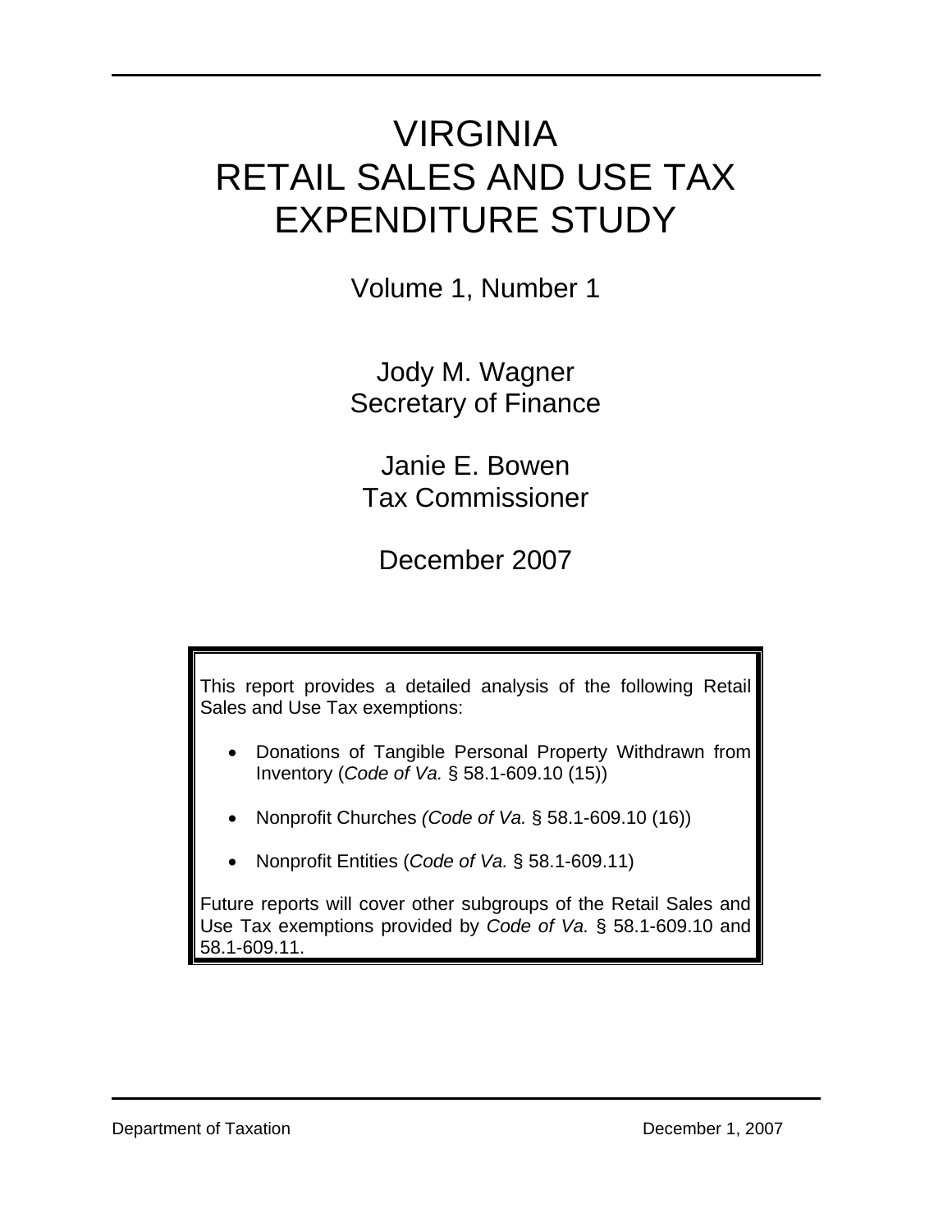# VIRGINIA RETAIL SALES AND USE TAX EXPENDITURE STUDY

Volume 1, Number 1

Jody M. Wagner
Secretary of Finance

Janie E. Bowen
Tax Commissioner

December 2007

This report provides a detailed analysis of the following Retail Sales and Use Tax exemptions:

- Donations of Tangible Personal Property Withdrawn from Inventory (*Code of Va.* § 58.1-609.10 (15))
- Nonprofit Churches *(Code of Va.* § 58.1-609.10 (16))
- Nonprofit Entities (*Code of Va.* § 58.1-609.11)

Future reports will cover other subgroups of the Retail Sales and Use Tax exemptions provided by *Code of Va.* § 58.1-609.10 and 58.1-609.11.

Department of Taxation December 1, 2007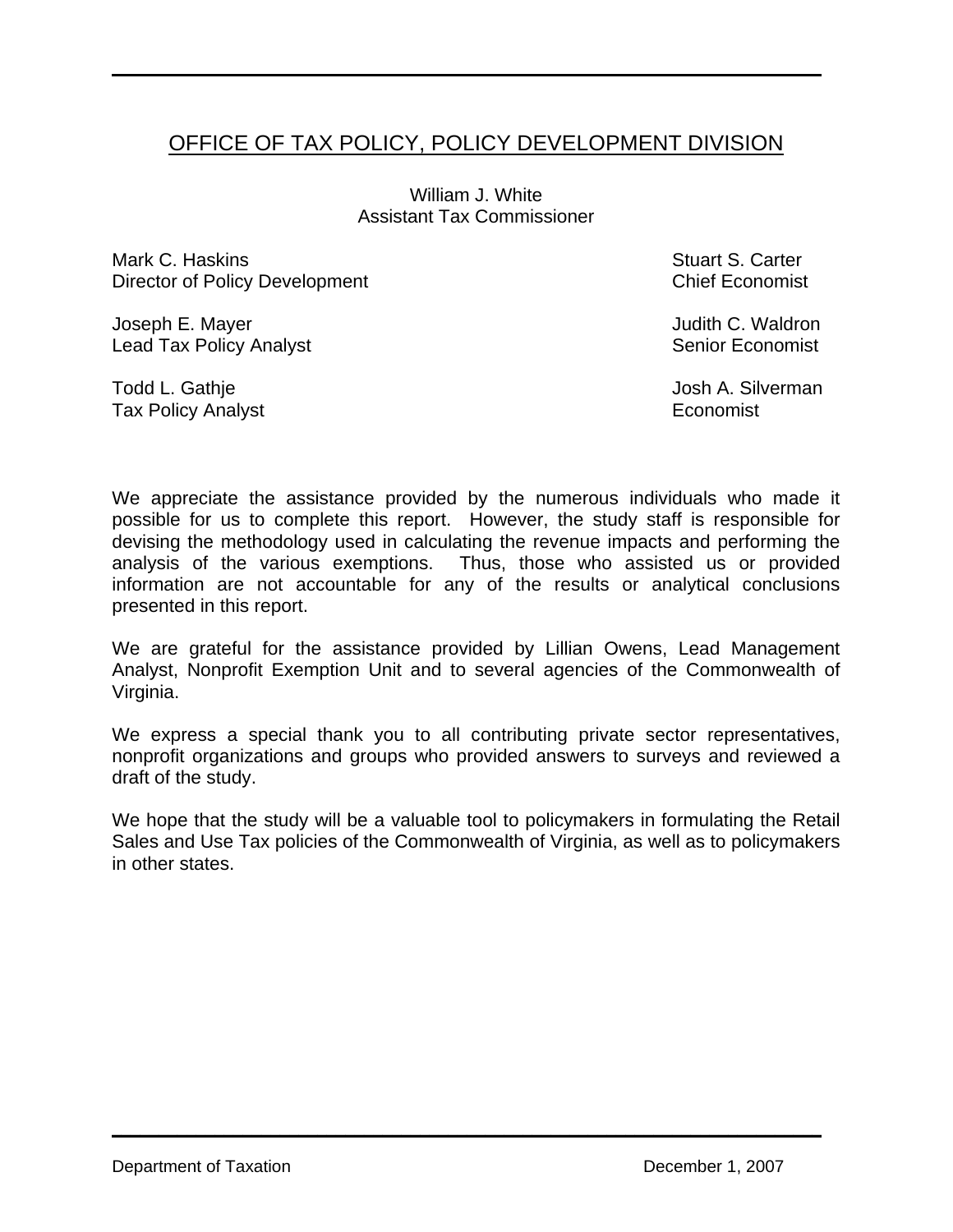# OFFICE OF TAX POLICY, POLICY DEVELOPMENT DIVISION

William J. White
Assistant Tax Commissioner

Mark C. Haskins
Director of Policy Development

Stuart S. Carter
Chief Economist

Joseph E. Mayer
Lead Tax Policy Analyst

Judith C. Waldron
Senior Economist

Todd L. Gathje
Tax Policy Analyst

Josh A. Silverman
Economist

We appreciate the assistance provided by the numerous individuals who made it possible for us to complete this report. However, the study staff is responsible for devising the methodology used in calculating the revenue impacts and performing the analysis of the various exemptions. Thus, those who assisted us or provided information are not accountable for any of the results or analytical conclusions presented in this report.

We are grateful for the assistance provided by Lillian Owens, Lead Management Analyst, Nonprofit Exemption Unit and to several agencies of the Commonwealth of Virginia.

We express a special thank you to all contributing private sector representatives, nonprofit organizations and groups who provided answers to surveys and reviewed a draft of the study.

We hope that the study will be a valuable tool to policymakers in formulating the Retail Sales and Use Tax policies of the Commonwealth of Virginia, as well as to policymakers in other states.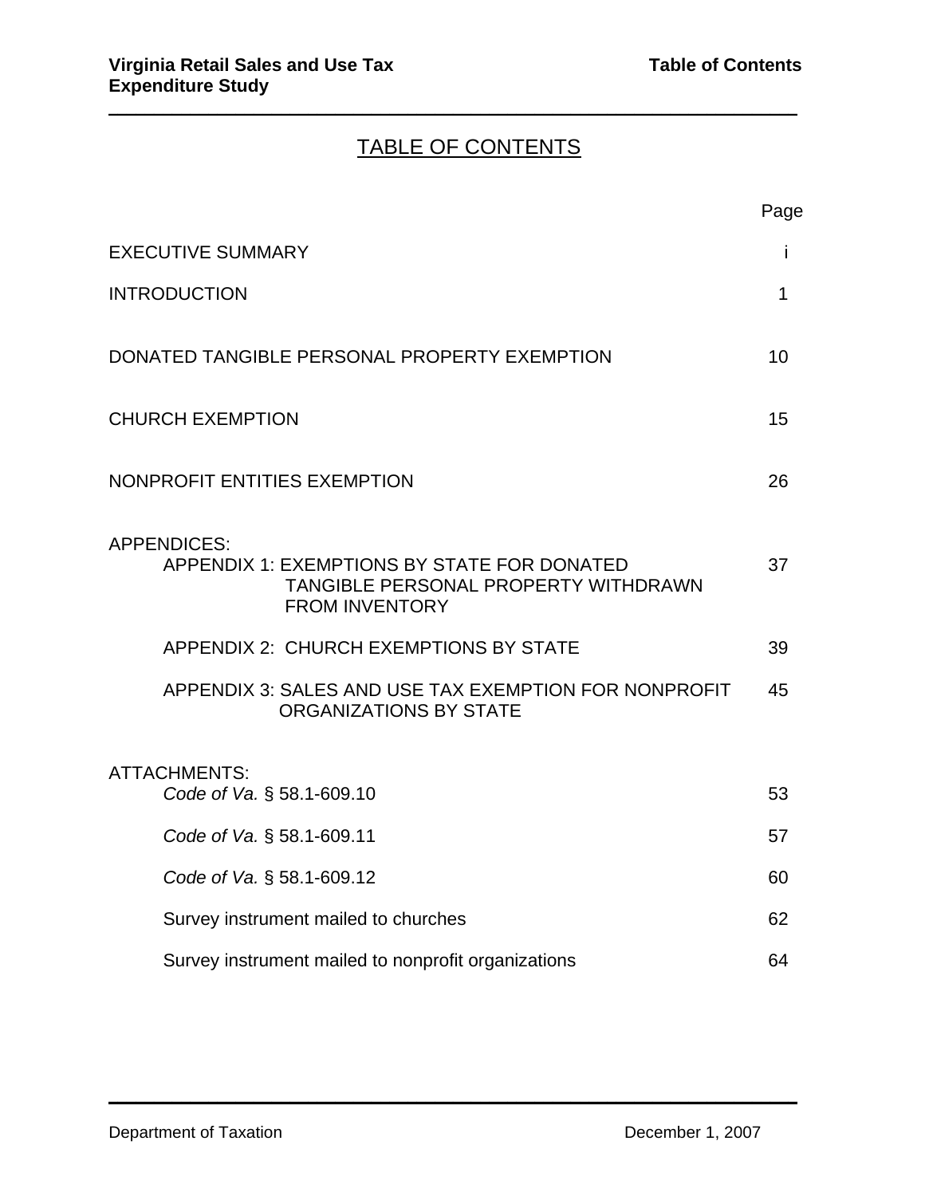# TABLE OF CONTENTS

| | Page |
|---|---|
| EXECUTIVE SUMMARY | i |
| INTRODUCTION | 1 |
| DONATED TANGIBLE PERSONAL PROPERTY EXEMPTION | 10 |
| CHURCH EXEMPTION | 15 |
| NONPROFIT ENTITIES EXEMPTION | 26 |
| APPENDICES: | |
| APPENDIX 1: EXEMPTIONS BY STATE FOR DONATED TANGIBLE PERSONAL PROPERTY WITHDRAWN FROM INVENTORY | 37 |
| APPENDIX 2: CHURCH EXEMPTIONS BY STATE | 39 |
| APPENDIX 3: SALES AND USE TAX EXEMPTION FOR NONPROFIT ORGANIZATIONS BY STATE | 45 |
| ATTACHMENTS: | |
| *Code of Va.* § 58.1-609.10 | 53 |
| *Code of Va.* § 58.1-609.11 | 57 |
| *Code of Va.* § 58.1-609.12 | 60 |
| Survey instrument mailed to churches | 62 |
| Survey instrument mailed to nonprofit organizations | 64 |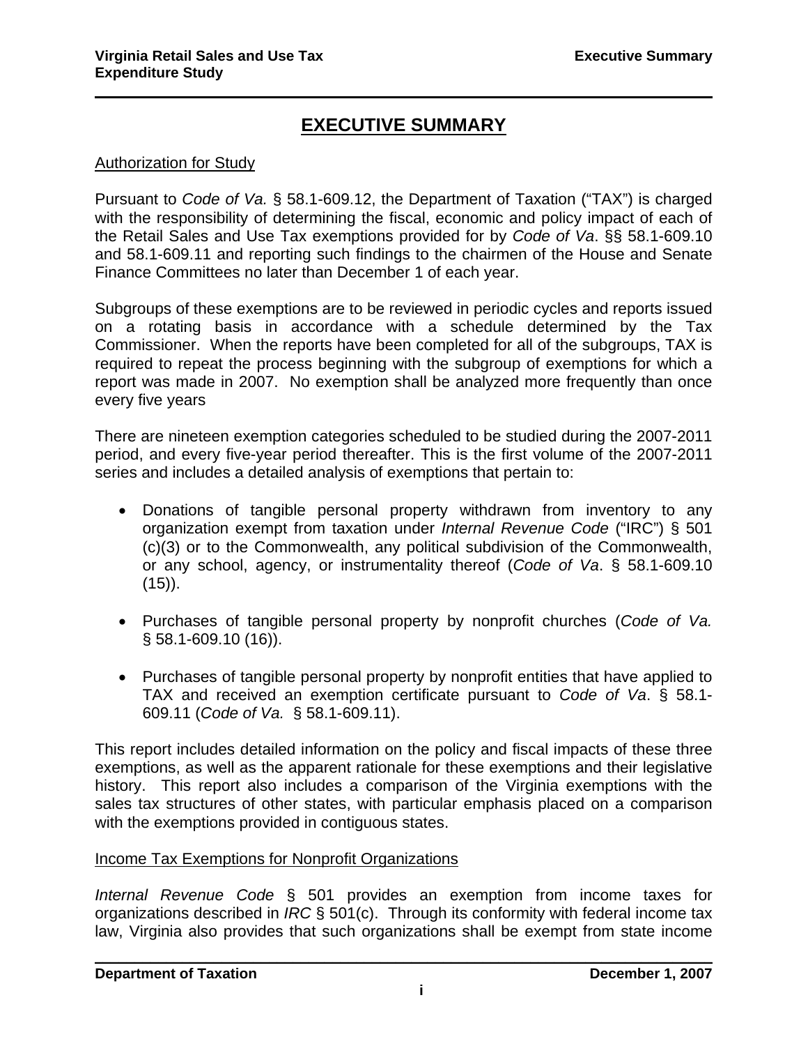# EXECUTIVE SUMMARY

Authorization for Study

Pursuant to *Code of Va.* § 58.1-609.12, the Department of Taxation ("TAX") is charged with the responsibility of determining the fiscal, economic and policy impact of each of the Retail Sales and Use Tax exemptions provided for by *Code of Va*. §§ 58.1-609.10 and 58.1-609.11 and reporting such findings to the chairmen of the House and Senate Finance Committees no later than December 1 of each year.

Subgroups of these exemptions are to be reviewed in periodic cycles and reports issued on a rotating basis in accordance with a schedule determined by the Tax Commissioner. When the reports have been completed for all of the subgroups, TAX is required to repeat the process beginning with the subgroup of exemptions for which a report was made in 2007. No exemption shall be analyzed more frequently than once every five years

There are nineteen exemption categories scheduled to be studied during the 2007-2011 period, and every five-year period thereafter. This is the first volume of the 2007-2011 series and includes a detailed analysis of exemptions that pertain to:

- Donations of tangible personal property withdrawn from inventory to any organization exempt from taxation under *Internal Revenue Code* ("IRC") § 501 (c)(3) or to the Commonwealth, any political subdivision of the Commonwealth, or any school, agency, or instrumentality thereof (*Code of Va*. § 58.1-609.10 (15)).

- Purchases of tangible personal property by nonprofit churches (*Code of Va.* § 58.1-609.10 (16)).

- Purchases of tangible personal property by nonprofit entities that have applied to TAX and received an exemption certificate pursuant to *Code of Va*. § 58.1-609.11 (*Code of Va.* § 58.1-609.11).

This report includes detailed information on the policy and fiscal impacts of these three exemptions, as well as the apparent rationale for these exemptions and their legislative history. This report also includes a comparison of the Virginia exemptions with the sales tax structures of other states, with particular emphasis placed on a comparison with the exemptions provided in contiguous states.

Income Tax Exemptions for Nonprofit Organizations

*Internal Revenue Code* § 501 provides an exemption from income taxes for organizations described in *IRC* § 501(c). Through its conformity with federal income tax law, Virginia also provides that such organizations shall be exempt from state income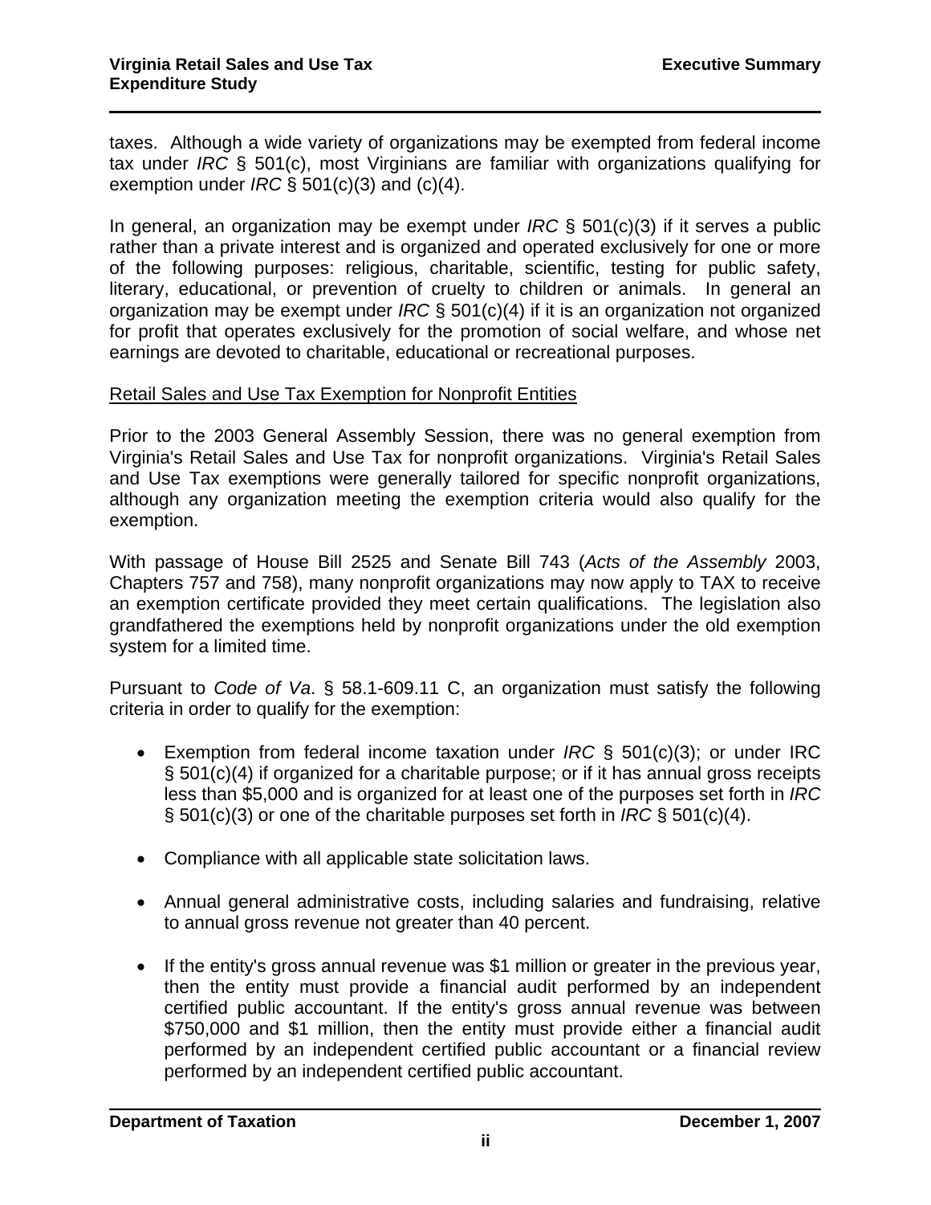taxes. Although a wide variety of organizations may be exempted from federal income tax under *IRC* § 501(c), most Virginians are familiar with organizations qualifying for exemption under *IRC* § 501(c)(3) and (c)(4).

In general, an organization may be exempt under *IRC* § 501(c)(3) if it serves a public rather than a private interest and is organized and operated exclusively for one or more of the following purposes: religious, charitable, scientific, testing for public safety, literary, educational, or prevention of cruelty to children or animals. In general an organization may be exempt under *IRC* § 501(c)(4) if it is an organization not organized for profit that operates exclusively for the promotion of social welfare, and whose net earnings are devoted to charitable, educational or recreational purposes.

<u>Retail Sales and Use Tax Exemption for Nonprofit Entities</u>

Prior to the 2003 General Assembly Session, there was no general exemption from Virginia's Retail Sales and Use Tax for nonprofit organizations. Virginia's Retail Sales and Use Tax exemptions were generally tailored for specific nonprofit organizations, although any organization meeting the exemption criteria would also qualify for the exemption.

With passage of House Bill 2525 and Senate Bill 743 (*Acts of the Assembly* 2003, Chapters 757 and 758), many nonprofit organizations may now apply to TAX to receive an exemption certificate provided they meet certain qualifications. The legislation also grandfathered the exemptions held by nonprofit organizations under the old exemption system for a limited time.

Pursuant to *Code of Va*. § 58.1-609.11 C, an organization must satisfy the following criteria in order to qualify for the exemption:

- Exemption from federal income taxation under *IRC* § 501(c)(3); or under IRC § 501(c)(4) if organized for a charitable purpose; or if it has annual gross receipts less than $5,000 and is organized for at least one of the purposes set forth in *IRC* § 501(c)(3) or one of the charitable purposes set forth in *IRC* § 501(c)(4).

- Compliance with all applicable state solicitation laws.

- Annual general administrative costs, including salaries and fundraising, relative to annual gross revenue not greater than 40 percent.

- If the entity's gross annual revenue was $1 million or greater in the previous year, then the entity must provide a financial audit performed by an independent certified public accountant. If the entity's gross annual revenue was between $750,000 and $1 million, then the entity must provide either a financial audit performed by an independent certified public accountant or a financial review performed by an independent certified public accountant.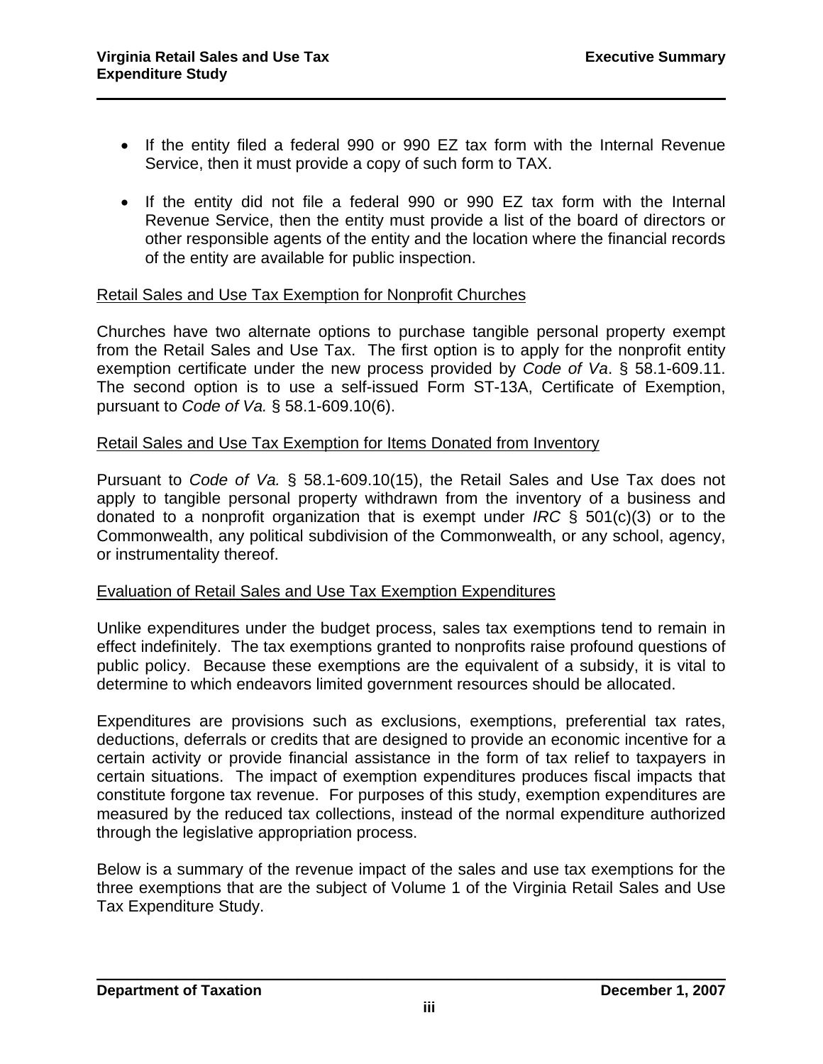- If the entity filed a federal 990 or 990 EZ tax form with the Internal Revenue Service, then it must provide a copy of such form to TAX.
- If the entity did not file a federal 990 or 990 EZ tax form with the Internal Revenue Service, then the entity must provide a list of the board of directors or other responsible agents of the entity and the location where the financial records of the entity are available for public inspection.

## Retail Sales and Use Tax Exemption for Nonprofit Churches

Churches have two alternate options to purchase tangible personal property exempt from the Retail Sales and Use Tax. The first option is to apply for the nonprofit entity exemption certificate under the new process provided by *Code of Va*. § 58.1-609.11. The second option is to use a self-issued Form ST-13A, Certificate of Exemption, pursuant to *Code of Va.* § 58.1-609.10(6).

## Retail Sales and Use Tax Exemption for Items Donated from Inventory

Pursuant to *Code of Va.* § 58.1-609.10(15), the Retail Sales and Use Tax does not apply to tangible personal property withdrawn from the inventory of a business and donated to a nonprofit organization that is exempt under *IRC* § 501(c)(3) or to the Commonwealth, any political subdivision of the Commonwealth, or any school, agency, or instrumentality thereof.

## Evaluation of Retail Sales and Use Tax Exemption Expenditures

Unlike expenditures under the budget process, sales tax exemptions tend to remain in effect indefinitely. The tax exemptions granted to nonprofits raise profound questions of public policy. Because these exemptions are the equivalent of a subsidy, it is vital to determine to which endeavors limited government resources should be allocated.

Expenditures are provisions such as exclusions, exemptions, preferential tax rates, deductions, deferrals or credits that are designed to provide an economic incentive for a certain activity or provide financial assistance in the form of tax relief to taxpayers in certain situations. The impact of exemption expenditures produces fiscal impacts that constitute forgone tax revenue. For purposes of this study, exemption expenditures are measured by the reduced tax collections, instead of the normal expenditure authorized through the legislative appropriation process.

Below is a summary of the revenue impact of the sales and use tax exemptions for the three exemptions that are the subject of Volume 1 of the Virginia Retail Sales and Use Tax Expenditure Study.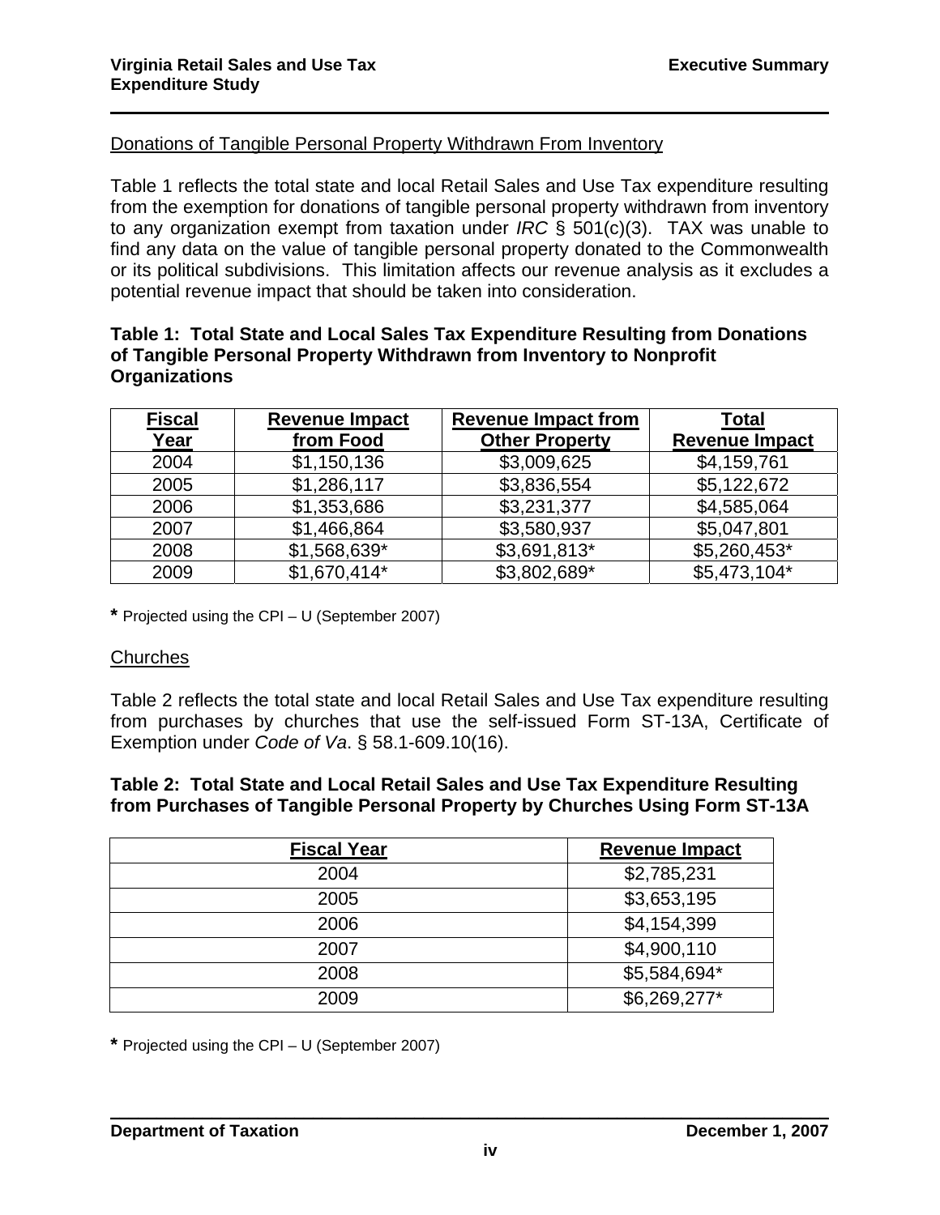Donations of Tangible Personal Property Withdrawn From Inventory

Table 1 reflects the total state and local Retail Sales and Use Tax expenditure resulting from the exemption for donations of tangible personal property withdrawn from inventory to any organization exempt from taxation under *IRC* § 501(c)(3). TAX was unable to find any data on the value of tangible personal property donated to the Commonwealth or its political subdivisions. This limitation affects our revenue analysis as it excludes a potential revenue impact that should be taken into consideration.

**Table 1: Total State and Local Sales Tax Expenditure Resulting from Donations of Tangible Personal Property Withdrawn from Inventory to Nonprofit Organizations**

| Fiscal Year | Revenue Impact from Food | Revenue Impact from Other Property | Total Revenue Impact |
|---|---|---|---|
| 2004 | $1,150,136 | $3,009,625 | $4,159,761 |
| 2005 | $1,286,117 | $3,836,554 | $5,122,672 |
| 2006 | $1,353,686 | $3,231,377 | $4,585,064 |
| 2007 | $1,466,864 | $3,580,937 | $5,047,801 |
| 2008 | $1,568,639* | $3,691,813* | $5,260,453* |
| 2009 | $1,670,414* | $3,802,689* | $5,473,104* |

**\*** Projected using the CPI – U (September 2007)

Churches

Table 2 reflects the total state and local Retail Sales and Use Tax expenditure resulting from purchases by churches that use the self-issued Form ST-13A, Certificate of Exemption under *Code of Va*. § 58.1-609.10(16).

**Table 2: Total State and Local Retail Sales and Use Tax Expenditure Resulting from Purchases of Tangible Personal Property by Churches Using Form ST-13A**

| Fiscal Year | Revenue Impact |
|---|---|
| 2004 | $2,785,231 |
| 2005 | $3,653,195 |
| 2006 | $4,154,399 |
| 2007 | $4,900,110 |
| 2008 | $5,584,694* |
| 2009 | $6,269,277* |

**\*** Projected using the CPI – U (September 2007)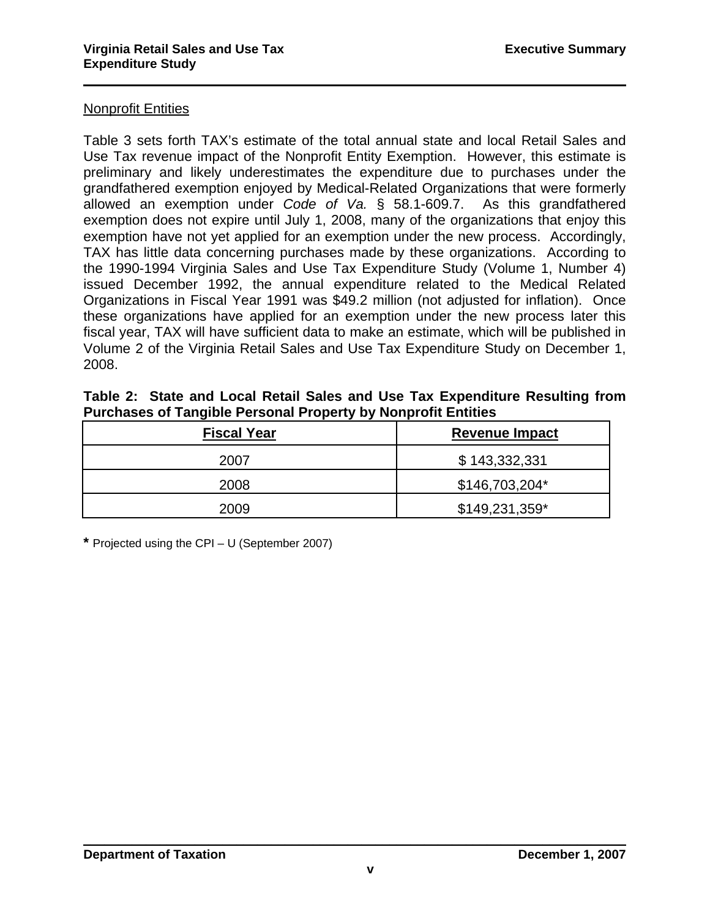## Nonprofit Entities

Table 3 sets forth TAX's estimate of the total annual state and local Retail Sales and Use Tax revenue impact of the Nonprofit Entity Exemption. However, this estimate is preliminary and likely underestimates the expenditure due to purchases under the grandfathered exemption enjoyed by Medical-Related Organizations that were formerly allowed an exemption under *Code of Va.* § 58.1-609.7. As this grandfathered exemption does not expire until July 1, 2008, many of the organizations that enjoy this exemption have not yet applied for an exemption under the new process. Accordingly, TAX has little data concerning purchases made by these organizations. According to the 1990-1994 Virginia Sales and Use Tax Expenditure Study (Volume 1, Number 4) issued December 1992, the annual expenditure related to the Medical Related Organizations in Fiscal Year 1991 was $49.2 million (not adjusted for inflation). Once these organizations have applied for an exemption under the new process later this fiscal year, TAX will have sufficient data to make an estimate, which will be published in Volume 2 of the Virginia Retail Sales and Use Tax Expenditure Study on December 1, 2008.

**Table 2: State and Local Retail Sales and Use Tax Expenditure Resulting from Purchases of Tangible Personal Property by Nonprofit Entities**

| Fiscal Year | Revenue Impact |
| --- | --- |
| 2007 | $ 143,332,331 |
| 2008 | $146,703,204* |
| 2009 | $149,231,359* |

**\*** Projected using the CPI – U (September 2007)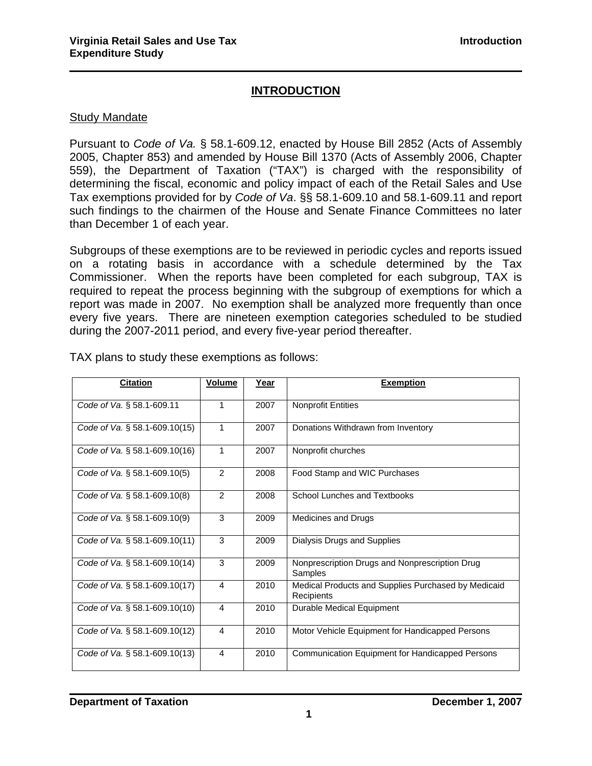## INTRODUCTION

### Study Mandate

Pursuant to *Code of Va.* § 58.1-609.12, enacted by House Bill 2852 (Acts of Assembly 2005, Chapter 853) and amended by House Bill 1370 (Acts of Assembly 2006, Chapter 559), the Department of Taxation ("TAX") is charged with the responsibility of determining the fiscal, economic and policy impact of each of the Retail Sales and Use Tax exemptions provided for by *Code of Va*. §§ 58.1-609.10 and 58.1-609.11 and report such findings to the chairmen of the House and Senate Finance Committees no later than December 1 of each year.

Subgroups of these exemptions are to be reviewed in periodic cycles and reports issued on a rotating basis in accordance with a schedule determined by the Tax Commissioner. When the reports have been completed for each subgroup, TAX is required to repeat the process beginning with the subgroup of exemptions for which a report was made in 2007. No exemption shall be analyzed more frequently than once every five years. There are nineteen exemption categories scheduled to be studied during the 2007-2011 period, and every five-year period thereafter.

TAX plans to study these exemptions as follows:

| Citation | Volume | Year | Exemption |
|---|---|---|---|
| *Code of Va.* § 58.1-609.11 | 1 | 2007 | Nonprofit Entities |
| *Code of Va.* § 58.1-609.10(15) | 1 | 2007 | Donations Withdrawn from Inventory |
| *Code of Va.* § 58.1-609.10(16) | 1 | 2007 | Nonprofit churches |
| *Code of Va.* § 58.1-609.10(5) | 2 | 2008 | Food Stamp and WIC Purchases |
| *Code of Va.* § 58.1-609.10(8) | 2 | 2008 | School Lunches and Textbooks |
| *Code of Va.* § 58.1-609.10(9) | 3 | 2009 | Medicines and Drugs |
| *Code of Va.* § 58.1-609.10(11) | 3 | 2009 | Dialysis Drugs and Supplies |
| *Code of Va.* § 58.1-609.10(14) | 3 | 2009 | Nonprescription Drugs and Nonprescription Drug Samples |
| *Code of Va.* § 58.1-609.10(17) | 4 | 2010 | Medical Products and Supplies Purchased by Medicaid Recipients |
| *Code of Va.* § 58.1-609.10(10) | 4 | 2010 | Durable Medical Equipment |
| *Code of Va.* § 58.1-609.10(12) | 4 | 2010 | Motor Vehicle Equipment for Handicapped Persons |
| *Code of Va.* § 58.1-609.10(13) | 4 | 2010 | Communication Equipment for Handicapped Persons |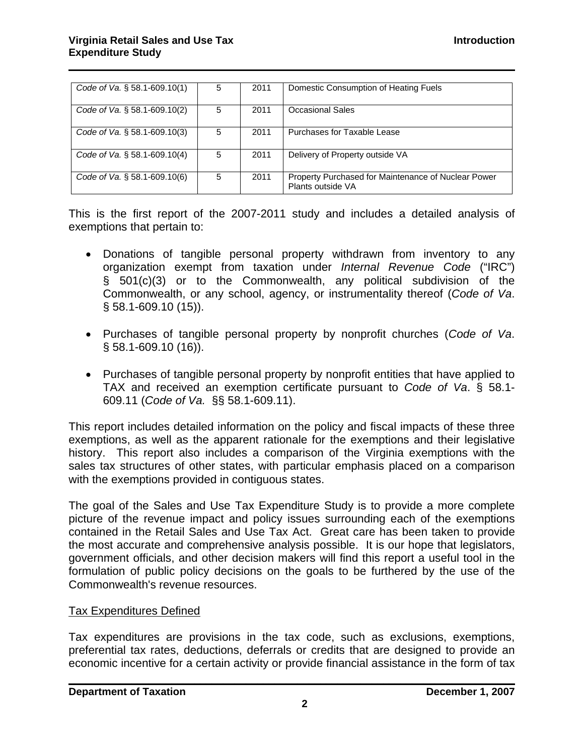| | | | |
|---|---|---|---|
| *Code of Va.* § 58.1-609.10(1) | 5 | 2011 | Domestic Consumption of Heating Fuels |
| *Code of Va.* § 58.1-609.10(2) | 5 | 2011 | Occasional Sales |
| *Code of Va.* § 58.1-609.10(3) | 5 | 2011 | Purchases for Taxable Lease |
| *Code of Va.* § 58.1-609.10(4) | 5 | 2011 | Delivery of Property outside VA |
| *Code of Va.* § 58.1-609.10(6) | 5 | 2011 | Property Purchased for Maintenance of Nuclear Power Plants outside VA |

This is the first report of the 2007-2011 study and includes a detailed analysis of exemptions that pertain to:

- Donations of tangible personal property withdrawn from inventory to any organization exempt from taxation under *Internal Revenue Code* ("IRC") § 501(c)(3) or to the Commonwealth, any political subdivision of the Commonwealth, or any school, agency, or instrumentality thereof (*Code of Va*. § 58.1-609.10 (15)).

- Purchases of tangible personal property by nonprofit churches (*Code of Va*. § 58.1-609.10 (16)).

- Purchases of tangible personal property by nonprofit entities that have applied to TAX and received an exemption certificate pursuant to *Code of Va*. § 58.1-609.11 (*Code of Va.* §§ 58.1-609.11).

This report includes detailed information on the policy and fiscal impacts of these three exemptions, as well as the apparent rationale for the exemptions and their legislative history. This report also includes a comparison of the Virginia exemptions with the sales tax structures of other states, with particular emphasis placed on a comparison with the exemptions provided in contiguous states.

The goal of the Sales and Use Tax Expenditure Study is to provide a more complete picture of the revenue impact and policy issues surrounding each of the exemptions contained in the Retail Sales and Use Tax Act. Great care has been taken to provide the most accurate and comprehensive analysis possible. It is our hope that legislators, government officials, and other decision makers will find this report a useful tool in the formulation of public policy decisions on the goals to be furthered by the use of the Commonwealth's revenue resources.

## Tax Expenditures Defined

Tax expenditures are provisions in the tax code, such as exclusions, exemptions, preferential tax rates, deductions, deferrals or credits that are designed to provide an economic incentive for a certain activity or provide financial assistance in the form of tax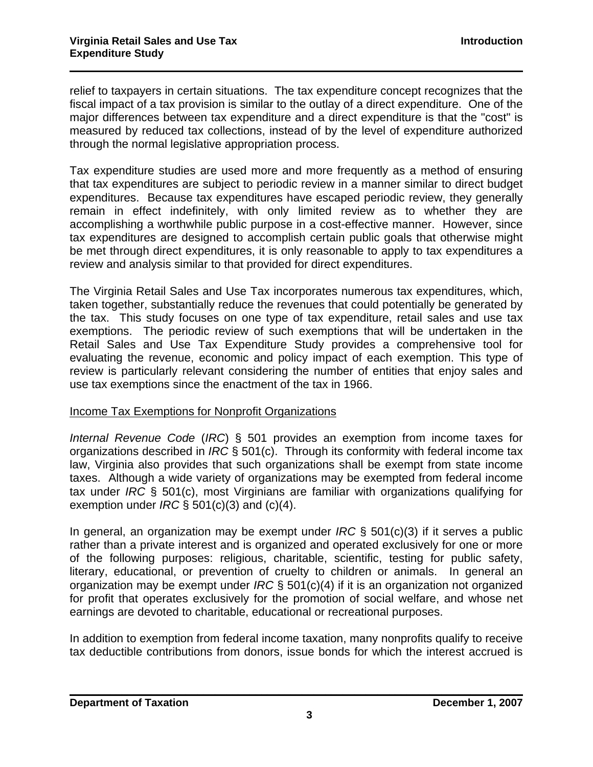relief to taxpayers in certain situations. The tax expenditure concept recognizes that the fiscal impact of a tax provision is similar to the outlay of a direct expenditure. One of the major differences between tax expenditure and a direct expenditure is that the "cost" is measured by reduced tax collections, instead of by the level of expenditure authorized through the normal legislative appropriation process.

Tax expenditure studies are used more and more frequently as a method of ensuring that tax expenditures are subject to periodic review in a manner similar to direct budget expenditures. Because tax expenditures have escaped periodic review, they generally remain in effect indefinitely, with only limited review as to whether they are accomplishing a worthwhile public purpose in a cost-effective manner. However, since tax expenditures are designed to accomplish certain public goals that otherwise might be met through direct expenditures, it is only reasonable to apply to tax expenditures a review and analysis similar to that provided for direct expenditures.

The Virginia Retail Sales and Use Tax incorporates numerous tax expenditures, which, taken together, substantially reduce the revenues that could potentially be generated by the tax. This study focuses on one type of tax expenditure, retail sales and use tax exemptions. The periodic review of such exemptions that will be undertaken in the Retail Sales and Use Tax Expenditure Study provides a comprehensive tool for evaluating the revenue, economic and policy impact of each exemption. This type of review is particularly relevant considering the number of entities that enjoy sales and use tax exemptions since the enactment of the tax in 1966.

<u>Income Tax Exemptions for Nonprofit Organizations</u>

*Internal Revenue Code* (*IRC*) § 501 provides an exemption from income taxes for organizations described in *IRC* § 501(c). Through its conformity with federal income tax law, Virginia also provides that such organizations shall be exempt from state income taxes. Although a wide variety of organizations may be exempted from federal income tax under *IRC* § 501(c), most Virginians are familiar with organizations qualifying for exemption under *IRC* § 501(c)(3) and (c)(4).

In general, an organization may be exempt under *IRC* § 501(c)(3) if it serves a public rather than a private interest and is organized and operated exclusively for one or more of the following purposes: religious, charitable, scientific, testing for public safety, literary, educational, or prevention of cruelty to children or animals. In general an organization may be exempt under *IRC* § 501(c)(4) if it is an organization not organized for profit that operates exclusively for the promotion of social welfare, and whose net earnings are devoted to charitable, educational or recreational purposes.

In addition to exemption from federal income taxation, many nonprofits qualify to receive tax deductible contributions from donors, issue bonds for which the interest accrued is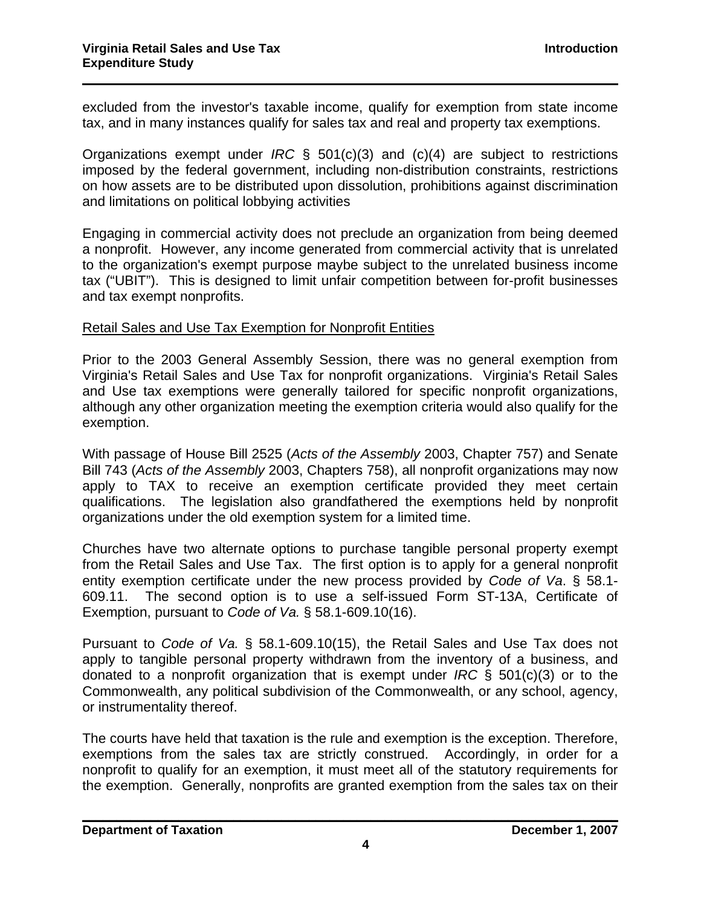excluded from the investor's taxable income, qualify for exemption from state income tax, and in many instances qualify for sales tax and real and property tax exemptions.

Organizations exempt under *IRC* § 501(c)(3) and (c)(4) are subject to restrictions imposed by the federal government, including non-distribution constraints, restrictions on how assets are to be distributed upon dissolution, prohibitions against discrimination and limitations on political lobbying activities

Engaging in commercial activity does not preclude an organization from being deemed a nonprofit. However, any income generated from commercial activity that is unrelated to the organization's exempt purpose maybe subject to the unrelated business income tax ("UBIT"). This is designed to limit unfair competition between for-profit businesses and tax exempt nonprofits.

<u>Retail Sales and Use Tax Exemption for Nonprofit Entities</u>

Prior to the 2003 General Assembly Session, there was no general exemption from Virginia's Retail Sales and Use Tax for nonprofit organizations. Virginia's Retail Sales and Use tax exemptions were generally tailored for specific nonprofit organizations, although any other organization meeting the exemption criteria would also qualify for the exemption.

With passage of House Bill 2525 (*Acts of the Assembly* 2003, Chapter 757) and Senate Bill 743 (*Acts of the Assembly* 2003, Chapters 758), all nonprofit organizations may now apply to TAX to receive an exemption certificate provided they meet certain qualifications. The legislation also grandfathered the exemptions held by nonprofit organizations under the old exemption system for a limited time.

Churches have two alternate options to purchase tangible personal property exempt from the Retail Sales and Use Tax. The first option is to apply for a general nonprofit entity exemption certificate under the new process provided by *Code of Va*. § 58.1-609.11. The second option is to use a self-issued Form ST-13A, Certificate of Exemption, pursuant to *Code of Va.* § 58.1-609.10(16).

Pursuant to *Code of Va.* § 58.1-609.10(15), the Retail Sales and Use Tax does not apply to tangible personal property withdrawn from the inventory of a business, and donated to a nonprofit organization that is exempt under *IRC* § 501(c)(3) or to the Commonwealth, any political subdivision of the Commonwealth, or any school, agency, or instrumentality thereof.

The courts have held that taxation is the rule and exemption is the exception. Therefore, exemptions from the sales tax are strictly construed. Accordingly, in order for a nonprofit to qualify for an exemption, it must meet all of the statutory requirements for the exemption. Generally, nonprofits are granted exemption from the sales tax on their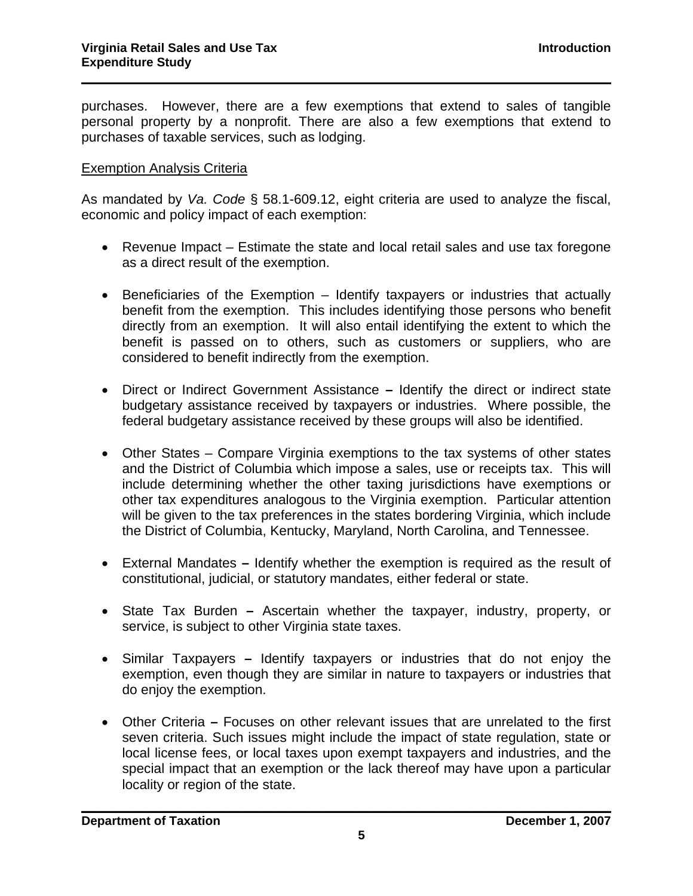purchases. However, there are a few exemptions that extend to sales of tangible personal property by a nonprofit. There are also a few exemptions that extend to purchases of taxable services, such as lodging.

Exemption Analysis Criteria

As mandated by *Va. Code* § 58.1-609.12, eight criteria are used to analyze the fiscal, economic and policy impact of each exemption:

- Revenue Impact – Estimate the state and local retail sales and use tax foregone as a direct result of the exemption.
- Beneficiaries of the Exemption – Identify taxpayers or industries that actually benefit from the exemption. This includes identifying those persons who benefit directly from an exemption. It will also entail identifying the extent to which the benefit is passed on to others, such as customers or suppliers, who are considered to benefit indirectly from the exemption.
- Direct or Indirect Government Assistance **–** Identify the direct or indirect state budgetary assistance received by taxpayers or industries. Where possible, the federal budgetary assistance received by these groups will also be identified.
- Other States – Compare Virginia exemptions to the tax systems of other states and the District of Columbia which impose a sales, use or receipts tax. This will include determining whether the other taxing jurisdictions have exemptions or other tax expenditures analogous to the Virginia exemption. Particular attention will be given to the tax preferences in the states bordering Virginia, which include the District of Columbia, Kentucky, Maryland, North Carolina, and Tennessee.
- External Mandates **–** Identify whether the exemption is required as the result of constitutional, judicial, or statutory mandates, either federal or state.
- State Tax Burden **–** Ascertain whether the taxpayer, industry, property, or service, is subject to other Virginia state taxes.
- Similar Taxpayers **–** Identify taxpayers or industries that do not enjoy the exemption, even though they are similar in nature to taxpayers or industries that do enjoy the exemption.
- Other Criteria **–** Focuses on other relevant issues that are unrelated to the first seven criteria. Such issues might include the impact of state regulation, state or local license fees, or local taxes upon exempt taxpayers and industries, and the special impact that an exemption or the lack thereof may have upon a particular locality or region of the state.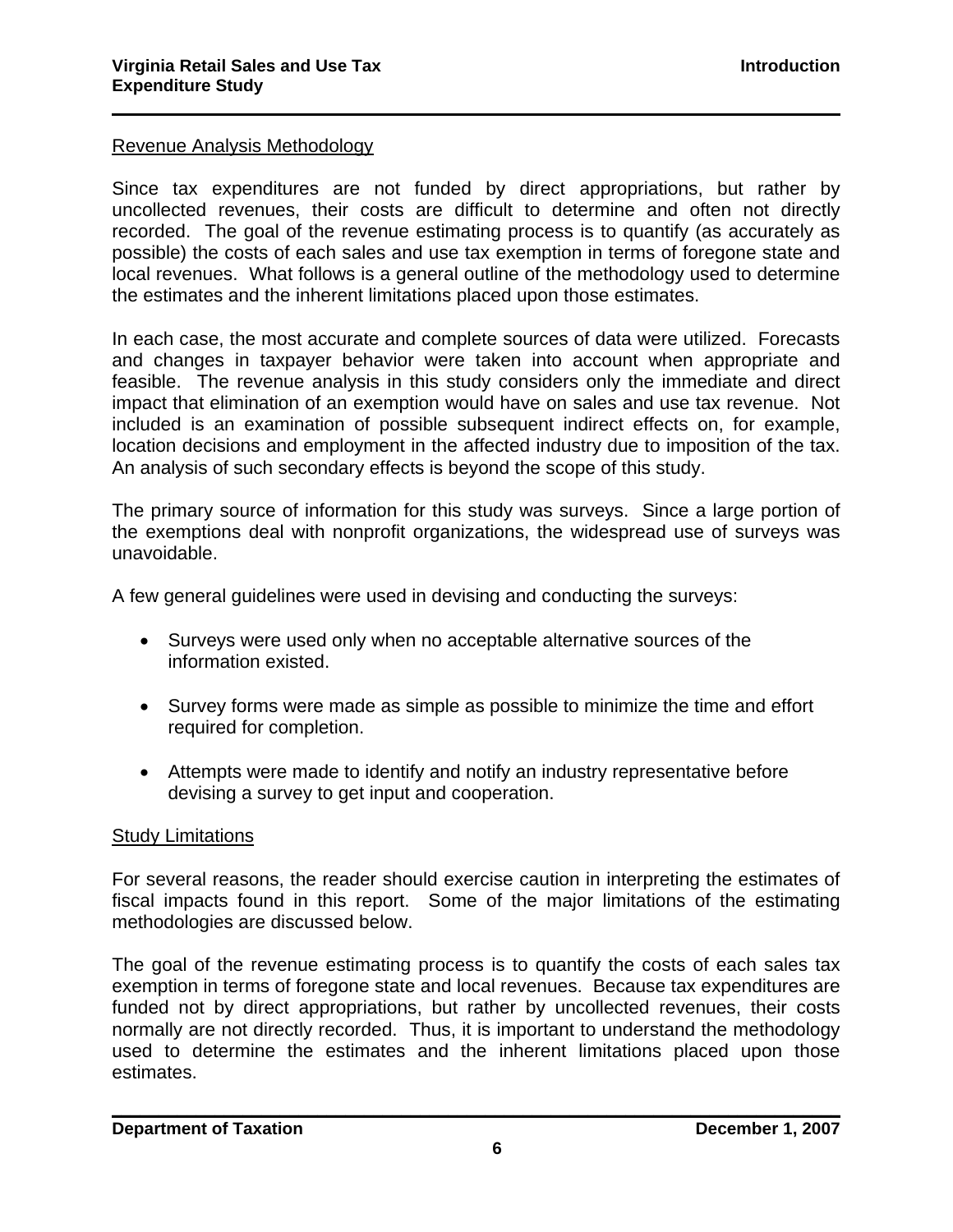## Revenue Analysis Methodology

Since tax expenditures are not funded by direct appropriations, but rather by uncollected revenues, their costs are difficult to determine and often not directly recorded. The goal of the revenue estimating process is to quantify (as accurately as possible) the costs of each sales and use tax exemption in terms of foregone state and local revenues. What follows is a general outline of the methodology used to determine the estimates and the inherent limitations placed upon those estimates.

In each case, the most accurate and complete sources of data were utilized. Forecasts and changes in taxpayer behavior were taken into account when appropriate and feasible. The revenue analysis in this study considers only the immediate and direct impact that elimination of an exemption would have on sales and use tax revenue. Not included is an examination of possible subsequent indirect effects on, for example, location decisions and employment in the affected industry due to imposition of the tax. An analysis of such secondary effects is beyond the scope of this study.

The primary source of information for this study was surveys. Since a large portion of the exemptions deal with nonprofit organizations, the widespread use of surveys was unavoidable.

A few general guidelines were used in devising and conducting the surveys:

- Surveys were used only when no acceptable alternative sources of the information existed.
- Survey forms were made as simple as possible to minimize the time and effort required for completion.
- Attempts were made to identify and notify an industry representative before devising a survey to get input and cooperation.

## Study Limitations

For several reasons, the reader should exercise caution in interpreting the estimates of fiscal impacts found in this report. Some of the major limitations of the estimating methodologies are discussed below.

The goal of the revenue estimating process is to quantify the costs of each sales tax exemption in terms of foregone state and local revenues. Because tax expenditures are funded not by direct appropriations, but rather by uncollected revenues, their costs normally are not directly recorded. Thus, it is important to understand the methodology used to determine the estimates and the inherent limitations placed upon those estimates.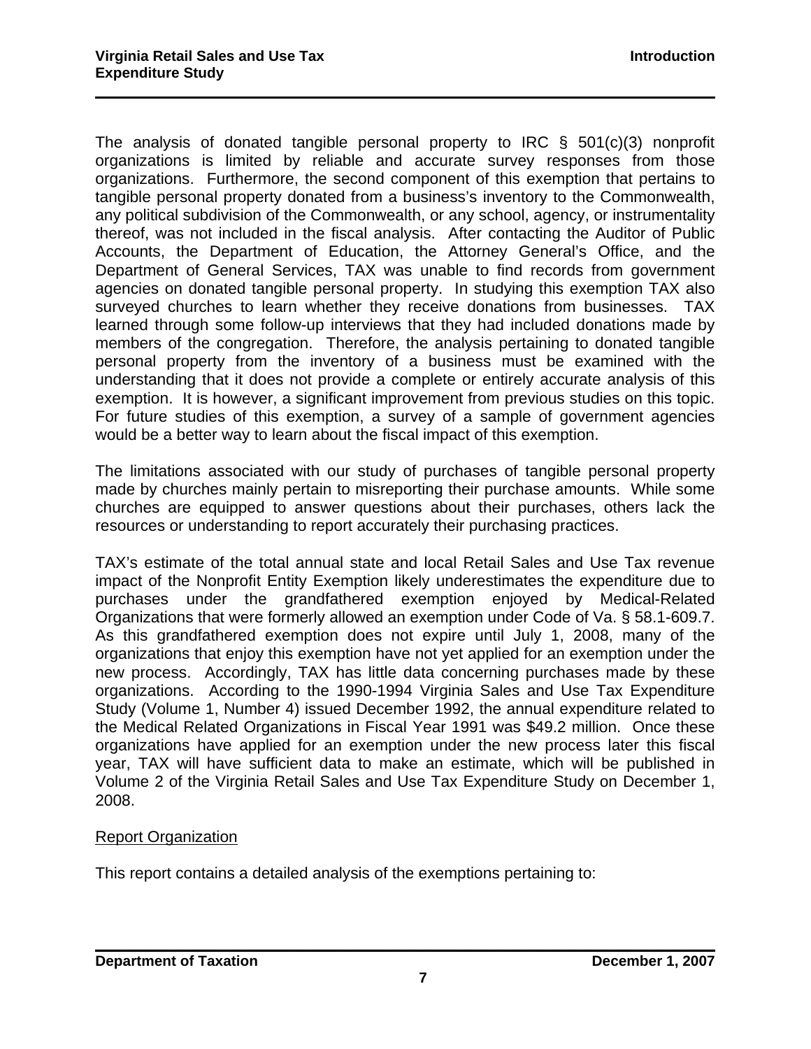The analysis of donated tangible personal property to IRC § 501(c)(3) nonprofit organizations is limited by reliable and accurate survey responses from those organizations. Furthermore, the second component of this exemption that pertains to tangible personal property donated from a business's inventory to the Commonwealth, any political subdivision of the Commonwealth, or any school, agency, or instrumentality thereof, was not included in the fiscal analysis. After contacting the Auditor of Public Accounts, the Department of Education, the Attorney General's Office, and the Department of General Services, TAX was unable to find records from government agencies on donated tangible personal property. In studying this exemption TAX also surveyed churches to learn whether they receive donations from businesses. TAX learned through some follow-up interviews that they had included donations made by members of the congregation. Therefore, the analysis pertaining to donated tangible personal property from the inventory of a business must be examined with the understanding that it does not provide a complete or entirely accurate analysis of this exemption. It is however, a significant improvement from previous studies on this topic. For future studies of this exemption, a survey of a sample of government agencies would be a better way to learn about the fiscal impact of this exemption.

The limitations associated with our study of purchases of tangible personal property made by churches mainly pertain to misreporting their purchase amounts. While some churches are equipped to answer questions about their purchases, others lack the resources or understanding to report accurately their purchasing practices.

TAX's estimate of the total annual state and local Retail Sales and Use Tax revenue impact of the Nonprofit Entity Exemption likely underestimates the expenditure due to purchases under the grandfathered exemption enjoyed by Medical-Related Organizations that were formerly allowed an exemption under Code of Va. § 58.1-609.7. As this grandfathered exemption does not expire until July 1, 2008, many of the organizations that enjoy this exemption have not yet applied for an exemption under the new process. Accordingly, TAX has little data concerning purchases made by these organizations. According to the 1990-1994 Virginia Sales and Use Tax Expenditure Study (Volume 1, Number 4) issued December 1992, the annual expenditure related to the Medical Related Organizations in Fiscal Year 1991 was $49.2 million. Once these organizations have applied for an exemption under the new process later this fiscal year, TAX will have sufficient data to make an estimate, which will be published in Volume 2 of the Virginia Retail Sales and Use Tax Expenditure Study on December 1, 2008.

## Report Organization

This report contains a detailed analysis of the exemptions pertaining to: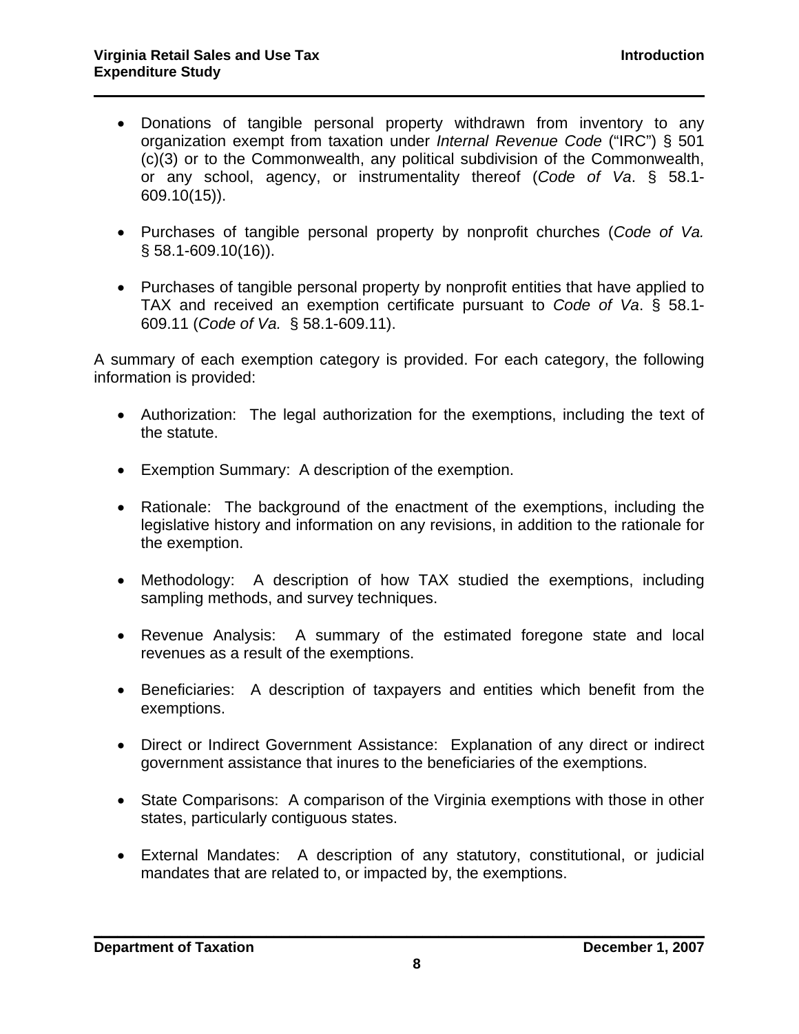- Donations of tangible personal property withdrawn from inventory to any organization exempt from taxation under *Internal Revenue Code* ("IRC") § 501 (c)(3) or to the Commonwealth, any political subdivision of the Commonwealth, or any school, agency, or instrumentality thereof (*Code of Va*. § 58.1-609.10(15)).

- Purchases of tangible personal property by nonprofit churches (*Code of Va.* § 58.1-609.10(16)).

- Purchases of tangible personal property by nonprofit entities that have applied to TAX and received an exemption certificate pursuant to *Code of Va*. § 58.1-609.11 (*Code of Va.* § 58.1-609.11).

A summary of each exemption category is provided. For each category, the following information is provided:

- Authorization: The legal authorization for the exemptions, including the text of the statute.

- Exemption Summary: A description of the exemption.

- Rationale: The background of the enactment of the exemptions, including the legislative history and information on any revisions, in addition to the rationale for the exemption.

- Methodology: A description of how TAX studied the exemptions, including sampling methods, and survey techniques.

- Revenue Analysis: A summary of the estimated foregone state and local revenues as a result of the exemptions.

- Beneficiaries: A description of taxpayers and entities which benefit from the exemptions.

- Direct or Indirect Government Assistance: Explanation of any direct or indirect government assistance that inures to the beneficiaries of the exemptions.

- State Comparisons: A comparison of the Virginia exemptions with those in other states, particularly contiguous states.

- External Mandates: A description of any statutory, constitutional, or judicial mandates that are related to, or impacted by, the exemptions.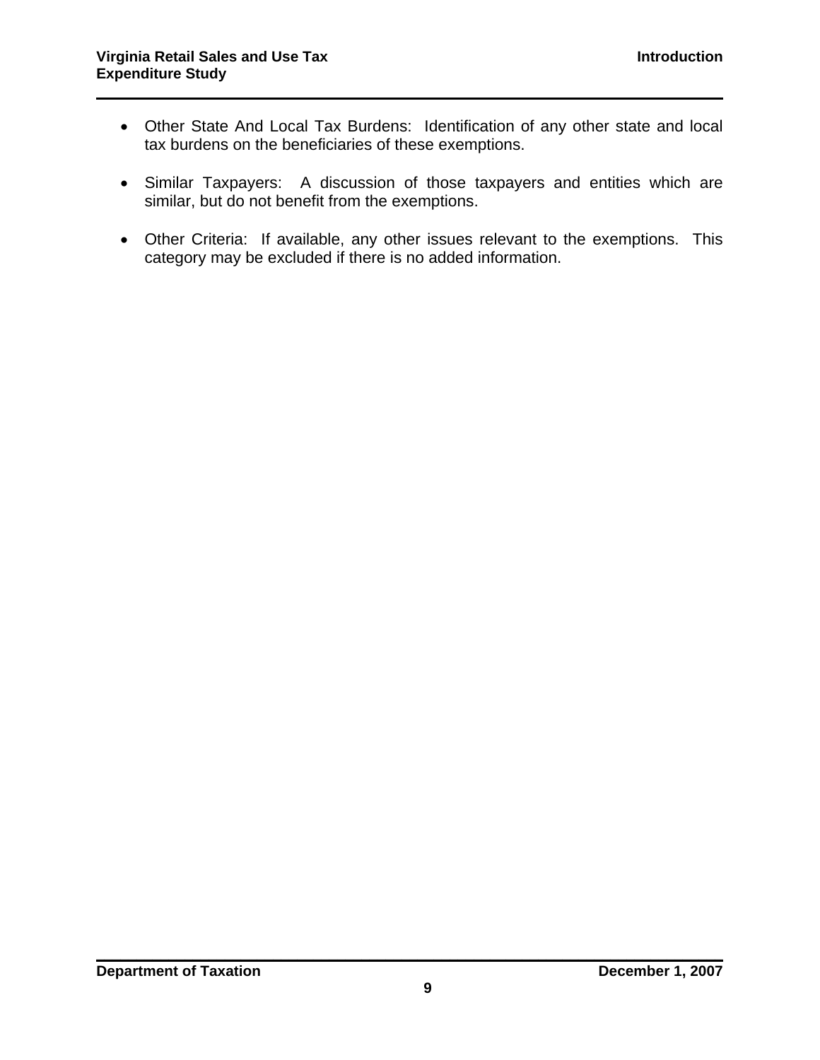- Other State And Local Tax Burdens: Identification of any other state and local tax burdens on the beneficiaries of these exemptions.

- Similar Taxpayers: A discussion of those taxpayers and entities which are similar, but do not benefit from the exemptions.

- Other Criteria: If available, any other issues relevant to the exemptions. This category may be excluded if there is no added information.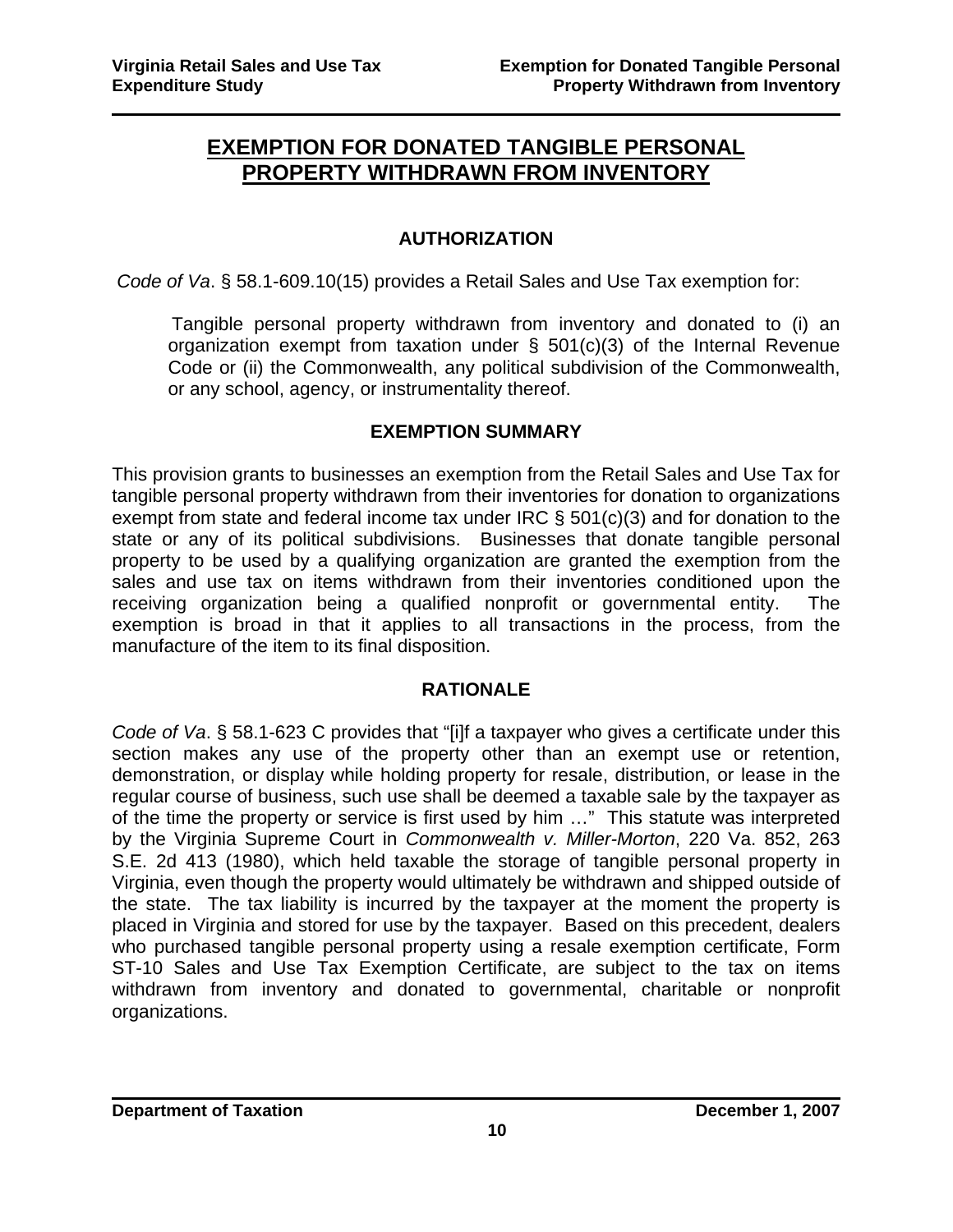# EXEMPTION FOR DONATED TANGIBLE PERSONAL PROPERTY WITHDRAWN FROM INVENTORY

## AUTHORIZATION

*Code of Va*. § 58.1-609.10(15) provides a Retail Sales and Use Tax exemption for:

> Tangible personal property withdrawn from inventory and donated to (i) an organization exempt from taxation under § 501(c)(3) of the Internal Revenue Code or (ii) the Commonwealth, any political subdivision of the Commonwealth, or any school, agency, or instrumentality thereof.

## EXEMPTION SUMMARY

This provision grants to businesses an exemption from the Retail Sales and Use Tax for tangible personal property withdrawn from their inventories for donation to organizations exempt from state and federal income tax under IRC § 501(c)(3) and for donation to the state or any of its political subdivisions. Businesses that donate tangible personal property to be used by a qualifying organization are granted the exemption from the sales and use tax on items withdrawn from their inventories conditioned upon the receiving organization being a qualified nonprofit or governmental entity. The exemption is broad in that it applies to all transactions in the process, from the manufacture of the item to its final disposition.

## RATIONALE

*Code of Va*. § 58.1-623 C provides that "[i]f a taxpayer who gives a certificate under this section makes any use of the property other than an exempt use or retention, demonstration, or display while holding property for resale, distribution, or lease in the regular course of business, such use shall be deemed a taxable sale by the taxpayer as of the time the property or service is first used by him …" This statute was interpreted by the Virginia Supreme Court in *Commonwealth v. Miller-Morton*, 220 Va. 852, 263 S.E. 2d 413 (1980), which held taxable the storage of tangible personal property in Virginia, even though the property would ultimately be withdrawn and shipped outside of the state. The tax liability is incurred by the taxpayer at the moment the property is placed in Virginia and stored for use by the taxpayer. Based on this precedent, dealers who purchased tangible personal property using a resale exemption certificate, Form ST-10 Sales and Use Tax Exemption Certificate, are subject to the tax on items withdrawn from inventory and donated to governmental, charitable or nonprofit organizations.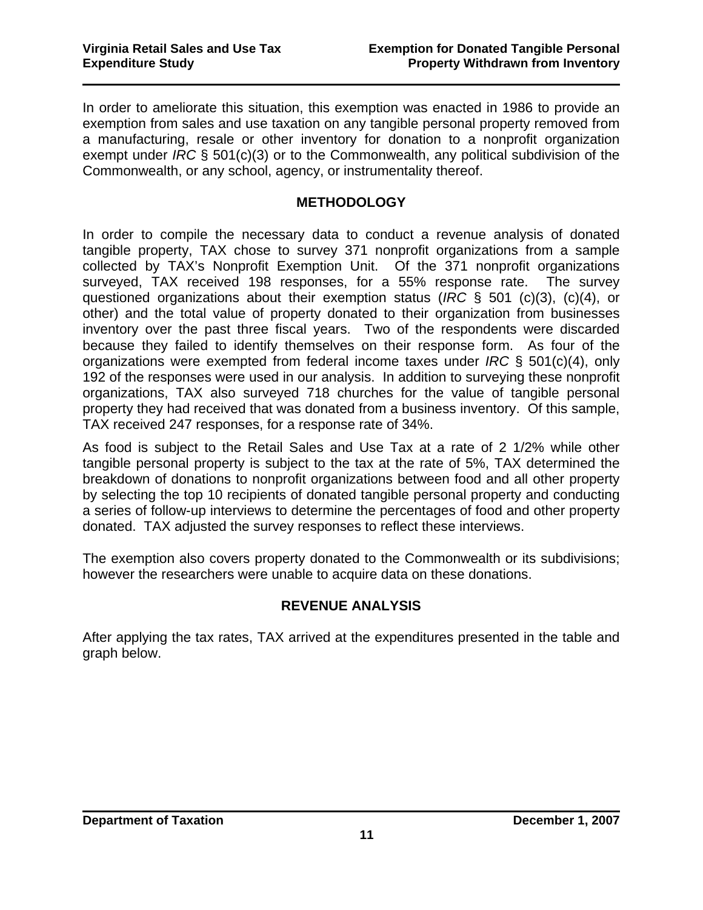In order to ameliorate this situation, this exemption was enacted in 1986 to provide an exemption from sales and use taxation on any tangible personal property removed from a manufacturing, resale or other inventory for donation to a nonprofit organization exempt under *IRC* § 501(c)(3) or to the Commonwealth, any political subdivision of the Commonwealth, or any school, agency, or instrumentality thereof.

## METHODOLOGY

In order to compile the necessary data to conduct a revenue analysis of donated tangible property, TAX chose to survey 371 nonprofit organizations from a sample collected by TAX's Nonprofit Exemption Unit. Of the 371 nonprofit organizations surveyed, TAX received 198 responses, for a 55% response rate. The survey questioned organizations about their exemption status (*IRC* § 501 (c)(3), (c)(4), or other) and the total value of property donated to their organization from businesses inventory over the past three fiscal years. Two of the respondents were discarded because they failed to identify themselves on their response form. As four of the organizations were exempted from federal income taxes under *IRC* § 501(c)(4), only 192 of the responses were used in our analysis. In addition to surveying these nonprofit organizations, TAX also surveyed 718 churches for the value of tangible personal property they had received that was donated from a business inventory. Of this sample, TAX received 247 responses, for a response rate of 34%.

As food is subject to the Retail Sales and Use Tax at a rate of 2 1/2% while other tangible personal property is subject to the tax at the rate of 5%, TAX determined the breakdown of donations to nonprofit organizations between food and all other property by selecting the top 10 recipients of donated tangible personal property and conducting a series of follow-up interviews to determine the percentages of food and other property donated. TAX adjusted the survey responses to reflect these interviews.

The exemption also covers property donated to the Commonwealth or its subdivisions; however the researchers were unable to acquire data on these donations.

## REVENUE ANALYSIS

After applying the tax rates, TAX arrived at the expenditures presented in the table and graph below.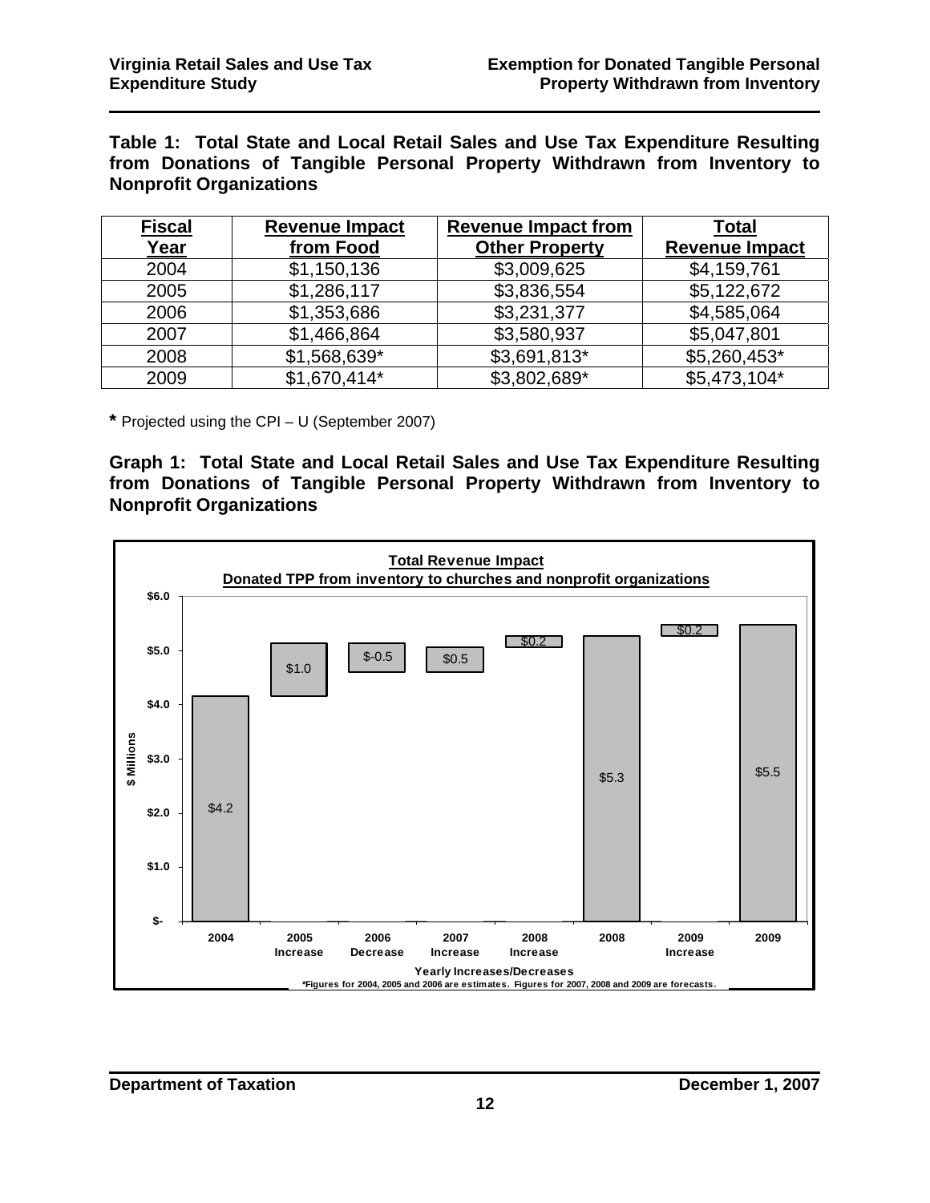**Table 1: Total State and Local Retail Sales and Use Tax Expenditure Resulting from Donations of Tangible Personal Property Withdrawn from Inventory to Nonprofit Organizations**

| Fiscal Year | Revenue Impact from Food | Revenue Impact from Other Property | Total Revenue Impact |
|---|---|---|---|
| 2004 | $1,150,136 | $3,009,625 | $4,159,761 |
| 2005 | $1,286,117 | $3,836,554 | $5,122,672 |
| 2006 | $1,353,686 | $3,231,377 | $4,585,064 |
| 2007 | $1,466,864 | $3,580,937 | $5,047,801 |
| 2008 | $1,568,639* | $3,691,813* | $5,260,453* |
| 2009 | $1,670,414* | $3,802,689* | $5,473,104* |

**\*** Projected using the CPI – U (September 2007)

**Graph 1: Total State and Local Retail Sales and Use Tax Expenditure Resulting from Donations of Tangible Personal Property Withdrawn from Inventory to Nonprofit Organizations**

**Total Revenue Impact**
**Donated TPP from inventory to churches and nonprofit organizations**

| Yearly Increases/Decreases | $ Millions |
|---|---|
| 2004 | $4.2 |
| 2005 Increase | $1.0 |
| 2006 Decrease | $-0.5 |
| 2007 Increase | $0.5 |
| 2008 Increase | $0.2 |
| 2008 | $5.3 |
| 2009 Increase | $0.2 |
| 2009 | $5.5 |

*Figures for 2004, 2005 and 2006 are estimates. Figures for 2007, 2008 and 2009 are forecasts.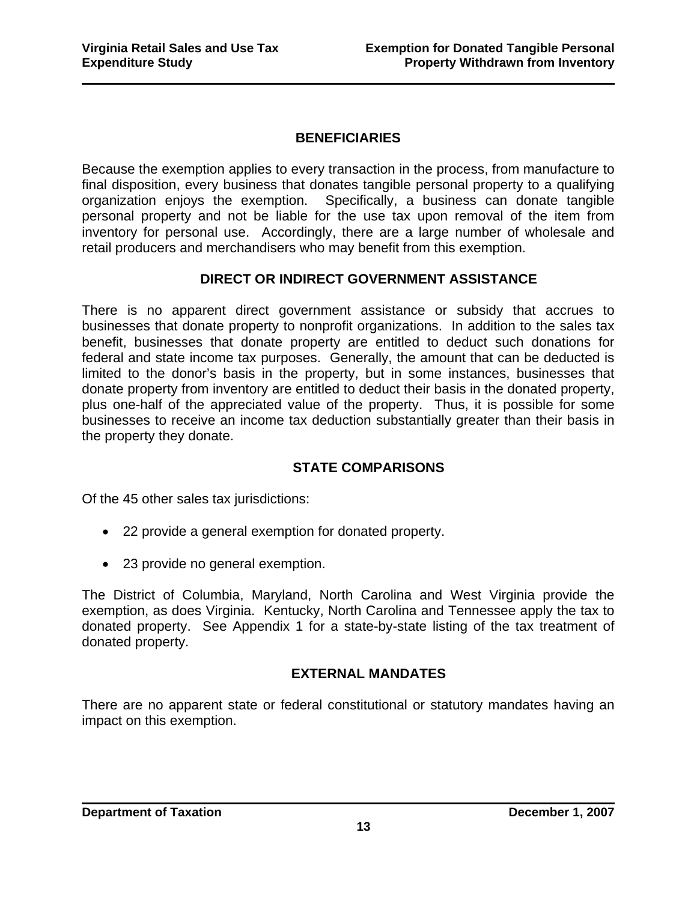## BENEFICIARIES

Because the exemption applies to every transaction in the process, from manufacture to final disposition, every business that donates tangible personal property to a qualifying organization enjoys the exemption. Specifically, a business can donate tangible personal property and not be liable for the use tax upon removal of the item from inventory for personal use. Accordingly, there are a large number of wholesale and retail producers and merchandisers who may benefit from this exemption.

## DIRECT OR INDIRECT GOVERNMENT ASSISTANCE

There is no apparent direct government assistance or subsidy that accrues to businesses that donate property to nonprofit organizations. In addition to the sales tax benefit, businesses that donate property are entitled to deduct such donations for federal and state income tax purposes. Generally, the amount that can be deducted is limited to the donor's basis in the property, but in some instances, businesses that donate property from inventory are entitled to deduct their basis in the donated property, plus one-half of the appreciated value of the property. Thus, it is possible for some businesses to receive an income tax deduction substantially greater than their basis in the property they donate.

## STATE COMPARISONS

Of the 45 other sales tax jurisdictions:

- 22 provide a general exemption for donated property.
- 23 provide no general exemption.

The District of Columbia, Maryland, North Carolina and West Virginia provide the exemption, as does Virginia. Kentucky, North Carolina and Tennessee apply the tax to donated property. See Appendix 1 for a state-by-state listing of the tax treatment of donated property.

## EXTERNAL MANDATES

There are no apparent state or federal constitutional or statutory mandates having an impact on this exemption.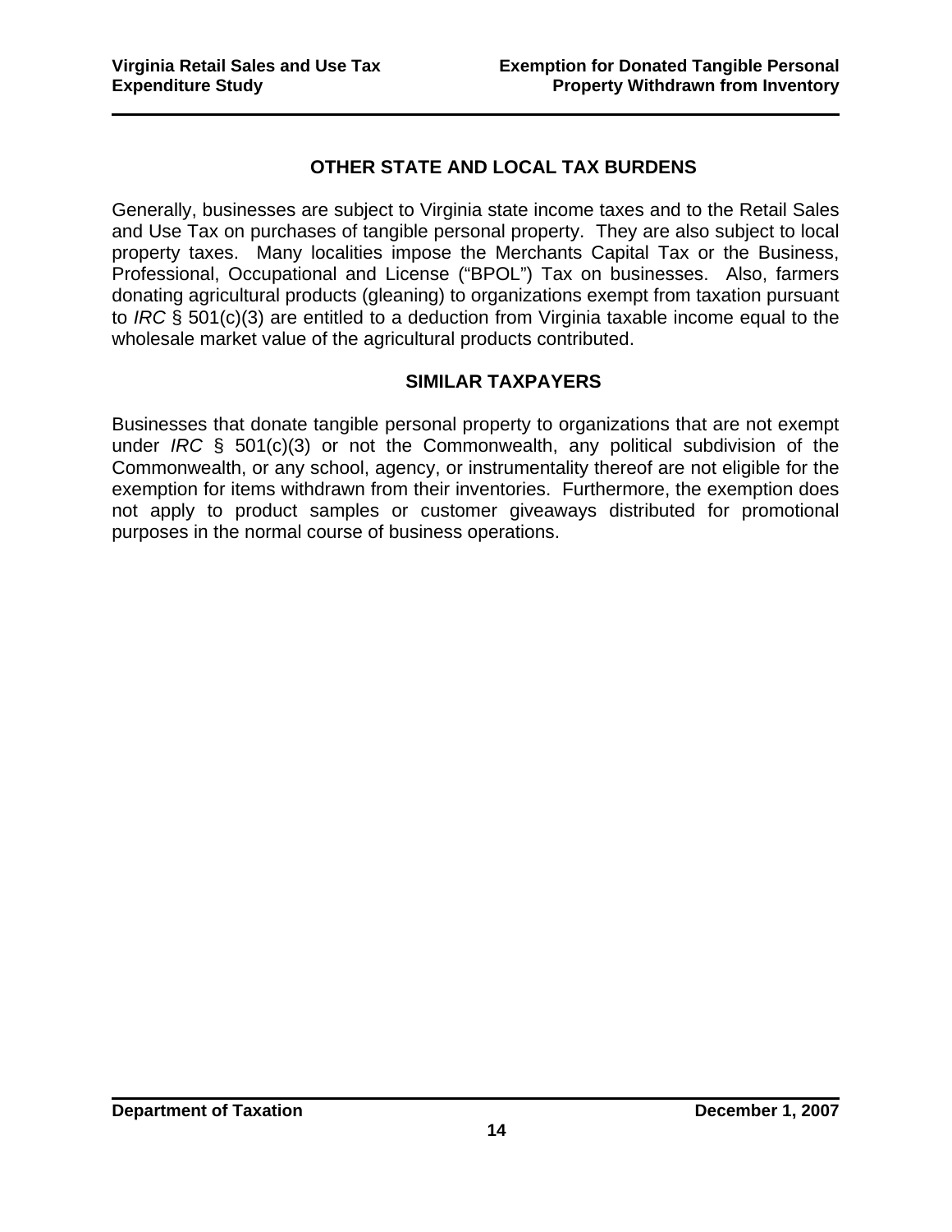## OTHER STATE AND LOCAL TAX BURDENS

Generally, businesses are subject to Virginia state income taxes and to the Retail Sales and Use Tax on purchases of tangible personal property. They are also subject to local property taxes. Many localities impose the Merchants Capital Tax or the Business, Professional, Occupational and License ("BPOL") Tax on businesses. Also, farmers donating agricultural products (gleaning) to organizations exempt from taxation pursuant to *IRC* § 501(c)(3) are entitled to a deduction from Virginia taxable income equal to the wholesale market value of the agricultural products contributed.

## SIMILAR TAXPAYERS

Businesses that donate tangible personal property to organizations that are not exempt under *IRC* § 501(c)(3) or not the Commonwealth, any political subdivision of the Commonwealth, or any school, agency, or instrumentality thereof are not eligible for the exemption for items withdrawn from their inventories. Furthermore, the exemption does not apply to product samples or customer giveaways distributed for promotional purposes in the normal course of business operations.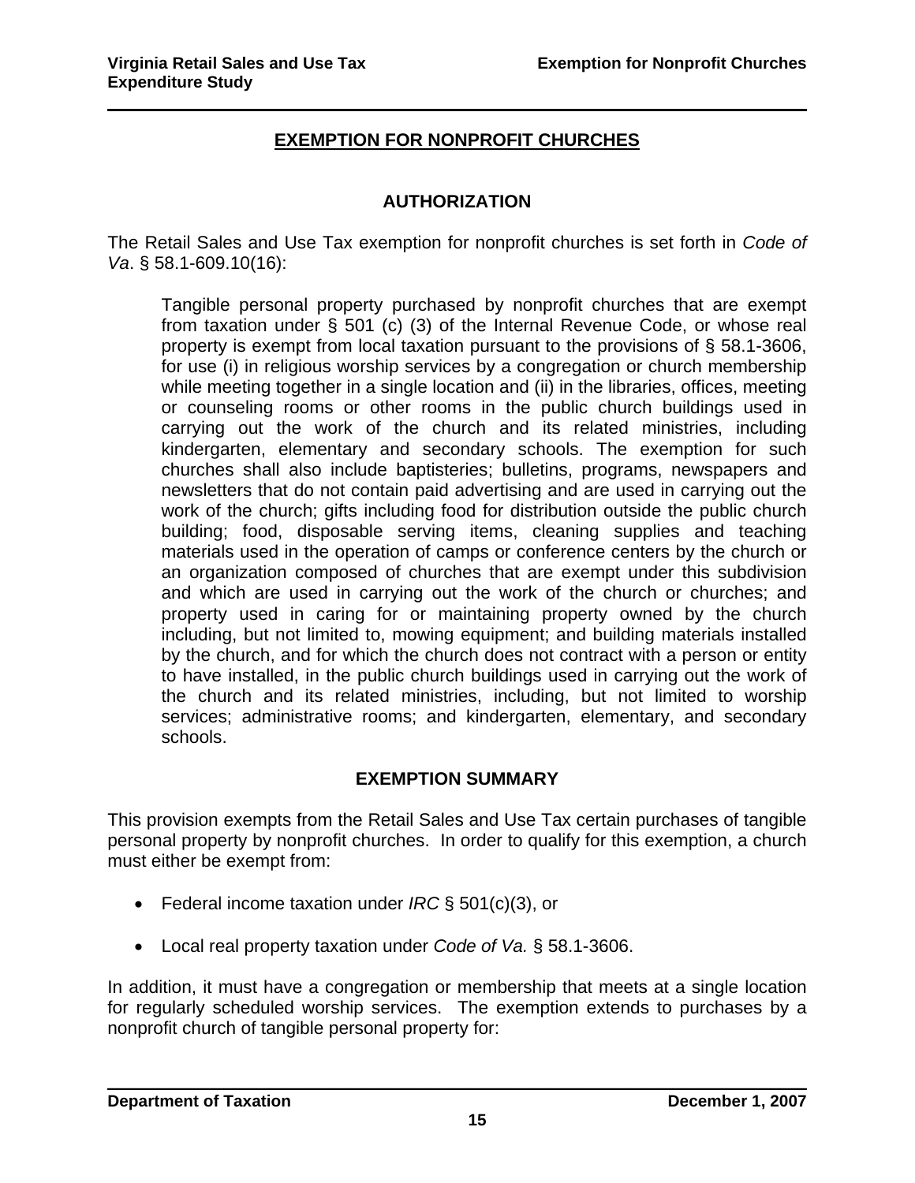## EXEMPTION FOR NONPROFIT CHURCHES

### AUTHORIZATION

The Retail Sales and Use Tax exemption for nonprofit churches is set forth in *Code of Va*. § 58.1-609.10(16):

> Tangible personal property purchased by nonprofit churches that are exempt from taxation under § 501 (c) (3) of the Internal Revenue Code, or whose real property is exempt from local taxation pursuant to the provisions of § 58.1-3606, for use (i) in religious worship services by a congregation or church membership while meeting together in a single location and (ii) in the libraries, offices, meeting or counseling rooms or other rooms in the public church buildings used in carrying out the work of the church and its related ministries, including kindergarten, elementary and secondary schools. The exemption for such churches shall also include baptisteries; bulletins, programs, newspapers and newsletters that do not contain paid advertising and are used in carrying out the work of the church; gifts including food for distribution outside the public church building; food, disposable serving items, cleaning supplies and teaching materials used in the operation of camps or conference centers by the church or an organization composed of churches that are exempt under this subdivision and which are used in carrying out the work of the church or churches; and property used in caring for or maintaining property owned by the church including, but not limited to, mowing equipment; and building materials installed by the church, and for which the church does not contract with a person or entity to have installed, in the public church buildings used in carrying out the work of the church and its related ministries, including, but not limited to worship services; administrative rooms; and kindergarten, elementary, and secondary schools.

### EXEMPTION SUMMARY

This provision exempts from the Retail Sales and Use Tax certain purchases of tangible personal property by nonprofit churches. In order to qualify for this exemption, a church must either be exempt from:

- Federal income taxation under *IRC* § 501(c)(3), or
- Local real property taxation under *Code of Va.* § 58.1-3606.

In addition, it must have a congregation or membership that meets at a single location for regularly scheduled worship services. The exemption extends to purchases by a nonprofit church of tangible personal property for: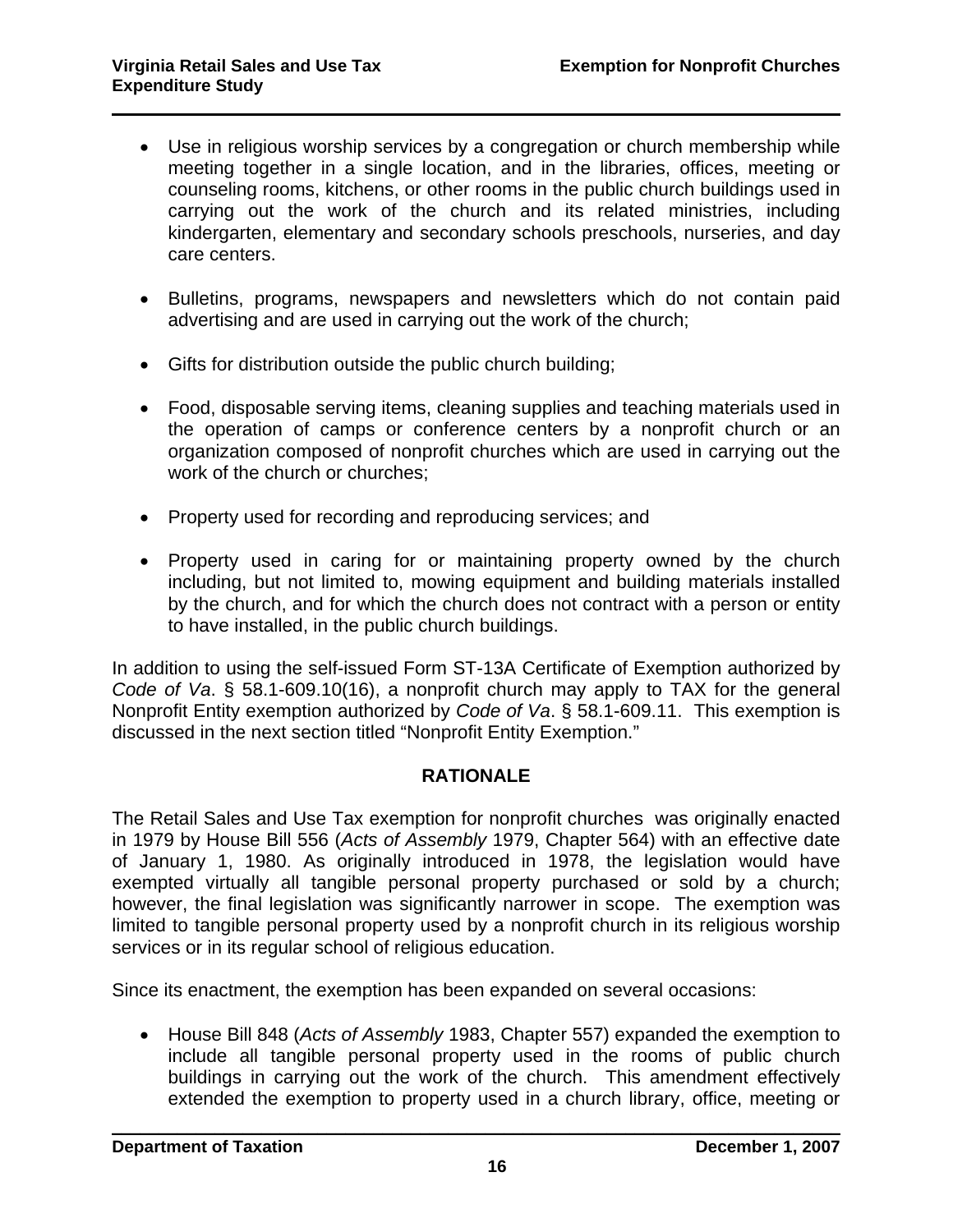- Use in religious worship services by a congregation or church membership while meeting together in a single location, and in the libraries, offices, meeting or counseling rooms, kitchens, or other rooms in the public church buildings used in carrying out the work of the church and its related ministries, including kindergarten, elementary and secondary schools preschools, nurseries, and day care centers.

- Bulletins, programs, newspapers and newsletters which do not contain paid advertising and are used in carrying out the work of the church;

- Gifts for distribution outside the public church building;

- Food, disposable serving items, cleaning supplies and teaching materials used in the operation of camps or conference centers by a nonprofit church or an organization composed of nonprofit churches which are used in carrying out the work of the church or churches;

- Property used for recording and reproducing services; and

- Property used in caring for or maintaining property owned by the church including, but not limited to, mowing equipment and building materials installed by the church, and for which the church does not contract with a person or entity to have installed, in the public church buildings.

In addition to using the self-issued Form ST-13A Certificate of Exemption authorized by *Code of Va*. § 58.1-609.10(16), a nonprofit church may apply to TAX for the general Nonprofit Entity exemption authorized by *Code of Va*. § 58.1-609.11. This exemption is discussed in the next section titled "Nonprofit Entity Exemption."

## RATIONALE

The Retail Sales and Use Tax exemption for nonprofit churches was originally enacted in 1979 by House Bill 556 (*Acts of Assembly* 1979, Chapter 564) with an effective date of January 1, 1980. As originally introduced in 1978, the legislation would have exempted virtually all tangible personal property purchased or sold by a church; however, the final legislation was significantly narrower in scope. The exemption was limited to tangible personal property used by a nonprofit church in its religious worship services or in its regular school of religious education.

Since its enactment, the exemption has been expanded on several occasions:

- House Bill 848 (*Acts of Assembly* 1983, Chapter 557) expanded the exemption to include all tangible personal property used in the rooms of public church buildings in carrying out the work of the church. This amendment effectively extended the exemption to property used in a church library, office, meeting or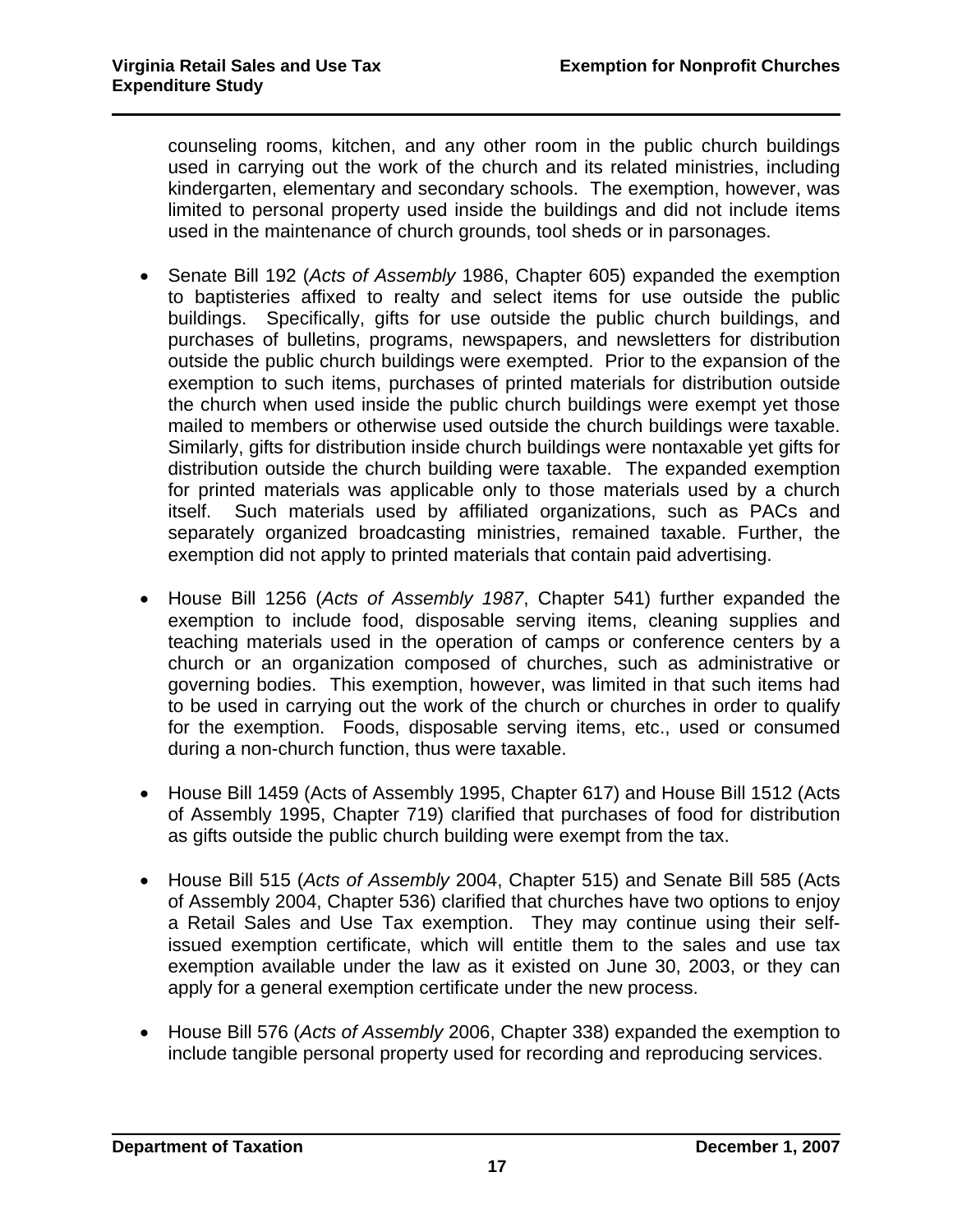counseling rooms, kitchen, and any other room in the public church buildings used in carrying out the work of the church and its related ministries, including kindergarten, elementary and secondary schools. The exemption, however, was limited to personal property used inside the buildings and did not include items used in the maintenance of church grounds, tool sheds or in parsonages.

- Senate Bill 192 (*Acts of Assembly* 1986, Chapter 605) expanded the exemption to baptisteries affixed to realty and select items for use outside the public buildings. Specifically, gifts for use outside the public church buildings, and purchases of bulletins, programs, newspapers, and newsletters for distribution outside the public church buildings were exempted. Prior to the expansion of the exemption to such items, purchases of printed materials for distribution outside the church when used inside the public church buildings were exempt yet those mailed to members or otherwise used outside the church buildings were taxable. Similarly, gifts for distribution inside church buildings were nontaxable yet gifts for distribution outside the church building were taxable. The expanded exemption for printed materials was applicable only to those materials used by a church itself. Such materials used by affiliated organizations, such as PACs and separately organized broadcasting ministries, remained taxable. Further, the exemption did not apply to printed materials that contain paid advertising.

- House Bill 1256 (*Acts of Assembly 1987*, Chapter 541) further expanded the exemption to include food, disposable serving items, cleaning supplies and teaching materials used in the operation of camps or conference centers by a church or an organization composed of churches, such as administrative or governing bodies. This exemption, however, was limited in that such items had to be used in carrying out the work of the church or churches in order to qualify for the exemption. Foods, disposable serving items, etc., used or consumed during a non-church function, thus were taxable.

- House Bill 1459 (Acts of Assembly 1995, Chapter 617) and House Bill 1512 (Acts of Assembly 1995, Chapter 719) clarified that purchases of food for distribution as gifts outside the public church building were exempt from the tax.

- House Bill 515 (*Acts of Assembly* 2004, Chapter 515) and Senate Bill 585 (Acts of Assembly 2004, Chapter 536) clarified that churches have two options to enjoy a Retail Sales and Use Tax exemption. They may continue using their self-issued exemption certificate, which will entitle them to the sales and use tax exemption available under the law as it existed on June 30, 2003, or they can apply for a general exemption certificate under the new process.

- House Bill 576 (*Acts of Assembly* 2006, Chapter 338) expanded the exemption to include tangible personal property used for recording and reproducing services.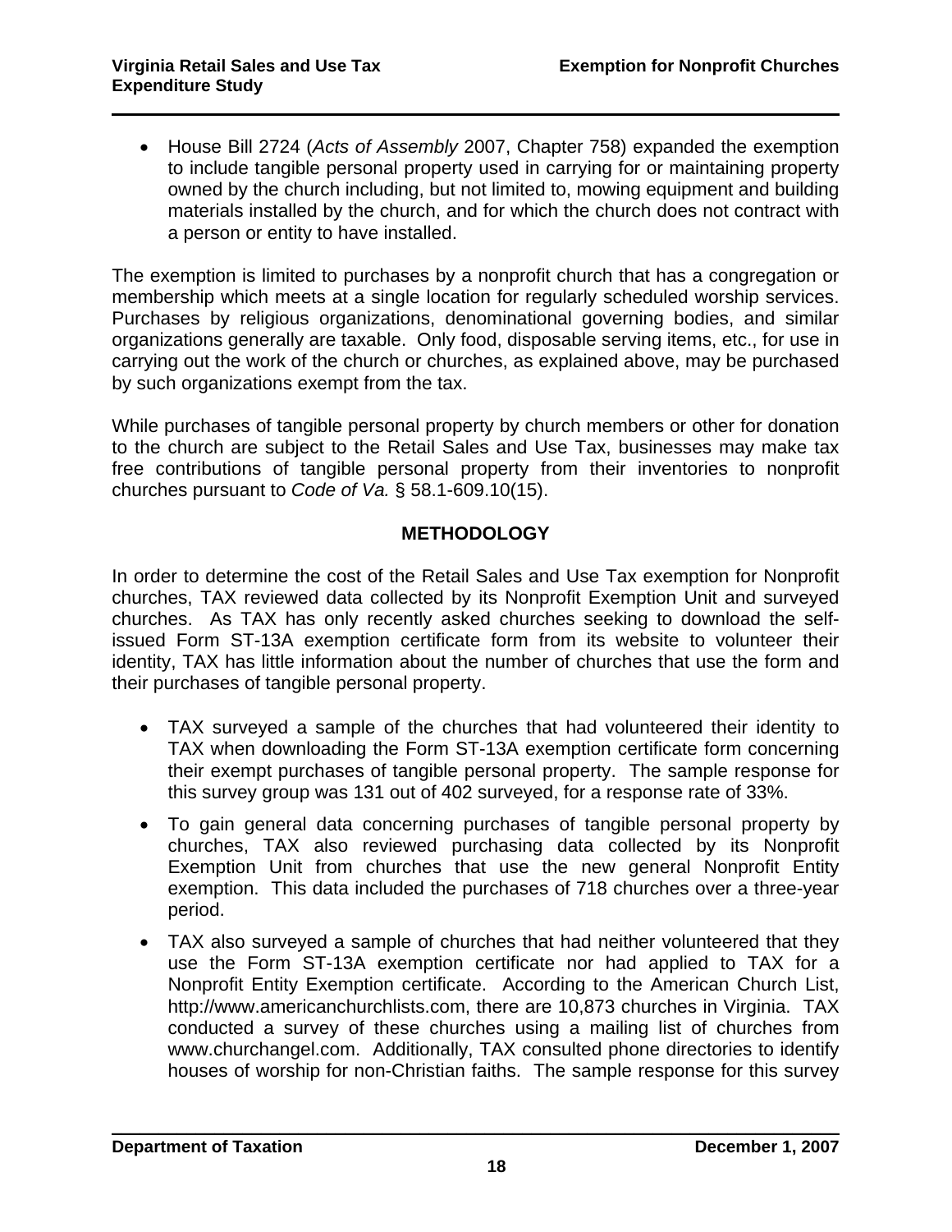- House Bill 2724 (*Acts of Assembly* 2007, Chapter 758) expanded the exemption to include tangible personal property used in carrying for or maintaining property owned by the church including, but not limited to, mowing equipment and building materials installed by the church, and for which the church does not contract with a person or entity to have installed.

The exemption is limited to purchases by a nonprofit church that has a congregation or membership which meets at a single location for regularly scheduled worship services. Purchases by religious organizations, denominational governing bodies, and similar organizations generally are taxable. Only food, disposable serving items, etc., for use in carrying out the work of the church or churches, as explained above, may be purchased by such organizations exempt from the tax.

While purchases of tangible personal property by church members or other for donation to the church are subject to the Retail Sales and Use Tax, businesses may make tax free contributions of tangible personal property from their inventories to nonprofit churches pursuant to *Code of Va.* § 58.1-609.10(15).

## METHODOLOGY

In order to determine the cost of the Retail Sales and Use Tax exemption for Nonprofit churches, TAX reviewed data collected by its Nonprofit Exemption Unit and surveyed churches. As TAX has only recently asked churches seeking to download the self-issued Form ST-13A exemption certificate form from its website to volunteer their identity, TAX has little information about the number of churches that use the form and their purchases of tangible personal property.

- TAX surveyed a sample of the churches that had volunteered their identity to TAX when downloading the Form ST-13A exemption certificate form concerning their exempt purchases of tangible personal property. The sample response for this survey group was 131 out of 402 surveyed, for a response rate of 33%.
- To gain general data concerning purchases of tangible personal property by churches, TAX also reviewed purchasing data collected by its Nonprofit Exemption Unit from churches that use the new general Nonprofit Entity exemption. This data included the purchases of 718 churches over a three-year period.
- TAX also surveyed a sample of churches that had neither volunteered that they use the Form ST-13A exemption certificate nor had applied to TAX for a Nonprofit Entity Exemption certificate. According to the American Church List, http://www.americanchurchlists.com, there are 10,873 churches in Virginia. TAX conducted a survey of these churches using a mailing list of churches from www.churchangel.com. Additionally, TAX consulted phone directories to identify houses of worship for non-Christian faiths. The sample response for this survey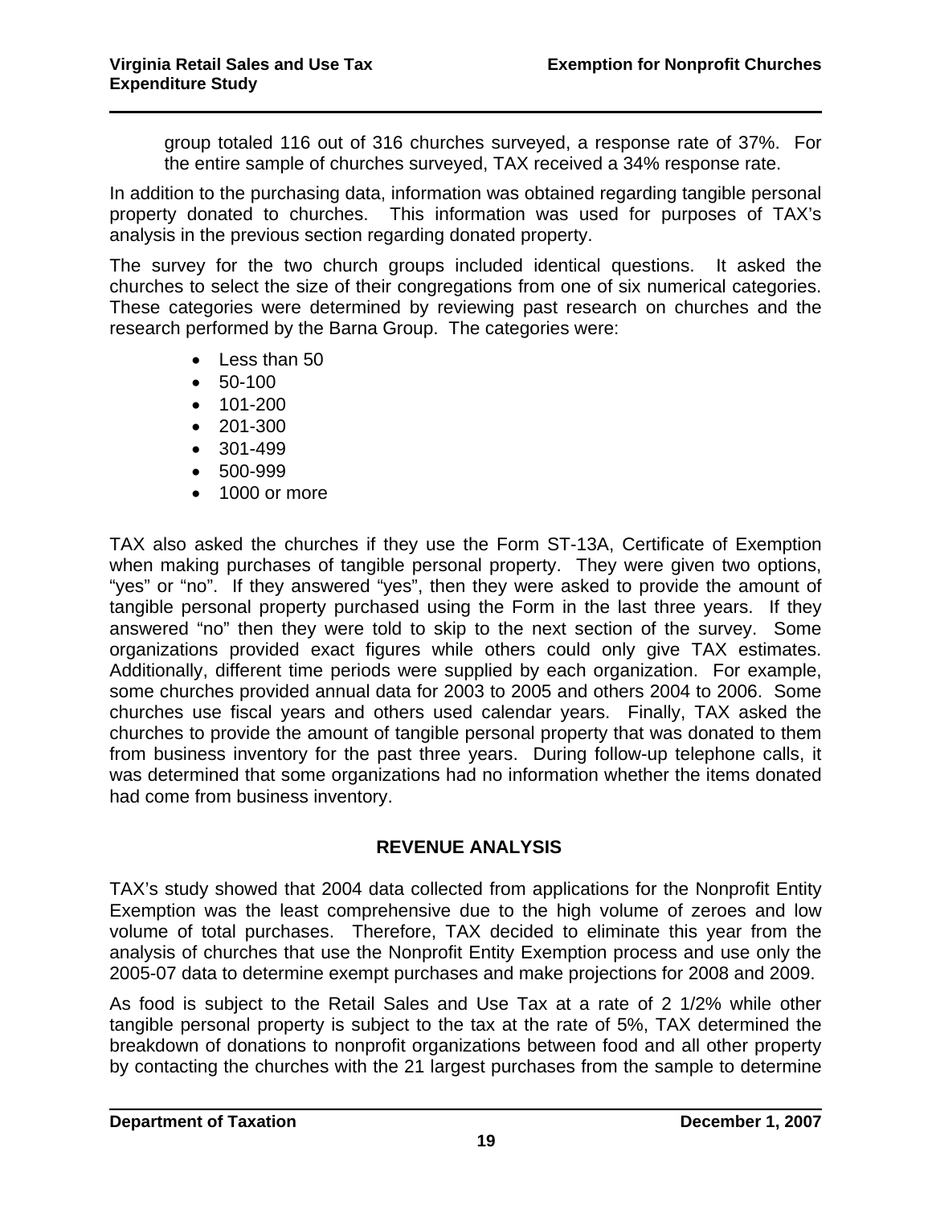group totaled 116 out of 316 churches surveyed, a response rate of 37%. For the entire sample of churches surveyed, TAX received a 34% response rate.

In addition to the purchasing data, information was obtained regarding tangible personal property donated to churches. This information was used for purposes of TAX's analysis in the previous section regarding donated property.

The survey for the two church groups included identical questions. It asked the churches to select the size of their congregations from one of six numerical categories. These categories were determined by reviewing past research on churches and the research performed by the Barna Group. The categories were:

- Less than 50
- 50-100
- 101-200
- 201-300
- 301-499
- 500-999
- 1000 or more

TAX also asked the churches if they use the Form ST-13A, Certificate of Exemption when making purchases of tangible personal property. They were given two options, "yes" or "no". If they answered "yes", then they were asked to provide the amount of tangible personal property purchased using the Form in the last three years. If they answered "no" then they were told to skip to the next section of the survey. Some organizations provided exact figures while others could only give TAX estimates. Additionally, different time periods were supplied by each organization. For example, some churches provided annual data for 2003 to 2005 and others 2004 to 2006. Some churches use fiscal years and others used calendar years. Finally, TAX asked the churches to provide the amount of tangible personal property that was donated to them from business inventory for the past three years. During follow-up telephone calls, it was determined that some organizations had no information whether the items donated had come from business inventory.

## REVENUE ANALYSIS

TAX's study showed that 2004 data collected from applications for the Nonprofit Entity Exemption was the least comprehensive due to the high volume of zeroes and low volume of total purchases. Therefore, TAX decided to eliminate this year from the analysis of churches that use the Nonprofit Entity Exemption process and use only the 2005-07 data to determine exempt purchases and make projections for 2008 and 2009.

As food is subject to the Retail Sales and Use Tax at a rate of 2 1/2% while other tangible personal property is subject to the tax at the rate of 5%, TAX determined the breakdown of donations to nonprofit organizations between food and all other property by contacting the churches with the 21 largest purchases from the sample to determine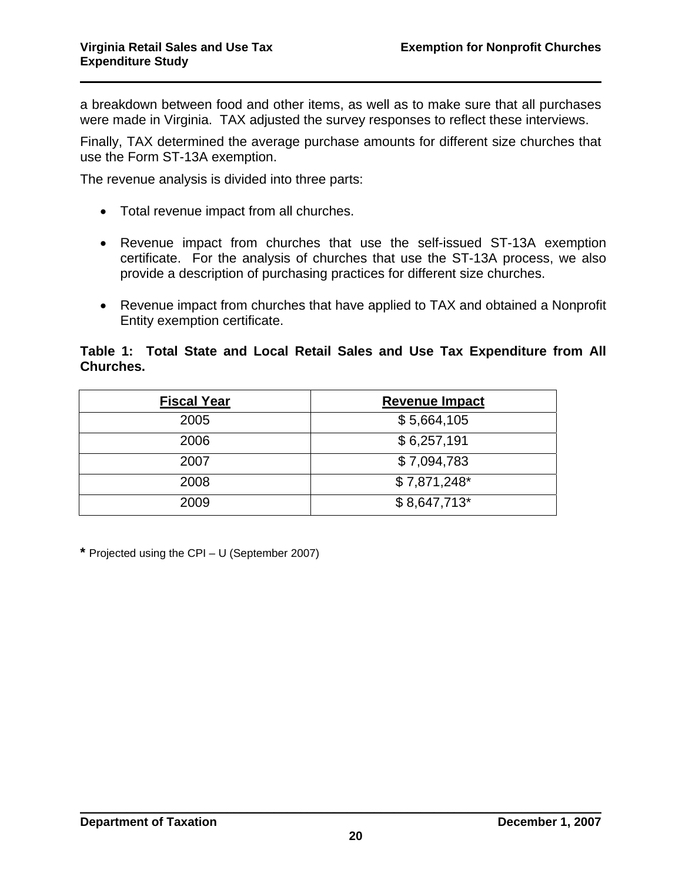a breakdown between food and other items, as well as to make sure that all purchases were made in Virginia. TAX adjusted the survey responses to reflect these interviews.

Finally, TAX determined the average purchase amounts for different size churches that use the Form ST-13A exemption.

The revenue analysis is divided into three parts:

- Total revenue impact from all churches.
- Revenue impact from churches that use the self-issued ST-13A exemption certificate. For the analysis of churches that use the ST-13A process, we also provide a description of purchasing practices for different size churches.
- Revenue impact from churches that have applied to TAX and obtained a Nonprofit Entity exemption certificate.

**Table 1: Total State and Local Retail Sales and Use Tax Expenditure from All Churches.**

| Fiscal Year | Revenue Impact |
|---|---|
| 2005 | $ 5,664,105 |
| 2006 | $ 6,257,191 |
| 2007 | $ 7,094,783 |
| 2008 | $ 7,871,248* |
| 2009 | $ 8,647,713* |

* Projected using the CPI – U (September 2007)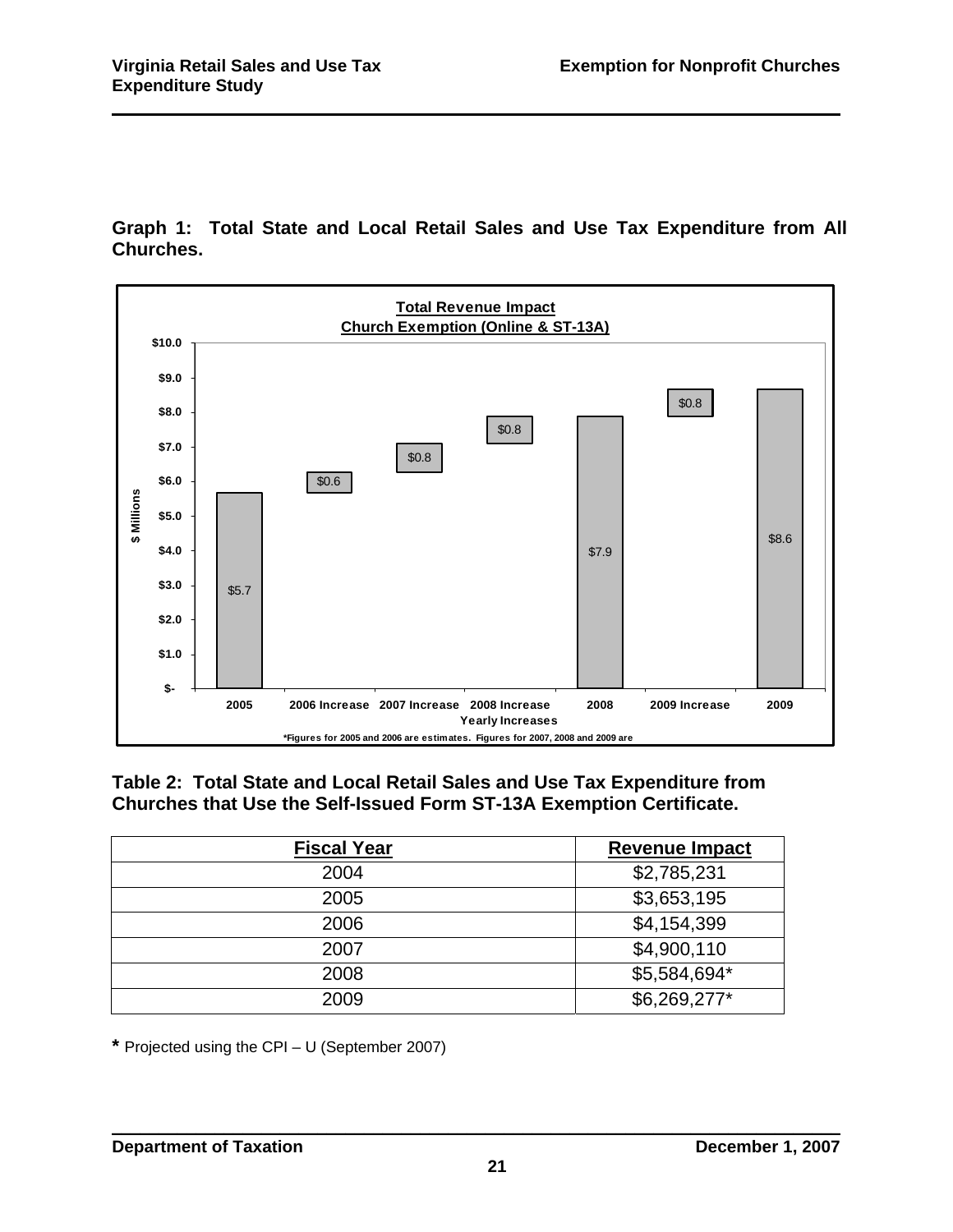**Graph 1: Total State and Local Retail Sales and Use Tax Expenditure from All Churches.**

**Total Revenue Impact**
**Church Exemption (Online & ST-13A)**

| Yearly Increases | $ Millions |
|---|---|
| 2005 | $5.7 |
| 2006 Increase | $0.6 |
| 2007 Increase | $0.8 |
| 2008 Increase | $0.8 |
| 2008 | $7.9 |
| 2009 Increase | $0.8 |
| 2009 | $8.6 |

*Figures for 2005 and 2006 are estimates. Figures for 2007, 2008 and 2009 are

**Table 2: Total State and Local Retail Sales and Use Tax Expenditure from Churches that Use the Self-Issued Form ST-13A Exemption Certificate.**

| Fiscal Year | Revenue Impact |
|---|---|
| 2004 | $2,785,231 |
| 2005 | $3,653,195 |
| 2006 | $4,154,399 |
| 2007 | $4,900,110 |
| 2008 | $5,584,694* |
| 2009 | $6,269,277* |

**\*** Projected using the CPI – U (September 2007)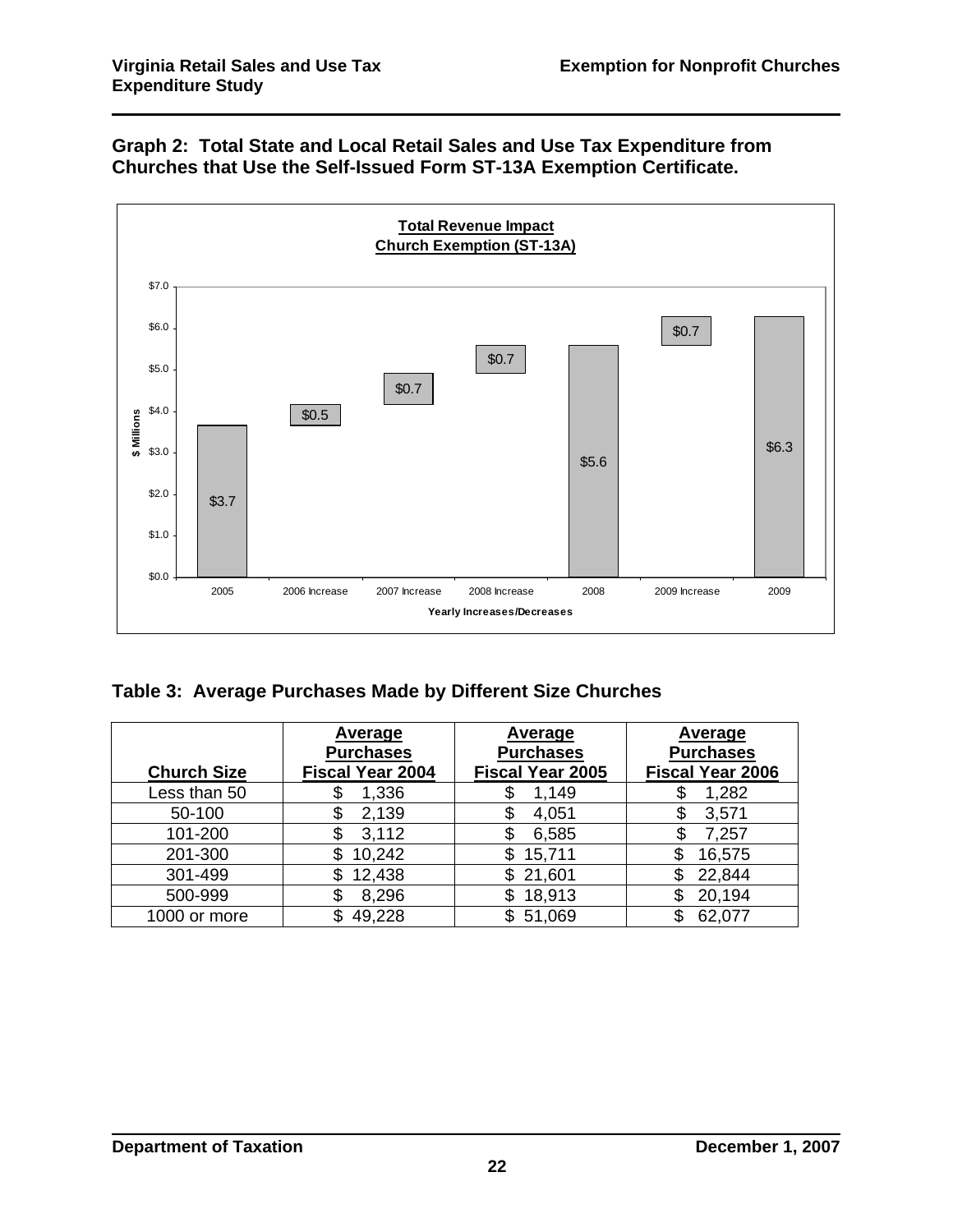**Graph 2: Total State and Local Retail Sales and Use Tax Expenditure from Churches that Use the Self-Issued Form ST-13A Exemption Certificate.**

**Total Revenue Impact**
**Church Exemption (ST-13A)**

| Yearly Increases/Decreases | $ Millions |
|---|---|
| 2005 | $3.7 |
| 2006 Increase | $0.5 |
| 2007 Increase | $0.7 |
| 2008 Increase | $0.7 |
| 2008 | $5.6 |
| 2009 Increase | $0.7 |
| 2009 | $6.3 |

**Table 3: Average Purchases Made by Different Size Churches**

| Church Size | Average Purchases Fiscal Year 2004 | Average Purchases Fiscal Year 2005 | Average Purchases Fiscal Year 2006 |
|---|---|---|---|
| Less than 50 | $ 1,336 | $ 1,149 | $ 1,282 |
| 50-100 | $ 2,139 | $ 4,051 | $ 3,571 |
| 101-200 | $ 3,112 | $ 6,585 | $ 7,257 |
| 201-300 | $ 10,242 | $ 15,711 | $ 16,575 |
| 301-499 | $ 12,438 | $ 21,601 | $ 22,844 |
| 500-999 | $ 8,296 | $ 18,913 | $ 20,194 |
| 1000 or more | $ 49,228 | $ 51,069 | $ 62,077 |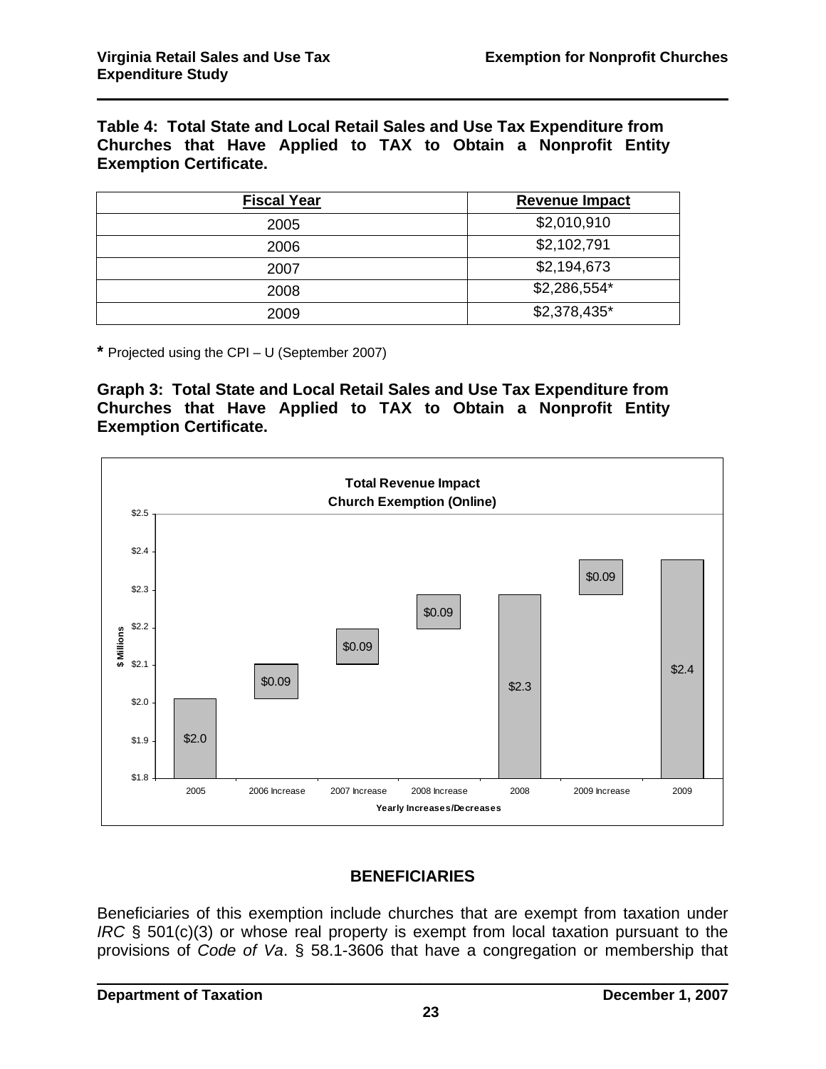**Table 4: Total State and Local Retail Sales and Use Tax Expenditure from Churches that Have Applied to TAX to Obtain a Nonprofit Entity Exemption Certificate.**

| Fiscal Year | Revenue Impact |
|---|---|
| 2005 | $2,010,910 |
| 2006 | $2,102,791 |
| 2007 | $2,194,673 |
| 2008 | $2,286,554* |
| 2009 | $2,378,435* |

**\*** Projected using the CPI – U (September 2007)

**Graph 3: Total State and Local Retail Sales and Use Tax Expenditure from Churches that Have Applied to TAX to Obtain a Nonprofit Entity Exemption Certificate.**

**Total Revenue Impact**
**Church Exemption (Online)**

| Yearly Increases/Decreases | $ Millions |
|---|---|
| 2005 | $2.0 |
| 2006 Increase | $0.09 |
| 2007 Increase | $0.09 |
| 2008 Increase | $0.09 |
| 2008 | $2.3 |
| 2009 Increase | $0.09 |
| 2009 | $2.4 |

## BENEFICIARIES

Beneficiaries of this exemption include churches that are exempt from taxation under *IRC* § 501(c)(3) or whose real property is exempt from local taxation pursuant to the provisions of *Code of Va*. § 58.1-3606 that have a congregation or membership that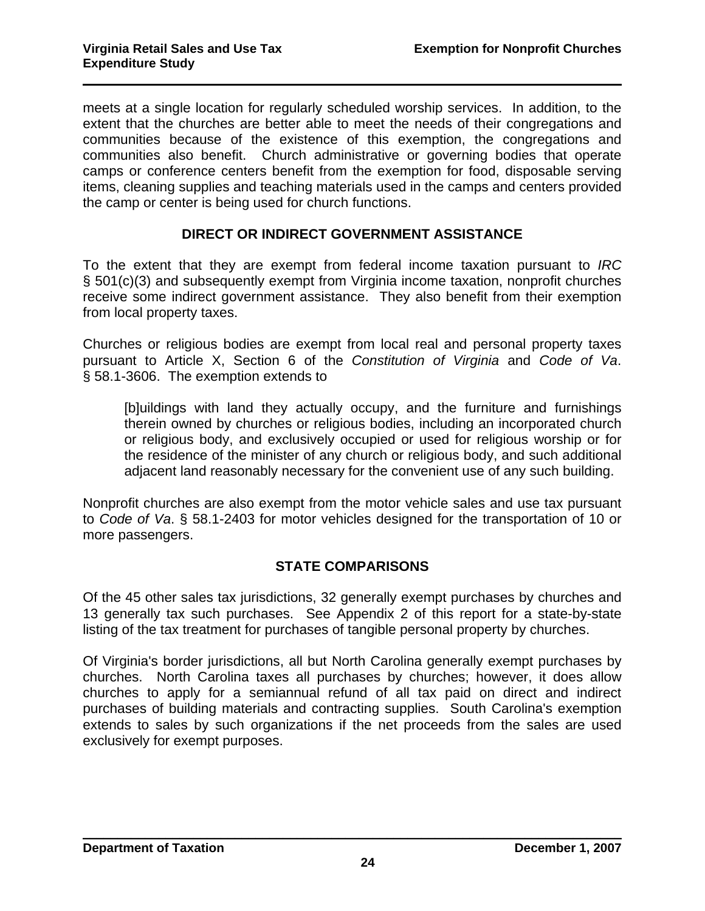meets at a single location for regularly scheduled worship services. In addition, to the extent that the churches are better able to meet the needs of their congregations and communities because of the existence of this exemption, the congregations and communities also benefit. Church administrative or governing bodies that operate camps or conference centers benefit from the exemption for food, disposable serving items, cleaning supplies and teaching materials used in the camps and centers provided the camp or center is being used for church functions.

## DIRECT OR INDIRECT GOVERNMENT ASSISTANCE

To the extent that they are exempt from federal income taxation pursuant to *IRC* § 501(c)(3) and subsequently exempt from Virginia income taxation, nonprofit churches receive some indirect government assistance. They also benefit from their exemption from local property taxes.

Churches or religious bodies are exempt from local real and personal property taxes pursuant to Article X, Section 6 of the *Constitution of Virginia* and *Code of Va*. § 58.1-3606. The exemption extends to

> [b]uildings with land they actually occupy, and the furniture and furnishings therein owned by churches or religious bodies, including an incorporated church or religious body, and exclusively occupied or used for religious worship or for the residence of the minister of any church or religious body, and such additional adjacent land reasonably necessary for the convenient use of any such building.

Nonprofit churches are also exempt from the motor vehicle sales and use tax pursuant to *Code of Va*. § 58.1-2403 for motor vehicles designed for the transportation of 10 or more passengers.

## STATE COMPARISONS

Of the 45 other sales tax jurisdictions, 32 generally exempt purchases by churches and 13 generally tax such purchases. See Appendix 2 of this report for a state-by-state listing of the tax treatment for purchases of tangible personal property by churches.

Of Virginia's border jurisdictions, all but North Carolina generally exempt purchases by churches. North Carolina taxes all purchases by churches; however, it does allow churches to apply for a semiannual refund of all tax paid on direct and indirect purchases of building materials and contracting supplies. South Carolina's exemption extends to sales by such organizations if the net proceeds from the sales are used exclusively for exempt purposes.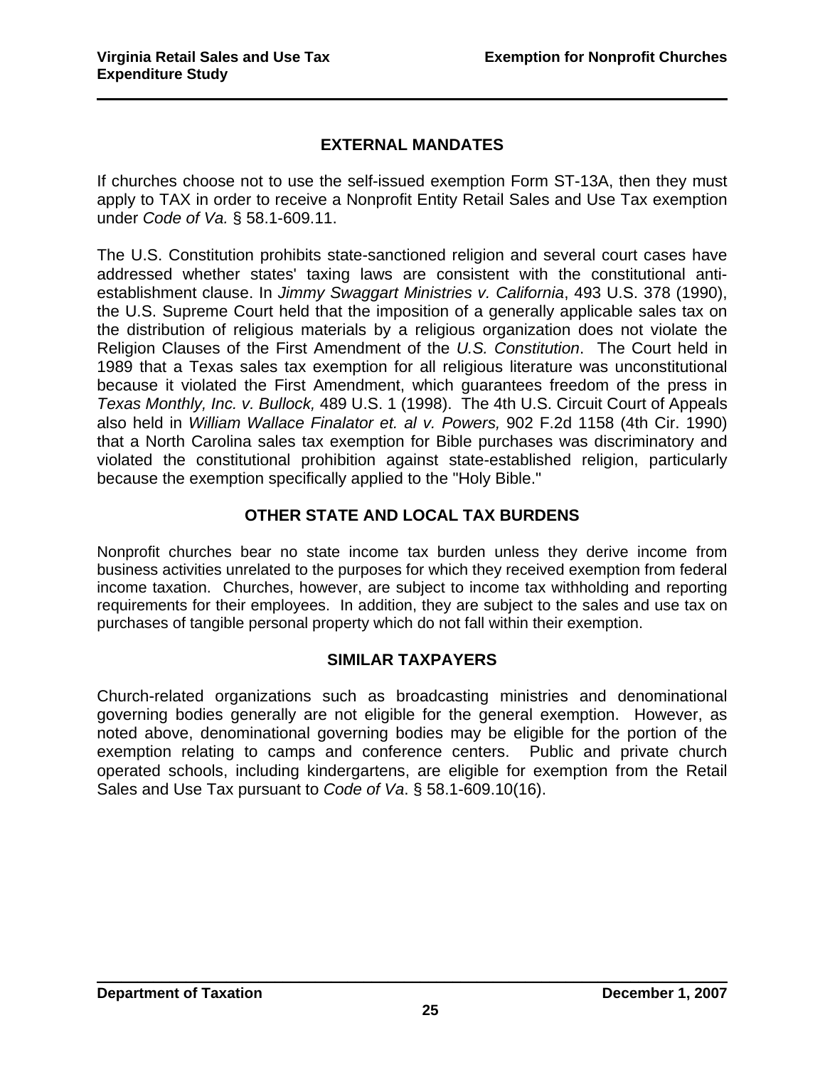## EXTERNAL MANDATES

If churches choose not to use the self-issued exemption Form ST-13A, then they must apply to TAX in order to receive a Nonprofit Entity Retail Sales and Use Tax exemption under *Code of Va.* § 58.1-609.11.

The U.S. Constitution prohibits state-sanctioned religion and several court cases have addressed whether states' taxing laws are consistent with the constitutional anti-establishment clause. In *Jimmy Swaggart Ministries v. California*, 493 U.S. 378 (1990), the U.S. Supreme Court held that the imposition of a generally applicable sales tax on the distribution of religious materials by a religious organization does not violate the Religion Clauses of the First Amendment of the *U.S. Constitution*. The Court held in 1989 that a Texas sales tax exemption for all religious literature was unconstitutional because it violated the First Amendment, which guarantees freedom of the press in *Texas Monthly, Inc. v. Bullock,* 489 U.S. 1 (1998). The 4th U.S. Circuit Court of Appeals also held in *William Wallace Finalator et. al v. Powers,* 902 F.2d 1158 (4th Cir. 1990) that a North Carolina sales tax exemption for Bible purchases was discriminatory and violated the constitutional prohibition against state-established religion, particularly because the exemption specifically applied to the "Holy Bible."

## OTHER STATE AND LOCAL TAX BURDENS

Nonprofit churches bear no state income tax burden unless they derive income from business activities unrelated to the purposes for which they received exemption from federal income taxation. Churches, however, are subject to income tax withholding and reporting requirements for their employees. In addition, they are subject to the sales and use tax on purchases of tangible personal property which do not fall within their exemption.

## SIMILAR TAXPAYERS

Church-related organizations such as broadcasting ministries and denominational governing bodies generally are not eligible for the general exemption. However, as noted above, denominational governing bodies may be eligible for the portion of the exemption relating to camps and conference centers. Public and private church operated schools, including kindergartens, are eligible for exemption from the Retail Sales and Use Tax pursuant to *Code of Va*. § 58.1-609.10(16).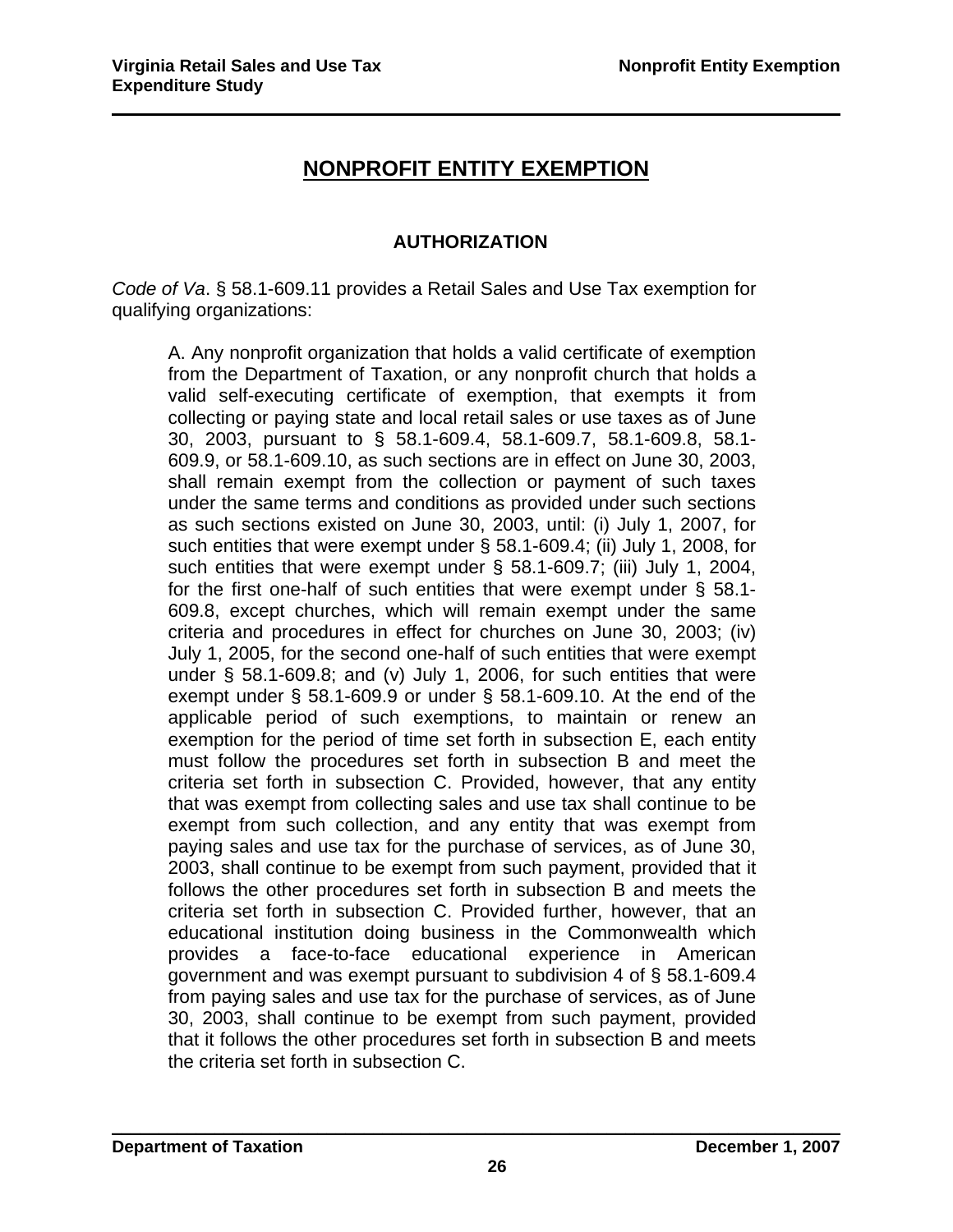# NONPROFIT ENTITY EXEMPTION

## AUTHORIZATION

*Code of Va*. § 58.1-609.11 provides a Retail Sales and Use Tax exemption for qualifying organizations:

> A. Any nonprofit organization that holds a valid certificate of exemption from the Department of Taxation, or any nonprofit church that holds a valid self-executing certificate of exemption, that exempts it from collecting or paying state and local retail sales or use taxes as of June 30, 2003, pursuant to § 58.1-609.4, 58.1-609.7, 58.1-609.8, 58.1-609.9, or 58.1-609.10, as such sections are in effect on June 30, 2003, shall remain exempt from the collection or payment of such taxes under the same terms and conditions as provided under such sections as such sections existed on June 30, 2003, until: (i) July 1, 2007, for such entities that were exempt under § 58.1-609.4; (ii) July 1, 2008, for such entities that were exempt under § 58.1-609.7; (iii) July 1, 2004, for the first one-half of such entities that were exempt under § 58.1-609.8, except churches, which will remain exempt under the same criteria and procedures in effect for churches on June 30, 2003; (iv) July 1, 2005, for the second one-half of such entities that were exempt under § 58.1-609.8; and (v) July 1, 2006, for such entities that were exempt under § 58.1-609.9 or under § 58.1-609.10. At the end of the applicable period of such exemptions, to maintain or renew an exemption for the period of time set forth in subsection E, each entity must follow the procedures set forth in subsection B and meet the criteria set forth in subsection C. Provided, however, that any entity that was exempt from collecting sales and use tax shall continue to be exempt from such collection, and any entity that was exempt from paying sales and use tax for the purchase of services, as of June 30, 2003, shall continue to be exempt from such payment, provided that it follows the other procedures set forth in subsection B and meets the criteria set forth in subsection C. Provided further, however, that an educational institution doing business in the Commonwealth which provides a face-to-face educational experience in American government and was exempt pursuant to subdivision 4 of § 58.1-609.4 from paying sales and use tax for the purchase of services, as of June 30, 2003, shall continue to be exempt from such payment, provided that it follows the other procedures set forth in subsection B and meets the criteria set forth in subsection C.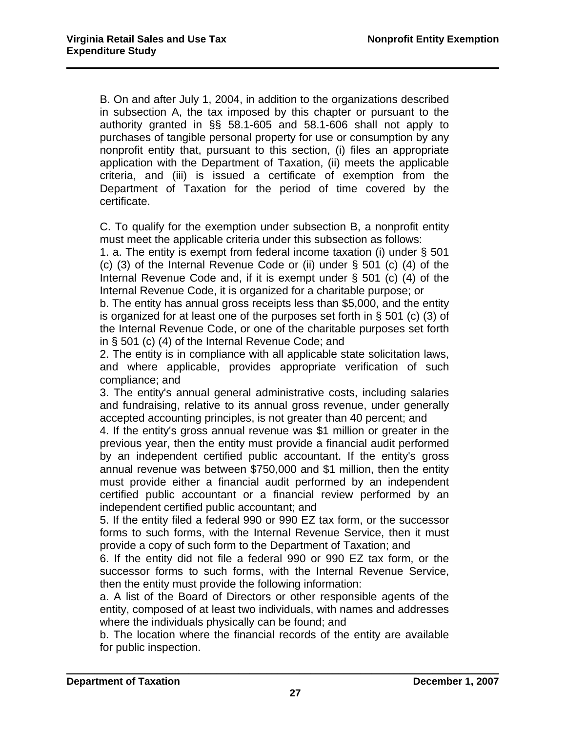B. On and after July 1, 2004, in addition to the organizations described in subsection A, the tax imposed by this chapter or pursuant to the authority granted in §§ 58.1-605 and 58.1-606 shall not apply to purchases of tangible personal property for use or consumption by any nonprofit entity that, pursuant to this section, (i) files an appropriate application with the Department of Taxation, (ii) meets the applicable criteria, and (iii) is issued a certificate of exemption from the Department of Taxation for the period of time covered by the certificate.

C. To qualify for the exemption under subsection B, a nonprofit entity must meet the applicable criteria under this subsection as follows:
1. a. The entity is exempt from federal income taxation (i) under § 501 (c) (3) of the Internal Revenue Code or (ii) under § 501 (c) (4) of the Internal Revenue Code and, if it is exempt under § 501 (c) (4) of the Internal Revenue Code, it is organized for a charitable purpose; or
b. The entity has annual gross receipts less than $5,000, and the entity is organized for at least one of the purposes set forth in § 501 (c) (3) of the Internal Revenue Code, or one of the charitable purposes set forth in § 501 (c) (4) of the Internal Revenue Code; and
2. The entity is in compliance with all applicable state solicitation laws, and where applicable, provides appropriate verification of such compliance; and
3. The entity's annual general administrative costs, including salaries and fundraising, relative to its annual gross revenue, under generally accepted accounting principles, is not greater than 40 percent; and
4. If the entity's gross annual revenue was $1 million or greater in the previous year, then the entity must provide a financial audit performed by an independent certified public accountant. If the entity's gross annual revenue was between $750,000 and $1 million, then the entity must provide either a financial audit performed by an independent certified public accountant or a financial review performed by an independent certified public accountant; and
5. If the entity filed a federal 990 or 990 EZ tax form, or the successor forms to such forms, with the Internal Revenue Service, then it must provide a copy of such form to the Department of Taxation; and
6. If the entity did not file a federal 990 or 990 EZ tax form, or the successor forms to such forms, with the Internal Revenue Service, then the entity must provide the following information:
a. A list of the Board of Directors or other responsible agents of the entity, composed of at least two individuals, with names and addresses where the individuals physically can be found; and
b. The location where the financial records of the entity are available for public inspection.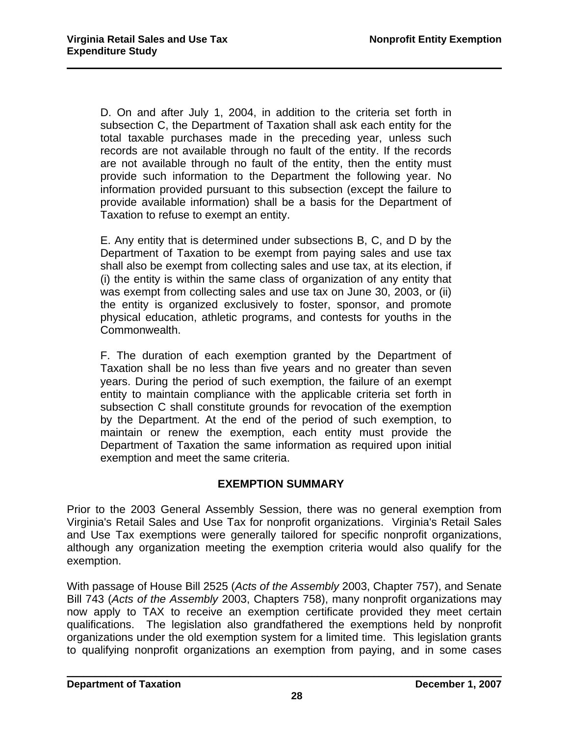D. On and after July 1, 2004, in addition to the criteria set forth in subsection C, the Department of Taxation shall ask each entity for the total taxable purchases made in the preceding year, unless such records are not available through no fault of the entity. If the records are not available through no fault of the entity, then the entity must provide such information to the Department the following year. No information provided pursuant to this subsection (except the failure to provide available information) shall be a basis for the Department of Taxation to refuse to exempt an entity.

E. Any entity that is determined under subsections B, C, and D by the Department of Taxation to be exempt from paying sales and use tax shall also be exempt from collecting sales and use tax, at its election, if (i) the entity is within the same class of organization of any entity that was exempt from collecting sales and use tax on June 30, 2003, or (ii) the entity is organized exclusively to foster, sponsor, and promote physical education, athletic programs, and contests for youths in the Commonwealth.

F. The duration of each exemption granted by the Department of Taxation shall be no less than five years and no greater than seven years. During the period of such exemption, the failure of an exempt entity to maintain compliance with the applicable criteria set forth in subsection C shall constitute grounds for revocation of the exemption by the Department. At the end of the period of such exemption, to maintain or renew the exemption, each entity must provide the Department of Taxation the same information as required upon initial exemption and meet the same criteria.

## EXEMPTION SUMMARY

Prior to the 2003 General Assembly Session, there was no general exemption from Virginia's Retail Sales and Use Tax for nonprofit organizations. Virginia's Retail Sales and Use Tax exemptions were generally tailored for specific nonprofit organizations, although any organization meeting the exemption criteria would also qualify for the exemption.

With passage of House Bill 2525 (*Acts of the Assembly* 2003, Chapter 757), and Senate Bill 743 (*Acts of the Assembly* 2003, Chapters 758), many nonprofit organizations may now apply to TAX to receive an exemption certificate provided they meet certain qualifications. The legislation also grandfathered the exemptions held by nonprofit organizations under the old exemption system for a limited time. This legislation grants to qualifying nonprofit organizations an exemption from paying, and in some cases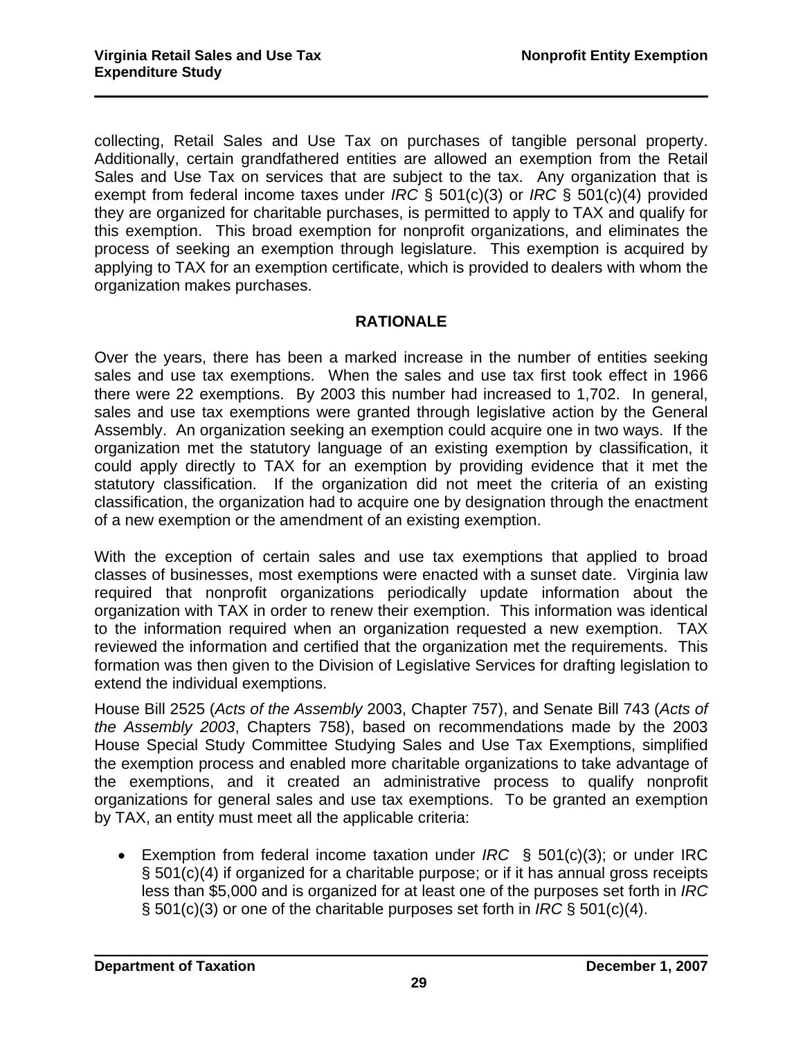collecting, Retail Sales and Use Tax on purchases of tangible personal property. Additionally, certain grandfathered entities are allowed an exemption from the Retail Sales and Use Tax on services that are subject to the tax. Any organization that is exempt from federal income taxes under *IRC* § 501(c)(3) or *IRC* § 501(c)(4) provided they are organized for charitable purchases, is permitted to apply to TAX and qualify for this exemption. This broad exemption for nonprofit organizations, and eliminates the process of seeking an exemption through legislature. This exemption is acquired by applying to TAX for an exemption certificate, which is provided to dealers with whom the organization makes purchases.

## RATIONALE

Over the years, there has been a marked increase in the number of entities seeking sales and use tax exemptions. When the sales and use tax first took effect in 1966 there were 22 exemptions. By 2003 this number had increased to 1,702. In general, sales and use tax exemptions were granted through legislative action by the General Assembly. An organization seeking an exemption could acquire one in two ways. If the organization met the statutory language of an existing exemption by classification, it could apply directly to TAX for an exemption by providing evidence that it met the statutory classification. If the organization did not meet the criteria of an existing classification, the organization had to acquire one by designation through the enactment of a new exemption or the amendment of an existing exemption.

With the exception of certain sales and use tax exemptions that applied to broad classes of businesses, most exemptions were enacted with a sunset date. Virginia law required that nonprofit organizations periodically update information about the organization with TAX in order to renew their exemption. This information was identical to the information required when an organization requested a new exemption. TAX reviewed the information and certified that the organization met the requirements. This formation was then given to the Division of Legislative Services for drafting legislation to extend the individual exemptions.

House Bill 2525 (*Acts of the Assembly* 2003, Chapter 757), and Senate Bill 743 (*Acts of the Assembly 2003*, Chapters 758), based on recommendations made by the 2003 House Special Study Committee Studying Sales and Use Tax Exemptions, simplified the exemption process and enabled more charitable organizations to take advantage of the exemptions, and it created an administrative process to qualify nonprofit organizations for general sales and use tax exemptions. To be granted an exemption by TAX, an entity must meet all the applicable criteria:

- Exemption from federal income taxation under *IRC* § 501(c)(3); or under IRC § 501(c)(4) if organized for a charitable purpose; or if it has annual gross receipts less than $5,000 and is organized for at least one of the purposes set forth in *IRC* § 501(c)(3) or one of the charitable purposes set forth in *IRC* § 501(c)(4).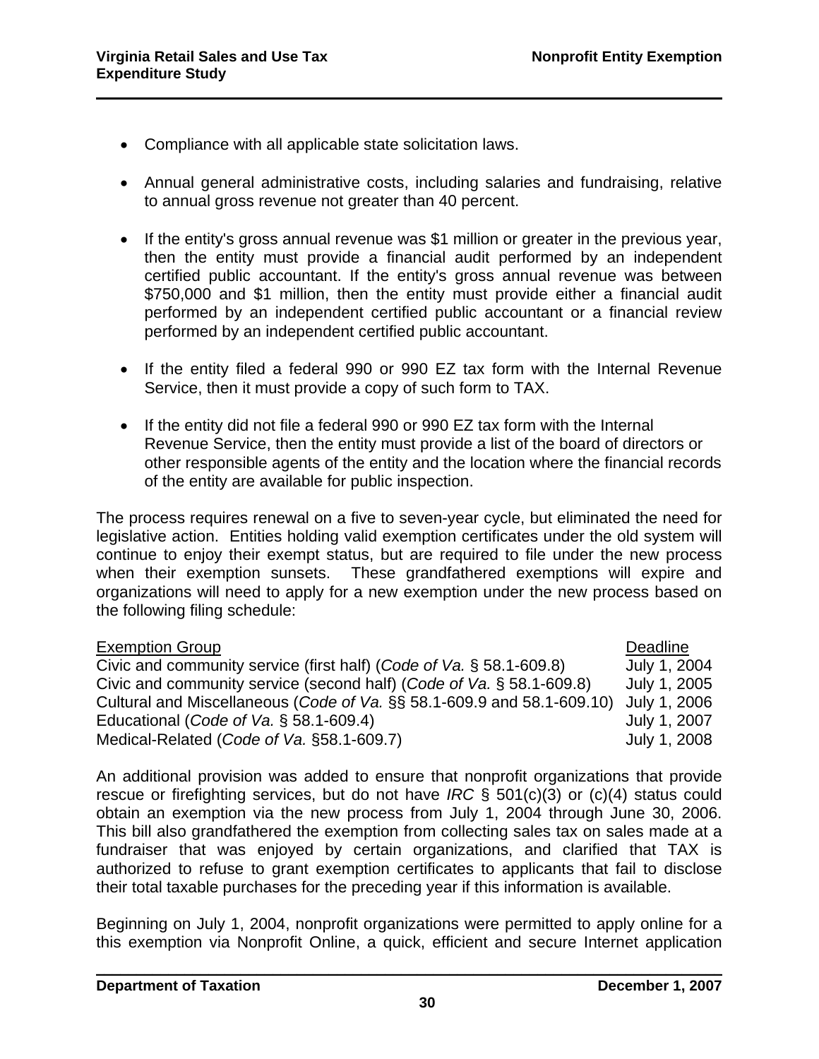- Compliance with all applicable state solicitation laws.

- Annual general administrative costs, including salaries and fundraising, relative to annual gross revenue not greater than 40 percent.

- If the entity's gross annual revenue was $1 million or greater in the previous year, then the entity must provide a financial audit performed by an independent certified public accountant. If the entity's gross annual revenue was between $750,000 and $1 million, then the entity must provide either a financial audit performed by an independent certified public accountant or a financial review performed by an independent certified public accountant.

- If the entity filed a federal 990 or 990 EZ tax form with the Internal Revenue Service, then it must provide a copy of such form to TAX.

- If the entity did not file a federal 990 or 990 EZ tax form with the Internal Revenue Service, then the entity must provide a list of the board of directors or other responsible agents of the entity and the location where the financial records of the entity are available for public inspection.

The process requires renewal on a five to seven-year cycle, but eliminated the need for legislative action. Entities holding valid exemption certificates under the old system will continue to enjoy their exempt status, but are required to file under the new process when their exemption sunsets. These grandfathered exemptions will expire and organizations will need to apply for a new exemption under the new process based on the following filing schedule:

| Exemption Group | Deadline |
|---|---|
| Civic and community service (first half) (*Code of Va.* § 58.1-609.8) | July 1, 2004 |
| Civic and community service (second half) (*Code of Va.* § 58.1-609.8) | July 1, 2005 |
| Cultural and Miscellaneous (*Code of Va.* §§ 58.1-609.9 and 58.1-609.10) | July 1, 2006 |
| Educational (*Code of Va.* § 58.1-609.4) | July 1, 2007 |
| Medical-Related (*Code of Va.* §58.1-609.7) | July 1, 2008 |

An additional provision was added to ensure that nonprofit organizations that provide rescue or firefighting services, but do not have *IRC* § 501(c)(3) or (c)(4) status could obtain an exemption via the new process from July 1, 2004 through June 30, 2006. This bill also grandfathered the exemption from collecting sales tax on sales made at a fundraiser that was enjoyed by certain organizations, and clarified that TAX is authorized to refuse to grant exemption certificates to applicants that fail to disclose their total taxable purchases for the preceding year if this information is available.

Beginning on July 1, 2004, nonprofit organizations were permitted to apply online for a this exemption via Nonprofit Online, a quick, efficient and secure Internet application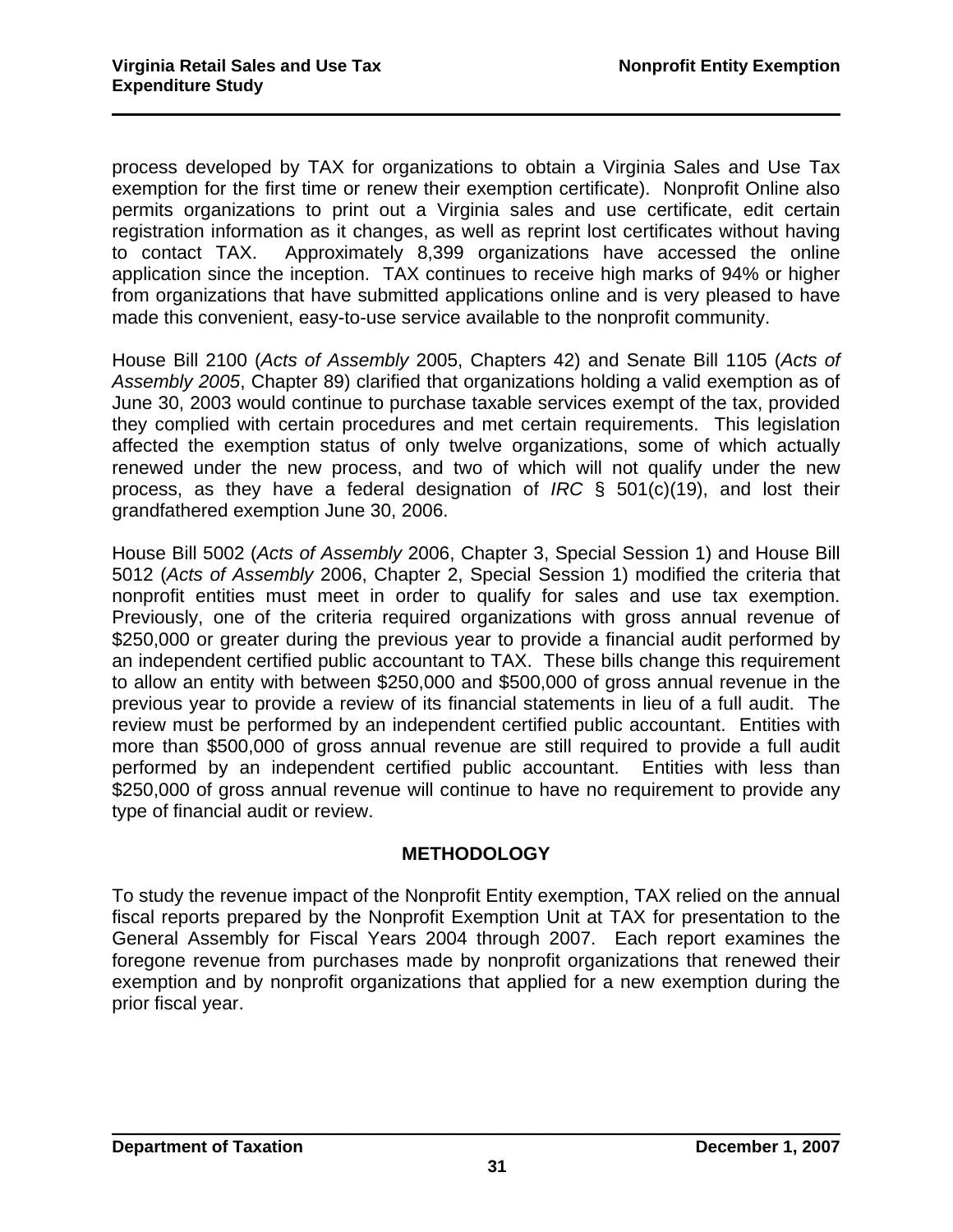process developed by TAX for organizations to obtain a Virginia Sales and Use Tax exemption for the first time or renew their exemption certificate). Nonprofit Online also permits organizations to print out a Virginia sales and use certificate, edit certain registration information as it changes, as well as reprint lost certificates without having to contact TAX. Approximately 8,399 organizations have accessed the online application since the inception. TAX continues to receive high marks of 94% or higher from organizations that have submitted applications online and is very pleased to have made this convenient, easy-to-use service available to the nonprofit community.

House Bill 2100 (*Acts of Assembly* 2005, Chapters 42) and Senate Bill 1105 (*Acts of Assembly 2005*, Chapter 89) clarified that organizations holding a valid exemption as of June 30, 2003 would continue to purchase taxable services exempt of the tax, provided they complied with certain procedures and met certain requirements. This legislation affected the exemption status of only twelve organizations, some of which actually renewed under the new process, and two of which will not qualify under the new process, as they have a federal designation of *IRC* § 501(c)(19), and lost their grandfathered exemption June 30, 2006.

House Bill 5002 (*Acts of Assembly* 2006, Chapter 3, Special Session 1) and House Bill 5012 (*Acts of Assembly* 2006, Chapter 2, Special Session 1) modified the criteria that nonprofit entities must meet in order to qualify for sales and use tax exemption. Previously, one of the criteria required organizations with gross annual revenue of $250,000 or greater during the previous year to provide a financial audit performed by an independent certified public accountant to TAX. These bills change this requirement to allow an entity with between $250,000 and $500,000 of gross annual revenue in the previous year to provide a review of its financial statements in lieu of a full audit. The review must be performed by an independent certified public accountant. Entities with more than $500,000 of gross annual revenue are still required to provide a full audit performed by an independent certified public accountant. Entities with less than $250,000 of gross annual revenue will continue to have no requirement to provide any type of financial audit or review.

## METHODOLOGY

To study the revenue impact of the Nonprofit Entity exemption, TAX relied on the annual fiscal reports prepared by the Nonprofit Exemption Unit at TAX for presentation to the General Assembly for Fiscal Years 2004 through 2007. Each report examines the foregone revenue from purchases made by nonprofit organizations that renewed their exemption and by nonprofit organizations that applied for a new exemption during the prior fiscal year.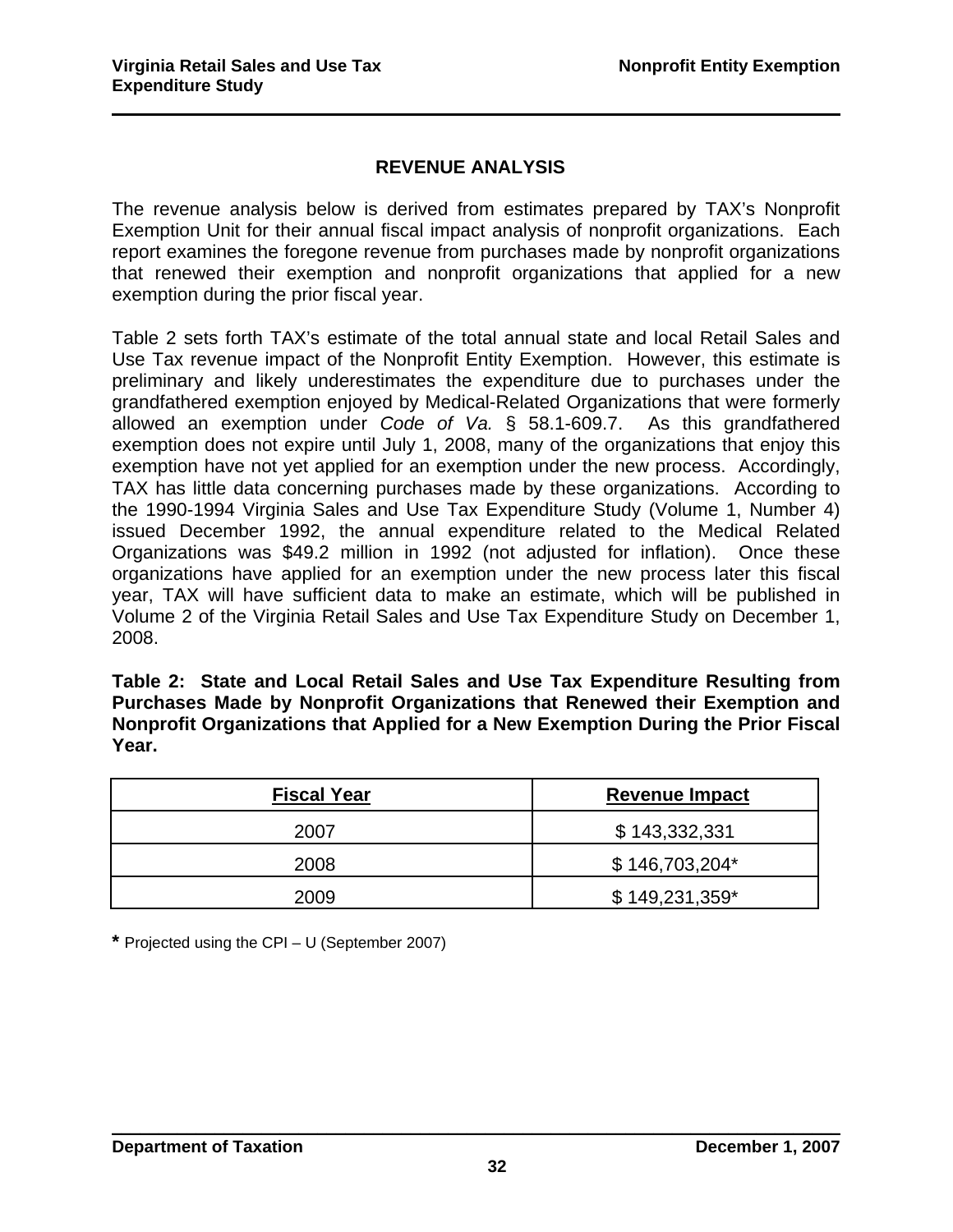## REVENUE ANALYSIS

The revenue analysis below is derived from estimates prepared by TAX's Nonprofit Exemption Unit for their annual fiscal impact analysis of nonprofit organizations. Each report examines the foregone revenue from purchases made by nonprofit organizations that renewed their exemption and nonprofit organizations that applied for a new exemption during the prior fiscal year.

Table 2 sets forth TAX's estimate of the total annual state and local Retail Sales and Use Tax revenue impact of the Nonprofit Entity Exemption. However, this estimate is preliminary and likely underestimates the expenditure due to purchases under the grandfathered exemption enjoyed by Medical-Related Organizations that were formerly allowed an exemption under *Code of Va.* § 58.1-609.7. As this grandfathered exemption does not expire until July 1, 2008, many of the organizations that enjoy this exemption have not yet applied for an exemption under the new process. Accordingly, TAX has little data concerning purchases made by these organizations. According to the 1990-1994 Virginia Sales and Use Tax Expenditure Study (Volume 1, Number 4) issued December 1992, the annual expenditure related to the Medical Related Organizations was $49.2 million in 1992 (not adjusted for inflation). Once these organizations have applied for an exemption under the new process later this fiscal year, TAX will have sufficient data to make an estimate, which will be published in Volume 2 of the Virginia Retail Sales and Use Tax Expenditure Study on December 1, 2008.

**Table 2: State and Local Retail Sales and Use Tax Expenditure Resulting from Purchases Made by Nonprofit Organizations that Renewed their Exemption and Nonprofit Organizations that Applied for a New Exemption During the Prior Fiscal Year.**

| Fiscal Year | Revenue Impact |
| --- | --- |
| 2007 | $ 143,332,331 |
| 2008 | $ 146,703,204* |
| 2009 | $ 149,231,359* |

**\*** Projected using the CPI – U (September 2007)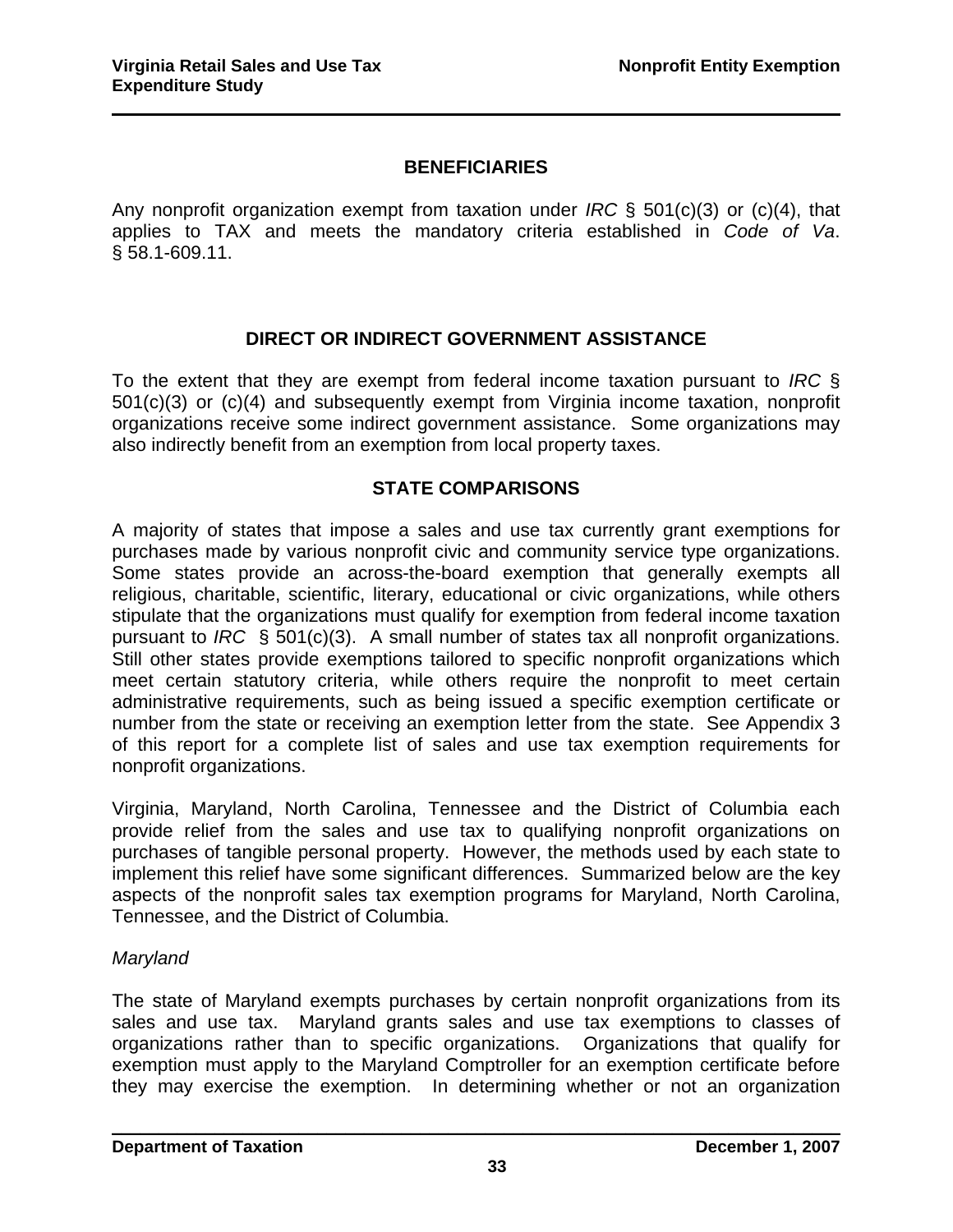## BENEFICIARIES

Any nonprofit organization exempt from taxation under *IRC* § 501(c)(3) or (c)(4), that applies to TAX and meets the mandatory criteria established in *Code of Va*. § 58.1-609.11.

## DIRECT OR INDIRECT GOVERNMENT ASSISTANCE

To the extent that they are exempt from federal income taxation pursuant to *IRC* § 501(c)(3) or (c)(4) and subsequently exempt from Virginia income taxation, nonprofit organizations receive some indirect government assistance. Some organizations may also indirectly benefit from an exemption from local property taxes.

## STATE COMPARISONS

A majority of states that impose a sales and use tax currently grant exemptions for purchases made by various nonprofit civic and community service type organizations. Some states provide an across-the-board exemption that generally exempts all religious, charitable, scientific, literary, educational or civic organizations, while others stipulate that the organizations must qualify for exemption from federal income taxation pursuant to *IRC* § 501(c)(3). A small number of states tax all nonprofit organizations. Still other states provide exemptions tailored to specific nonprofit organizations which meet certain statutory criteria, while others require the nonprofit to meet certain administrative requirements, such as being issued a specific exemption certificate or number from the state or receiving an exemption letter from the state. See Appendix 3 of this report for a complete list of sales and use tax exemption requirements for nonprofit organizations.

Virginia, Maryland, North Carolina, Tennessee and the District of Columbia each provide relief from the sales and use tax to qualifying nonprofit organizations on purchases of tangible personal property. However, the methods used by each state to implement this relief have some significant differences. Summarized below are the key aspects of the nonprofit sales tax exemption programs for Maryland, North Carolina, Tennessee, and the District of Columbia.

*Maryland*

The state of Maryland exempts purchases by certain nonprofit organizations from its sales and use tax. Maryland grants sales and use tax exemptions to classes of organizations rather than to specific organizations. Organizations that qualify for exemption must apply to the Maryland Comptroller for an exemption certificate before they may exercise the exemption. In determining whether or not an organization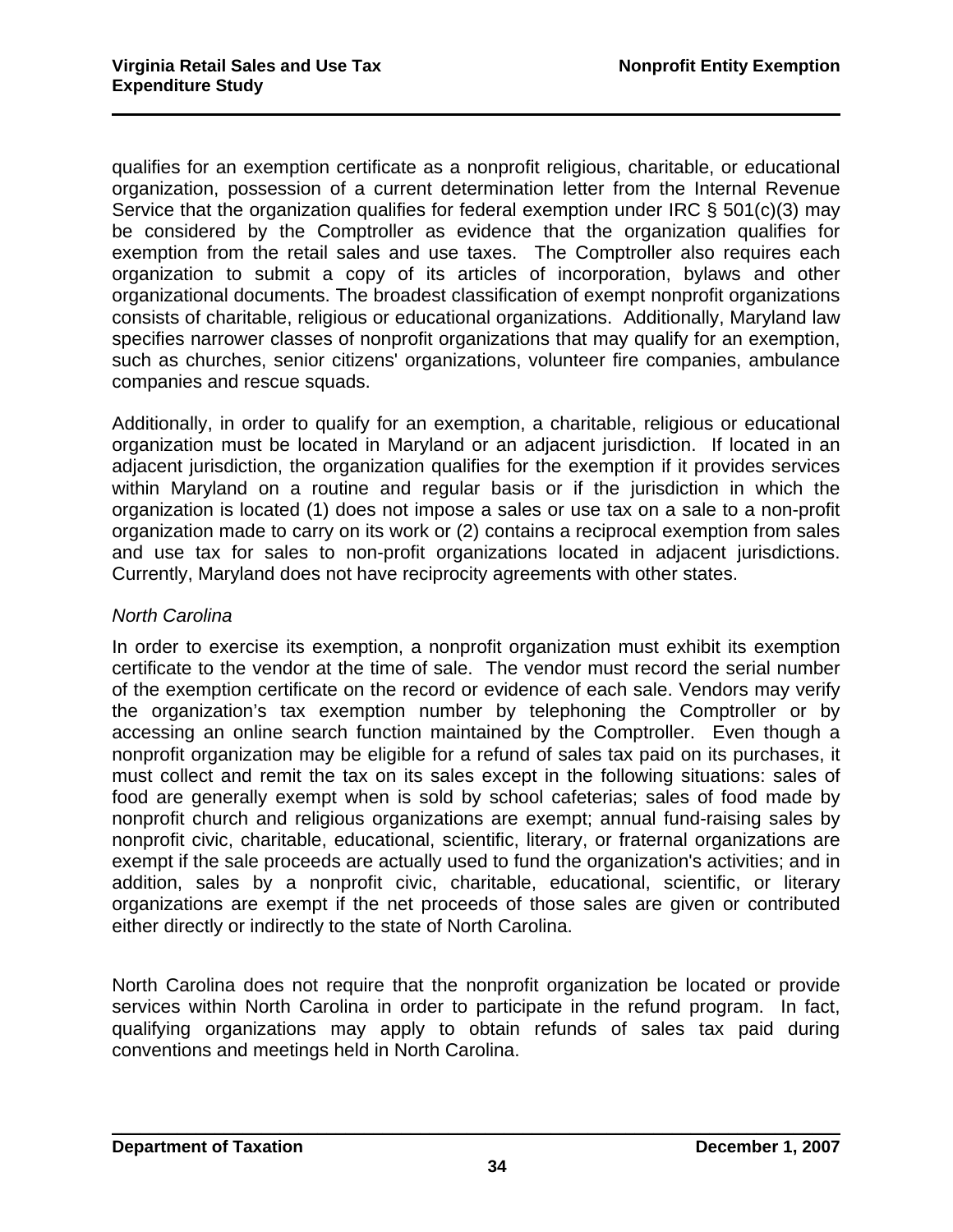qualifies for an exemption certificate as a nonprofit religious, charitable, or educational organization, possession of a current determination letter from the Internal Revenue Service that the organization qualifies for federal exemption under IRC § 501(c)(3) may be considered by the Comptroller as evidence that the organization qualifies for exemption from the retail sales and use taxes. The Comptroller also requires each organization to submit a copy of its articles of incorporation, bylaws and other organizational documents. The broadest classification of exempt nonprofit organizations consists of charitable, religious or educational organizations. Additionally, Maryland law specifies narrower classes of nonprofit organizations that may qualify for an exemption, such as churches, senior citizens' organizations, volunteer fire companies, ambulance companies and rescue squads.

Additionally, in order to qualify for an exemption, a charitable, religious or educational organization must be located in Maryland or an adjacent jurisdiction. If located in an adjacent jurisdiction, the organization qualifies for the exemption if it provides services within Maryland on a routine and regular basis or if the jurisdiction in which the organization is located (1) does not impose a sales or use tax on a sale to a non-profit organization made to carry on its work or (2) contains a reciprocal exemption from sales and use tax for sales to non-profit organizations located in adjacent jurisdictions. Currently, Maryland does not have reciprocity agreements with other states.

*North Carolina*

In order to exercise its exemption, a nonprofit organization must exhibit its exemption certificate to the vendor at the time of sale. The vendor must record the serial number of the exemption certificate on the record or evidence of each sale. Vendors may verify the organization's tax exemption number by telephoning the Comptroller or by accessing an online search function maintained by the Comptroller. Even though a nonprofit organization may be eligible for a refund of sales tax paid on its purchases, it must collect and remit the tax on its sales except in the following situations: sales of food are generally exempt when is sold by school cafeterias; sales of food made by nonprofit church and religious organizations are exempt; annual fund-raising sales by nonprofit civic, charitable, educational, scientific, literary, or fraternal organizations are exempt if the sale proceeds are actually used to fund the organization's activities; and in addition, sales by a nonprofit civic, charitable, educational, scientific, or literary organizations are exempt if the net proceeds of those sales are given or contributed either directly or indirectly to the state of North Carolina.

North Carolina does not require that the nonprofit organization be located or provide services within North Carolina in order to participate in the refund program. In fact, qualifying organizations may apply to obtain refunds of sales tax paid during conventions and meetings held in North Carolina.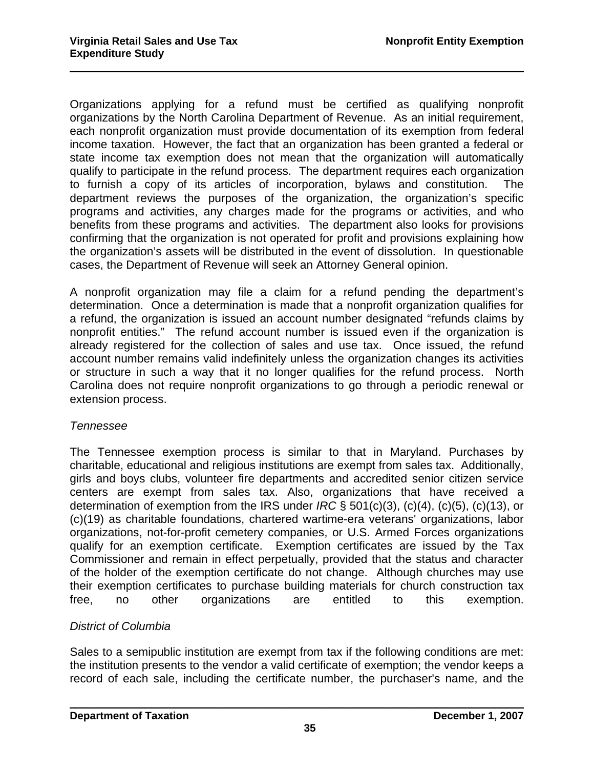Organizations applying for a refund must be certified as qualifying nonprofit organizations by the North Carolina Department of Revenue. As an initial requirement, each nonprofit organization must provide documentation of its exemption from federal income taxation. However, the fact that an organization has been granted a federal or state income tax exemption does not mean that the organization will automatically qualify to participate in the refund process. The department requires each organization to furnish a copy of its articles of incorporation, bylaws and constitution. The department reviews the purposes of the organization, the organization's specific programs and activities, any charges made for the programs or activities, and who benefits from these programs and activities. The department also looks for provisions confirming that the organization is not operated for profit and provisions explaining how the organization's assets will be distributed in the event of dissolution. In questionable cases, the Department of Revenue will seek an Attorney General opinion.

A nonprofit organization may file a claim for a refund pending the department's determination. Once a determination is made that a nonprofit organization qualifies for a refund, the organization is issued an account number designated "refunds claims by nonprofit entities." The refund account number is issued even if the organization is already registered for the collection of sales and use tax. Once issued, the refund account number remains valid indefinitely unless the organization changes its activities or structure in such a way that it no longer qualifies for the refund process. North Carolina does not require nonprofit organizations to go through a periodic renewal or extension process.

*Tennessee*

The Tennessee exemption process is similar to that in Maryland. Purchases by charitable, educational and religious institutions are exempt from sales tax. Additionally, girls and boys clubs, volunteer fire departments and accredited senior citizen service centers are exempt from sales tax. Also, organizations that have received a determination of exemption from the IRS under *IRC* § 501(c)(3), (c)(4), (c)(5), (c)(13), or (c)(19) as charitable foundations, chartered wartime-era veterans' organizations, labor organizations, not-for-profit cemetery companies, or U.S. Armed Forces organizations qualify for an exemption certificate. Exemption certificates are issued by the Tax Commissioner and remain in effect perpetually, provided that the status and character of the holder of the exemption certificate do not change. Although churches may use their exemption certificates to purchase building materials for church construction tax free, no other organizations are entitled to this exemption.

*District of Columbia*

Sales to a semipublic institution are exempt from tax if the following conditions are met: the institution presents to the vendor a valid certificate of exemption; the vendor keeps a record of each sale, including the certificate number, the purchaser's name, and the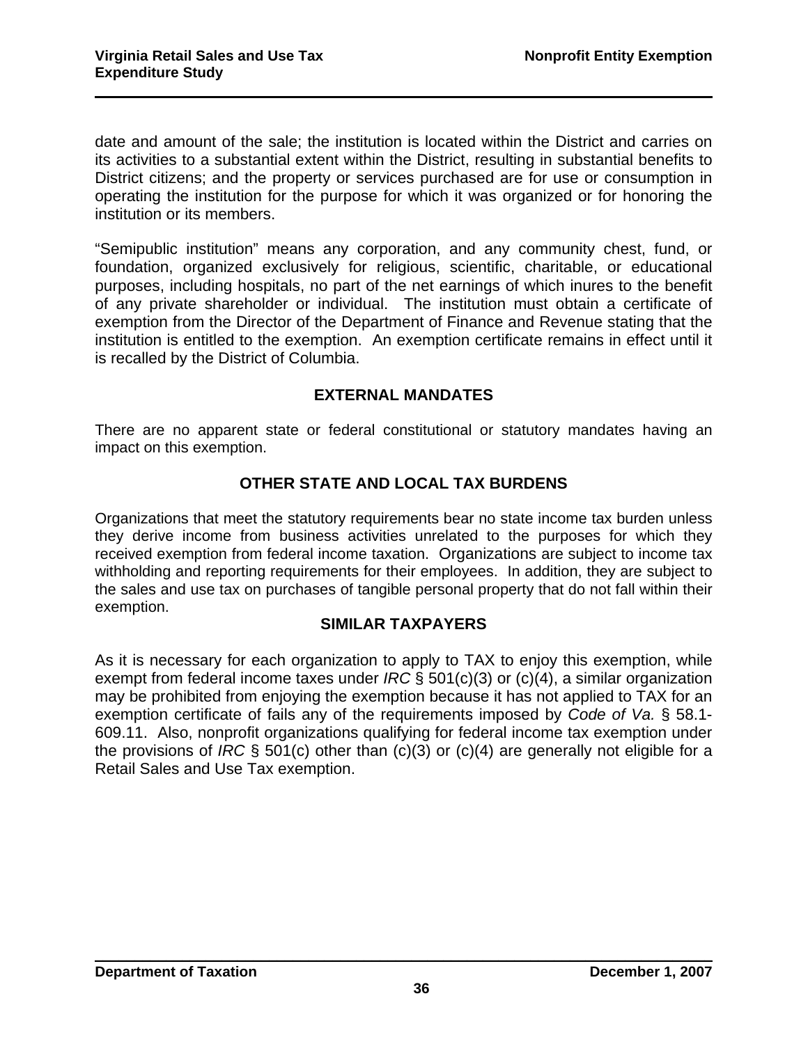date and amount of the sale; the institution is located within the District and carries on its activities to a substantial extent within the District, resulting in substantial benefits to District citizens; and the property or services purchased are for use or consumption in operating the institution for the purpose for which it was organized or for honoring the institution or its members.

"Semipublic institution" means any corporation, and any community chest, fund, or foundation, organized exclusively for religious, scientific, charitable, or educational purposes, including hospitals, no part of the net earnings of which inures to the benefit of any private shareholder or individual. The institution must obtain a certificate of exemption from the Director of the Department of Finance and Revenue stating that the institution is entitled to the exemption. An exemption certificate remains in effect until it is recalled by the District of Columbia.

## EXTERNAL MANDATES

There are no apparent state or federal constitutional or statutory mandates having an impact on this exemption.

## OTHER STATE AND LOCAL TAX BURDENS

Organizations that meet the statutory requirements bear no state income tax burden unless they derive income from business activities unrelated to the purposes for which they received exemption from federal income taxation. Organizations are subject to income tax withholding and reporting requirements for their employees. In addition, they are subject to the sales and use tax on purchases of tangible personal property that do not fall within their exemption.

## SIMILAR TAXPAYERS

As it is necessary for each organization to apply to TAX to enjoy this exemption, while exempt from federal income taxes under *IRC* § 501(c)(3) or (c)(4), a similar organization may be prohibited from enjoying the exemption because it has not applied to TAX for an exemption certificate of fails any of the requirements imposed by *Code of Va.* § 58.1-609.11. Also, nonprofit organizations qualifying for federal income tax exemption under the provisions of *IRC* § 501(c) other than (c)(3) or (c)(4) are generally not eligible for a Retail Sales and Use Tax exemption.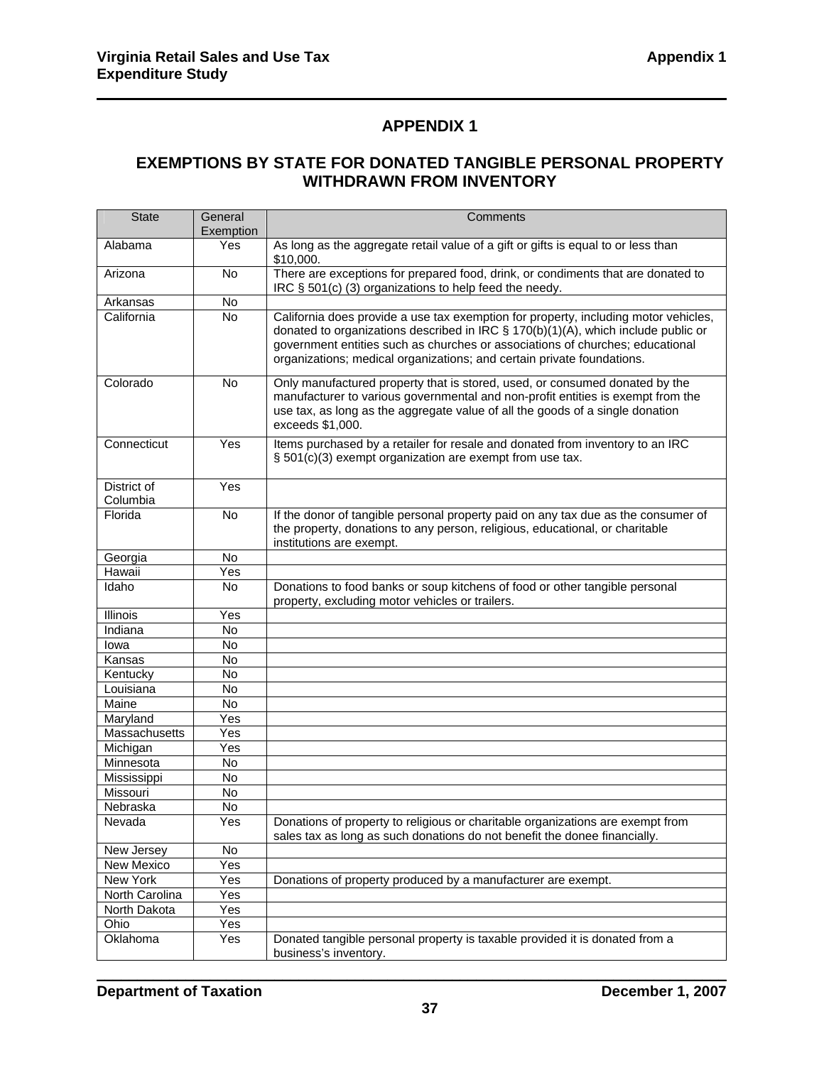# APPENDIX 1

## EXEMPTIONS BY STATE FOR DONATED TANGIBLE PERSONAL PROPERTY WITHDRAWN FROM INVENTORY

| State | General Exemption | Comments |
|---|---|---|
| Alabama | Yes | As long as the aggregate retail value of a gift or gifts is equal to or less than $10,000. |
| Arizona | No | There are exceptions for prepared food, drink, or condiments that are donated to IRC § 501(c) (3) organizations to help feed the needy. |
| Arkansas | No | |
| California | No | California does provide a use tax exemption for property, including motor vehicles, donated to organizations described in IRC § 170(b)(1)(A), which include public or government entities such as churches or associations of churches; educational organizations; medical organizations; and certain private foundations. |
| Colorado | No | Only manufactured property that is stored, used, or consumed donated by the manufacturer to various governmental and non-profit entities is exempt from the use tax, as long as the aggregate value of all the goods of a single donation exceeds $1,000. |
| Connecticut | Yes | Items purchased by a retailer for resale and donated from inventory to an IRC § 501(c)(3) exempt organization are exempt from use tax. |
| District of Columbia | Yes | |
| Florida | No | If the donor of tangible personal property paid on any tax due as the consumer of the property, donations to any person, religious, educational, or charitable institutions are exempt. |
| Georgia | No | |
| Hawaii | Yes | |
| Idaho | No | Donations to food banks or soup kitchens of food or other tangible personal property, excluding motor vehicles or trailers. |
| Illinois | Yes | |
| Indiana | No | |
| Iowa | No | |
| Kansas | No | |
| Kentucky | No | |
| Louisiana | No | |
| Maine | No | |
| Maryland | Yes | |
| Massachusetts | Yes | |
| Michigan | Yes | |
| Minnesota | No | |
| Mississippi | No | |
| Missouri | No | |
| Nebraska | No | |
| Nevada | Yes | Donations of property to religious or charitable organizations are exempt from sales tax as long as such donations do not benefit the donee financially. |
| New Jersey | No | |
| New Mexico | Yes | |
| New York | Yes | Donations of property produced by a manufacturer are exempt. |
| North Carolina | Yes | |
| North Dakota | Yes | |
| Ohio | Yes | |
| Oklahoma | Yes | Donated tangible personal property is taxable provided it is donated from a business's inventory. |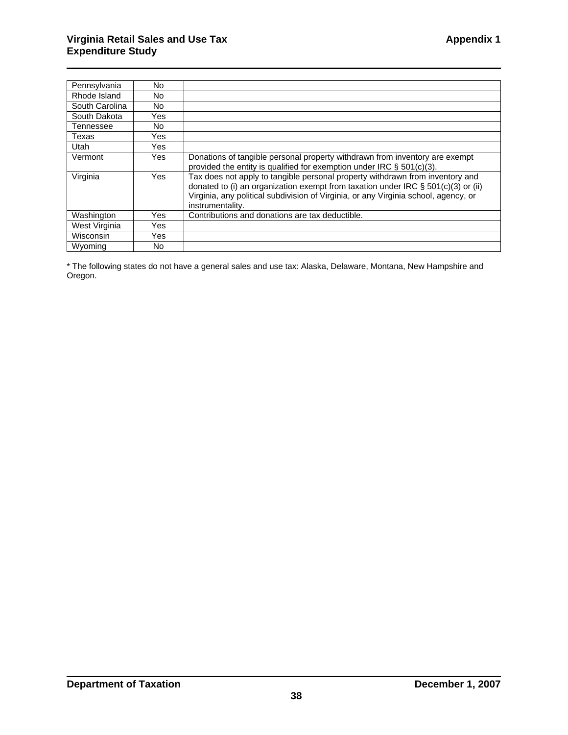| | | |
|---|---|---|
| Pennsylvania | No | |
| Rhode Island | No | |
| South Carolina | No | |
| South Dakota | Yes | |
| Tennessee | No | |
| Texas | Yes | |
| Utah | Yes | |
| Vermont | Yes | Donations of tangible personal property withdrawn from inventory are exempt provided the entity is qualified for exemption under IRC § 501(c)(3). |
| Virginia | Yes | Tax does not apply to tangible personal property withdrawn from inventory and donated to (i) an organization exempt from taxation under IRC § 501(c)(3) or (ii) Virginia, any political subdivision of Virginia, or any Virginia school, agency, or instrumentality. |
| Washington | Yes | Contributions and donations are tax deductible. |
| West Virginia | Yes | |
| Wisconsin | Yes | |
| Wyoming | No | |

* The following states do not have a general sales and use tax: Alaska, Delaware, Montana, New Hampshire and Oregon.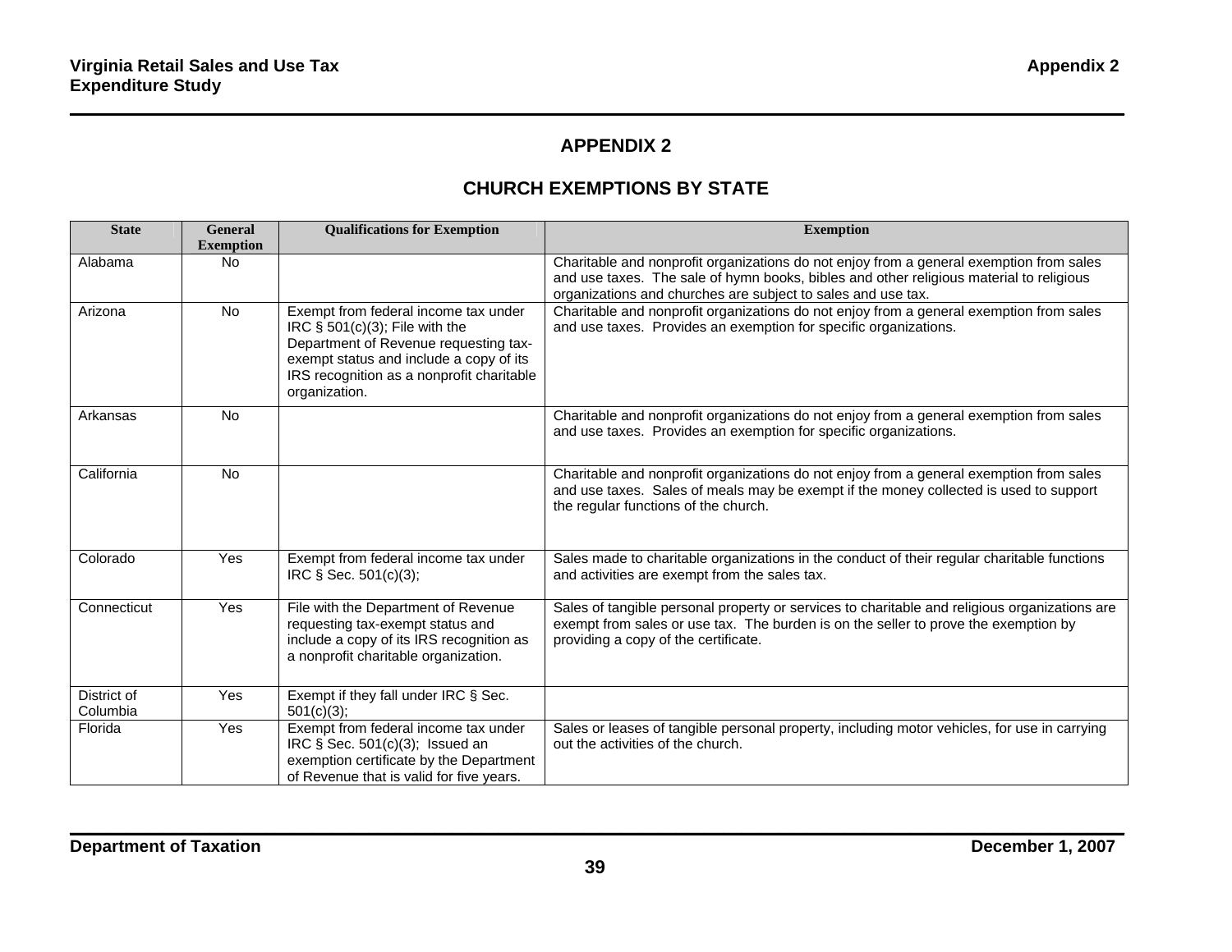## APPENDIX 2

## CHURCH EXEMPTIONS BY STATE

| State | General Exemption | Qualifications for Exemption | Exemption |
|---|---|---|---|
| Alabama | No | | Charitable and nonprofit organizations do not enjoy from a general exemption from sales and use taxes. The sale of hymn books, bibles and other religious material to religious organizations and churches are subject to sales and use tax. |
| Arizona | No | Exempt from federal income tax under IRC § 501(c)(3); File with the Department of Revenue requesting tax-exempt status and include a copy of its IRS recognition as a nonprofit charitable organization. | Charitable and nonprofit organizations do not enjoy from a general exemption from sales and use taxes. Provides an exemption for specific organizations. |
| Arkansas | No | | Charitable and nonprofit organizations do not enjoy from a general exemption from sales and use taxes. Provides an exemption for specific organizations. |
| California | No | | Charitable and nonprofit organizations do not enjoy from a general exemption from sales and use taxes. Sales of meals may be exempt if the money collected is used to support the regular functions of the church. |
| Colorado | Yes | Exempt from federal income tax under IRC § Sec. 501(c)(3); | Sales made to charitable organizations in the conduct of their regular charitable functions and activities are exempt from the sales tax. |
| Connecticut | Yes | File with the Department of Revenue requesting tax-exempt status and include a copy of its IRS recognition as a nonprofit charitable organization. | Sales of tangible personal property or services to charitable and religious organizations are exempt from sales or use tax. The burden is on the seller to prove the exemption by providing a copy of the certificate. |
| District of Columbia | Yes | Exempt if they fall under IRC § Sec. 501(c)(3); | |
| Florida | Yes | Exempt from federal income tax under IRC § Sec. 501(c)(3); Issued an exemption certificate by the Department of Revenue that is valid for five years. | Sales or leases of tangible personal property, including motor vehicles, for use in carrying out the activities of the church. |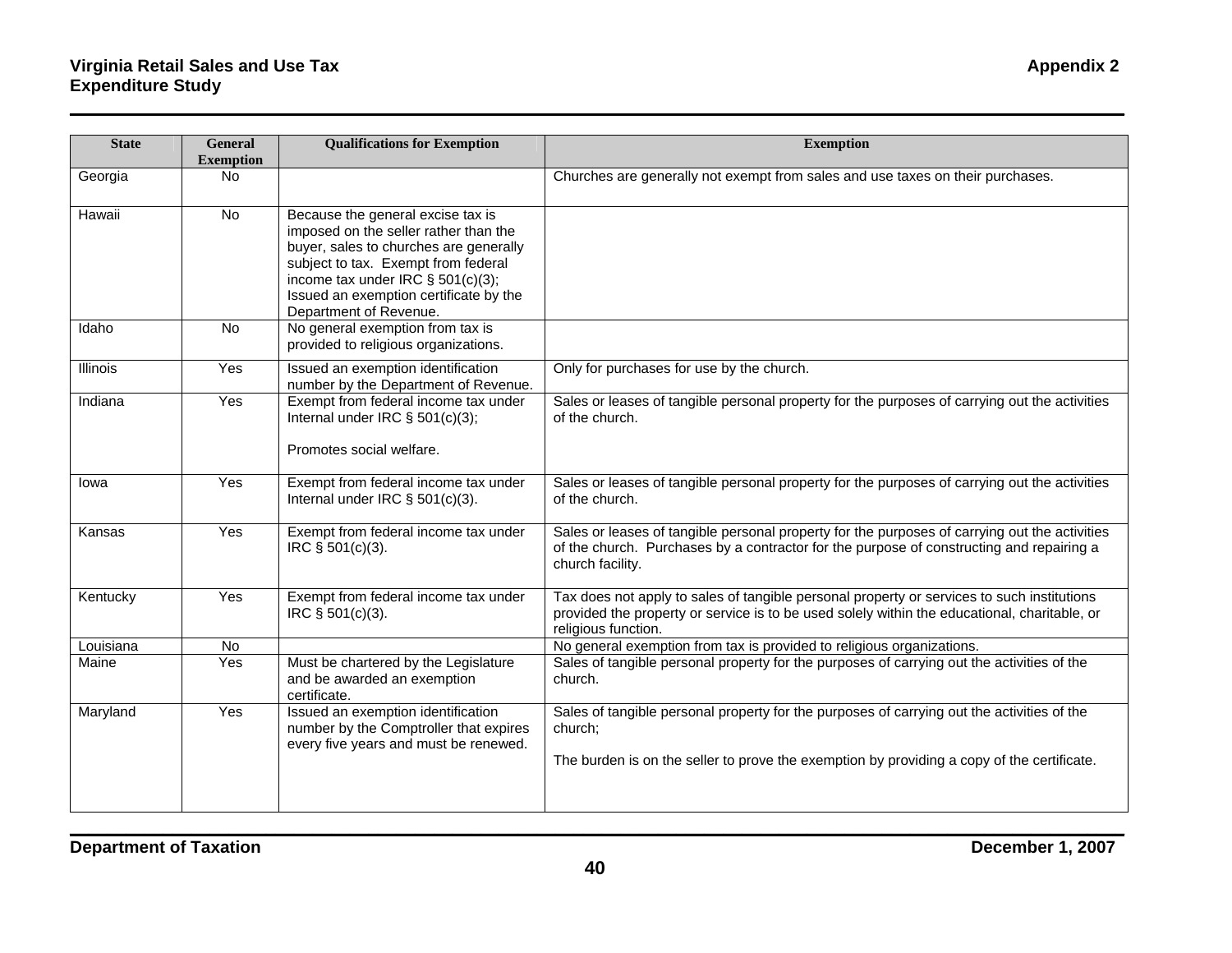| State | General Exemption | Qualifications for Exemption | Exemption |
|---|---|---|---|
| Georgia | No | | Churches are generally not exempt from sales and use taxes on their purchases. |
| Hawaii | No | Because the general excise tax is imposed on the seller rather than the buyer, sales to churches are generally subject to tax. Exempt from federal income tax under IRC § 501(c)(3); Issued an exemption certificate by the Department of Revenue. | |
| Idaho | No | No general exemption from tax is provided to religious organizations. | |
| Illinois | Yes | Issued an exemption identification number by the Department of Revenue. | Only for purchases for use by the church. |
| Indiana | Yes | Exempt from federal income tax under Internal under IRC § 501(c)(3);<br><br>Promotes social welfare. | Sales or leases of tangible personal property for the purposes of carrying out the activities of the church. |
| Iowa | Yes | Exempt from federal income tax under Internal under IRC § 501(c)(3). | Sales or leases of tangible personal property for the purposes of carrying out the activities of the church. |
| Kansas | Yes | Exempt from federal income tax under IRC § 501(c)(3). | Sales or leases of tangible personal property for the purposes of carrying out the activities of the church. Purchases by a contractor for the purpose of constructing and repairing a church facility. |
| Kentucky | Yes | Exempt from federal income tax under IRC § 501(c)(3). | Tax does not apply to sales of tangible personal property or services to such institutions provided the property or service is to be used solely within the educational, charitable, or religious function. |
| Louisiana | No | | No general exemption from tax is provided to religious organizations. |
| Maine | Yes | Must be chartered by the Legislature and be awarded an exemption certificate. | Sales of tangible personal property for the purposes of carrying out the activities of the church. |
| Maryland | Yes | Issued an exemption identification number by the Comptroller that expires every five years and must be renewed. | Sales of tangible personal property for the purposes of carrying out the activities of the church;<br><br>The burden is on the seller to prove the exemption by providing a copy of the certificate. |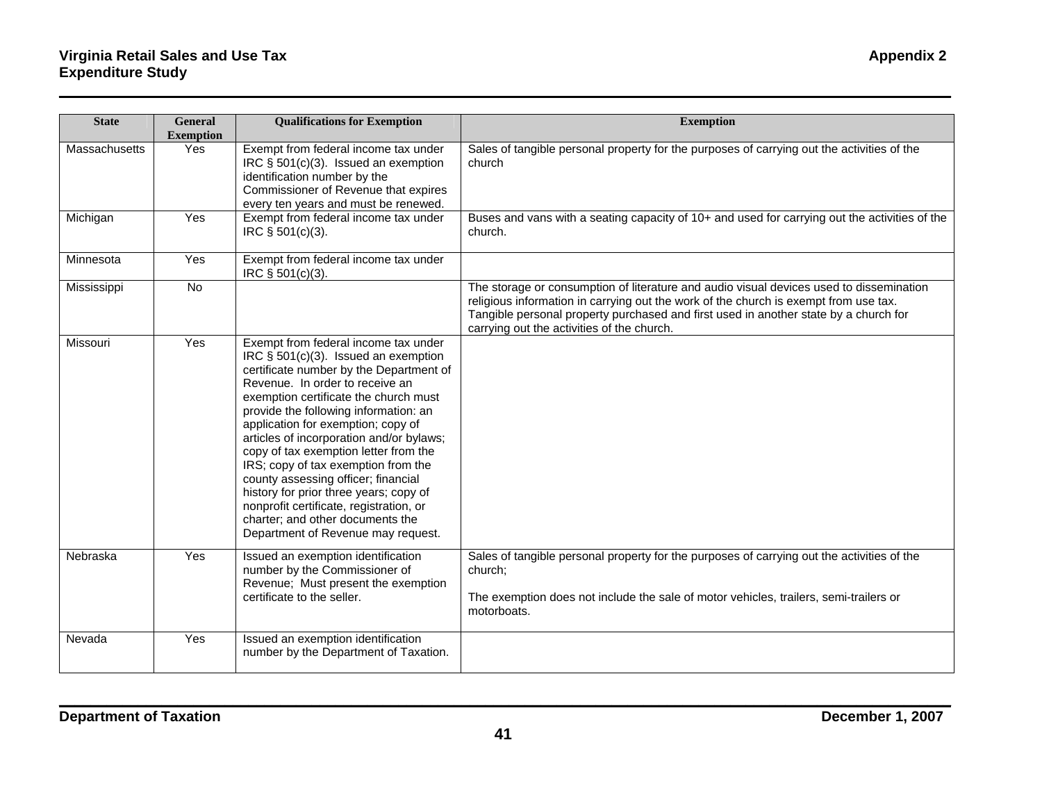| State | General Exemption | Qualifications for Exemption | Exemption |
|---|---|---|---|
| Massachusetts | Yes | Exempt from federal income tax under IRC § 501(c)(3). Issued an exemption identification number by the Commissioner of Revenue that expires every ten years and must be renewed. | Sales of tangible personal property for the purposes of carrying out the activities of the church |
| Michigan | Yes | Exempt from federal income tax under IRC § 501(c)(3). | Buses and vans with a seating capacity of 10+ and used for carrying out the activities of the church. |
| Minnesota | Yes | Exempt from federal income tax under IRC § 501(c)(3). | |
| Mississippi | No | | The storage or consumption of literature and audio visual devices used to dissemination religious information in carrying out the work of the church is exempt from use tax. Tangible personal property purchased and first used in another state by a church for carrying out the activities of the church. |
| Missouri | Yes | Exempt from federal income tax under IRC § 501(c)(3). Issued an exemption certificate number by the Department of Revenue. In order to receive an exemption certificate the church must provide the following information: an application for exemption; copy of articles of incorporation and/or bylaws; copy of tax exemption letter from the IRS; copy of tax exemption from the county assessing officer; financial history for prior three years; copy of nonprofit certificate, registration, or charter; and other documents the Department of Revenue may request. | |
| Nebraska | Yes | Issued an exemption identification number by the Commissioner of Revenue; Must present the exemption certificate to the seller. | Sales of tangible personal property for the purposes of carrying out the activities of the church;<br><br>The exemption does not include the sale of motor vehicles, trailers, semi-trailers or motorboats. |
| Nevada | Yes | Issued an exemption identification number by the Department of Taxation. | |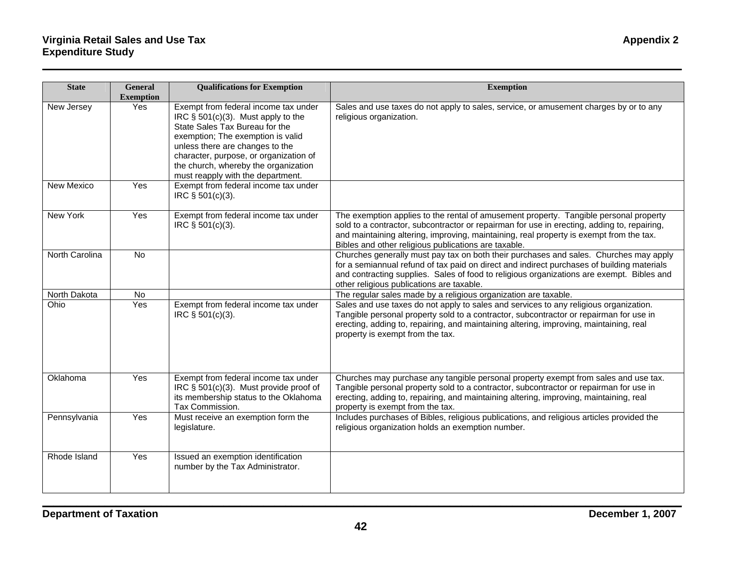| State | General Exemption | Qualifications for Exemption | Exemption |
|---|---|---|---|
| New Jersey | Yes | Exempt from federal income tax under IRC § 501(c)(3). Must apply to the State Sales Tax Bureau for the exemption; The exemption is valid unless there are changes to the character, purpose, or organization of the church, whereby the organization must reapply with the department. | Sales and use taxes do not apply to sales, service, or amusement charges by or to any religious organization. |
| New Mexico | Yes | Exempt from federal income tax under IRC § 501(c)(3). | |
| New York | Yes | Exempt from federal income tax under IRC § 501(c)(3). | The exemption applies to the rental of amusement property. Tangible personal property sold to a contractor, subcontractor or repairman for use in erecting, adding to, repairing, and maintaining altering, improving, maintaining, real property is exempt from the tax. Bibles and other religious publications are taxable. |
| North Carolina | No | | Churches generally must pay tax on both their purchases and sales. Churches may apply for a semiannual refund of tax paid on direct and indirect purchases of building materials and contracting supplies. Sales of food to religious organizations are exempt. Bibles and other religious publications are taxable. |
| North Dakota | No | | The regular sales made by a religious organization are taxable. |
| Ohio | Yes | Exempt from federal income tax under IRC § 501(c)(3). | Sales and use taxes do not apply to sales and services to any religious organization. Tangible personal property sold to a contractor, subcontractor or repairman for use in erecting, adding to, repairing, and maintaining altering, improving, maintaining, real property is exempt from the tax. |
| Oklahoma | Yes | Exempt from federal income tax under IRC § 501(c)(3). Must provide proof of its membership status to the Oklahoma Tax Commission. | Churches may purchase any tangible personal property exempt from sales and use tax. Tangible personal property sold to a contractor, subcontractor or repairman for use in erecting, adding to, repairing, and maintaining altering, improving, maintaining, real property is exempt from the tax. |
| Pennsylvania | Yes | Must receive an exemption form the legislature. | Includes purchases of Bibles, religious publications, and religious articles provided the religious organization holds an exemption number. |
| Rhode Island | Yes | Issued an exemption identification number by the Tax Administrator. | |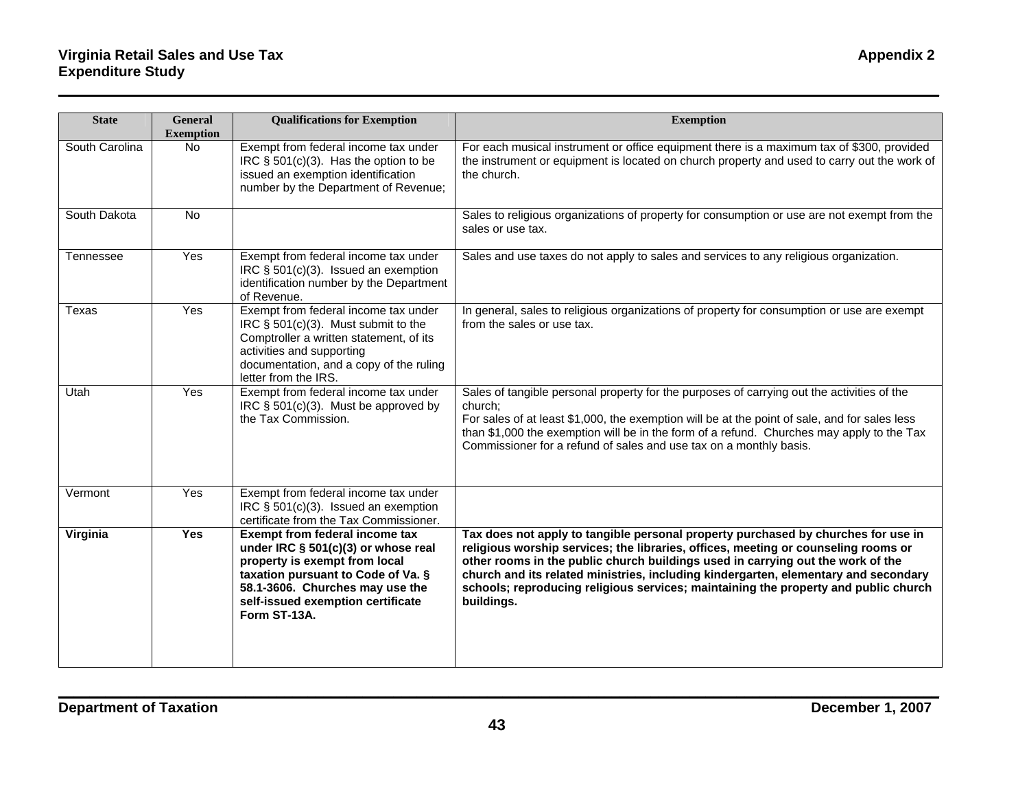| State | General Exemption | Qualifications for Exemption | Exemption |
|---|---|---|---|
| South Carolina | No | Exempt from federal income tax under IRC § 501(c)(3). Has the option to be issued an exemption identification number by the Department of Revenue; | For each musical instrument or office equipment there is a maximum tax of $300, provided the instrument or equipment is located on church property and used to carry out the work of the church. |
| South Dakota | No | | Sales to religious organizations of property for consumption or use are not exempt from the sales or use tax. |
| Tennessee | Yes | Exempt from federal income tax under IRC § 501(c)(3). Issued an exemption identification number by the Department of Revenue. | Sales and use taxes do not apply to sales and services to any religious organization. |
| Texas | Yes | Exempt from federal income tax under IRC § 501(c)(3). Must submit to the Comptroller a written statement, of its activities and supporting documentation, and a copy of the ruling letter from the IRS. | In general, sales to religious organizations of property for consumption or use are exempt from the sales or use tax. |
| Utah | Yes | Exempt from federal income tax under IRC § 501(c)(3). Must be approved by the Tax Commission. | Sales of tangible personal property for the purposes of carrying out the activities of the church;<br>For sales of at least $1,000, the exemption will be at the point of sale, and for sales less than $1,000 the exemption will be in the form of a refund. Churches may apply to the Tax Commissioner for a refund of sales and use tax on a monthly basis. |
| Vermont | Yes | Exempt from federal income tax under IRC § 501(c)(3). Issued an exemption certificate from the Tax Commissioner. | |
| **Virginia** | **Yes** | **Exempt from federal income tax under IRC § 501(c)(3) or whose real property is exempt from local taxation pursuant to Code of Va. § 58.1-3606. Churches may use the self-issued exemption certificate Form ST-13A.** | **Tax does not apply to tangible personal property purchased by churches for use in religious worship services; the libraries, offices, meeting or counseling rooms or other rooms in the public church buildings used in carrying out the work of the church and its related ministries, including kindergarten, elementary and secondary schools; reproducing religious services; maintaining the property and public church buildings.** |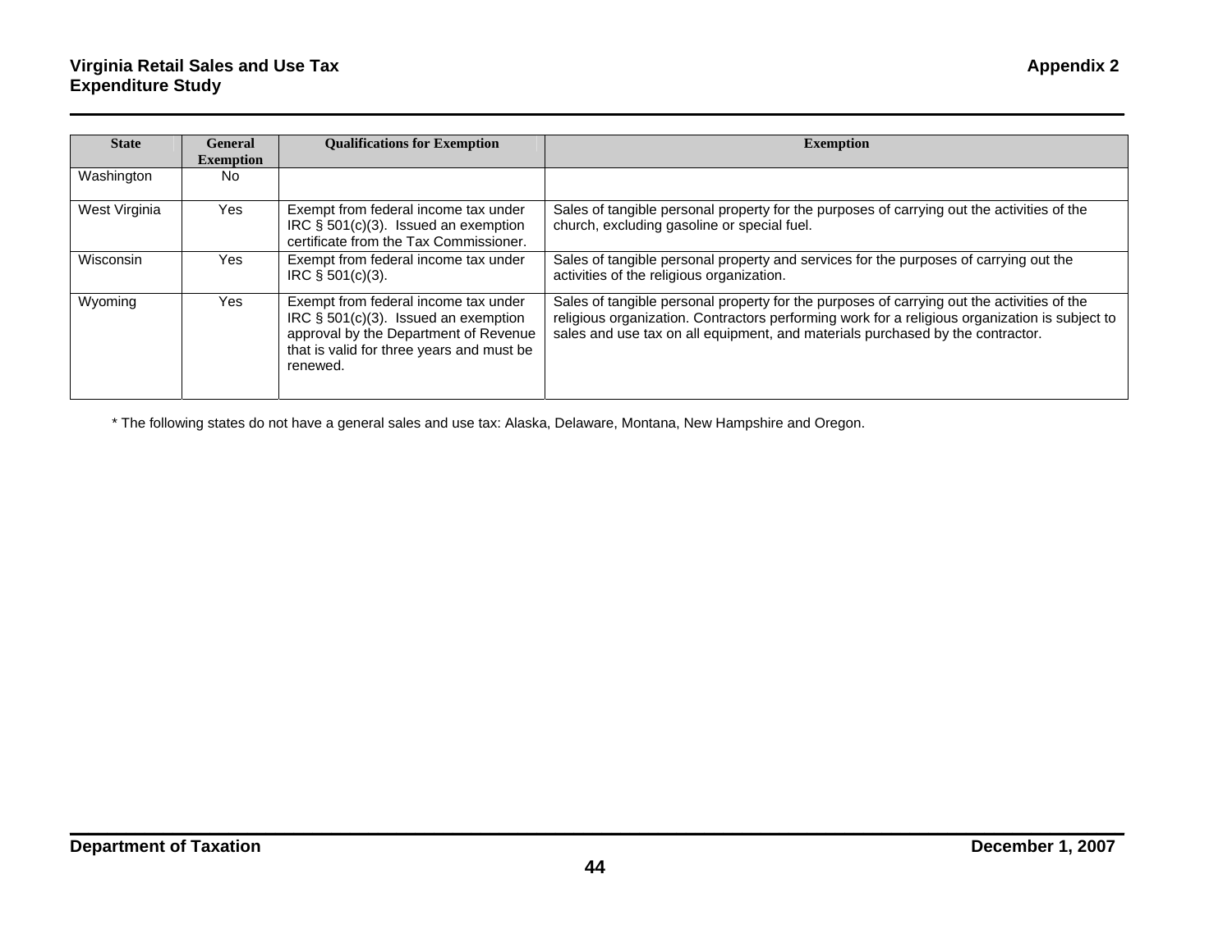| State | General Exemption | Qualifications for Exemption | Exemption |
|---|---|---|---|
| Washington | No | | |
| West Virginia | Yes | Exempt from federal income tax under IRC § 501(c)(3). Issued an exemption certificate from the Tax Commissioner. | Sales of tangible personal property for the purposes of carrying out the activities of the church, excluding gasoline or special fuel. |
| Wisconsin | Yes | Exempt from federal income tax under IRC § 501(c)(3). | Sales of tangible personal property and services for the purposes of carrying out the activities of the religious organization. |
| Wyoming | Yes | Exempt from federal income tax under IRC § 501(c)(3). Issued an exemption approval by the Department of Revenue that is valid for three years and must be renewed. | Sales of tangible personal property for the purposes of carrying out the activities of the religious organization. Contractors performing work for a religious organization is subject to sales and use tax on all equipment, and materials purchased by the contractor. |

* The following states do not have a general sales and use tax: Alaska, Delaware, Montana, New Hampshire and Oregon.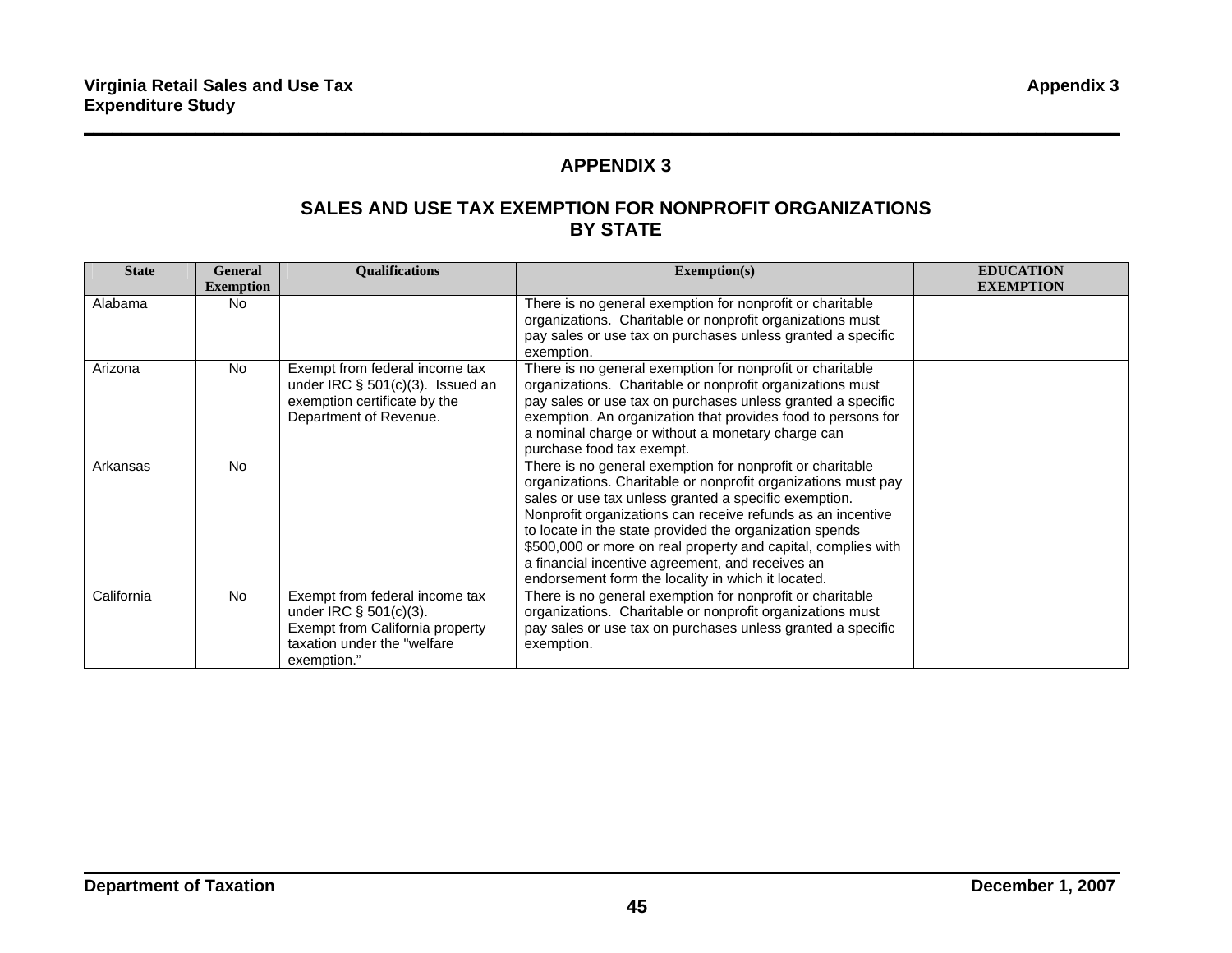# APPENDIX 3

## SALES AND USE TAX EXEMPTION FOR NONPROFIT ORGANIZATIONS BY STATE

| State | General Exemption | Qualifications | Exemption(s) | EDUCATION EXEMPTION |
|---|---|---|---|---|
| Alabama | No | | There is no general exemption for nonprofit or charitable organizations. Charitable or nonprofit organizations must pay sales or use tax on purchases unless granted a specific exemption. | |
| Arizona | No | Exempt from federal income tax under IRC § 501(c)(3). Issued an exemption certificate by the Department of Revenue. | There is no general exemption for nonprofit or charitable organizations. Charitable or nonprofit organizations must pay sales or use tax on purchases unless granted a specific exemption. An organization that provides food to persons for a nominal charge or without a monetary charge can purchase food tax exempt. | |
| Arkansas | No | | There is no general exemption for nonprofit or charitable organizations. Charitable or nonprofit organizations must pay sales or use tax unless granted a specific exemption. Nonprofit organizations can receive refunds as an incentive to locate in the state provided the organization spends $500,000 or more on real property and capital, complies with a financial incentive agreement, and receives an endorsement form the locality in which it located. | |
| California | No | Exempt from federal income tax under IRC § 501(c)(3). Exempt from California property taxation under the "welfare exemption." | There is no general exemption for nonprofit or charitable organizations. Charitable or nonprofit organizations must pay sales or use tax on purchases unless granted a specific exemption. | |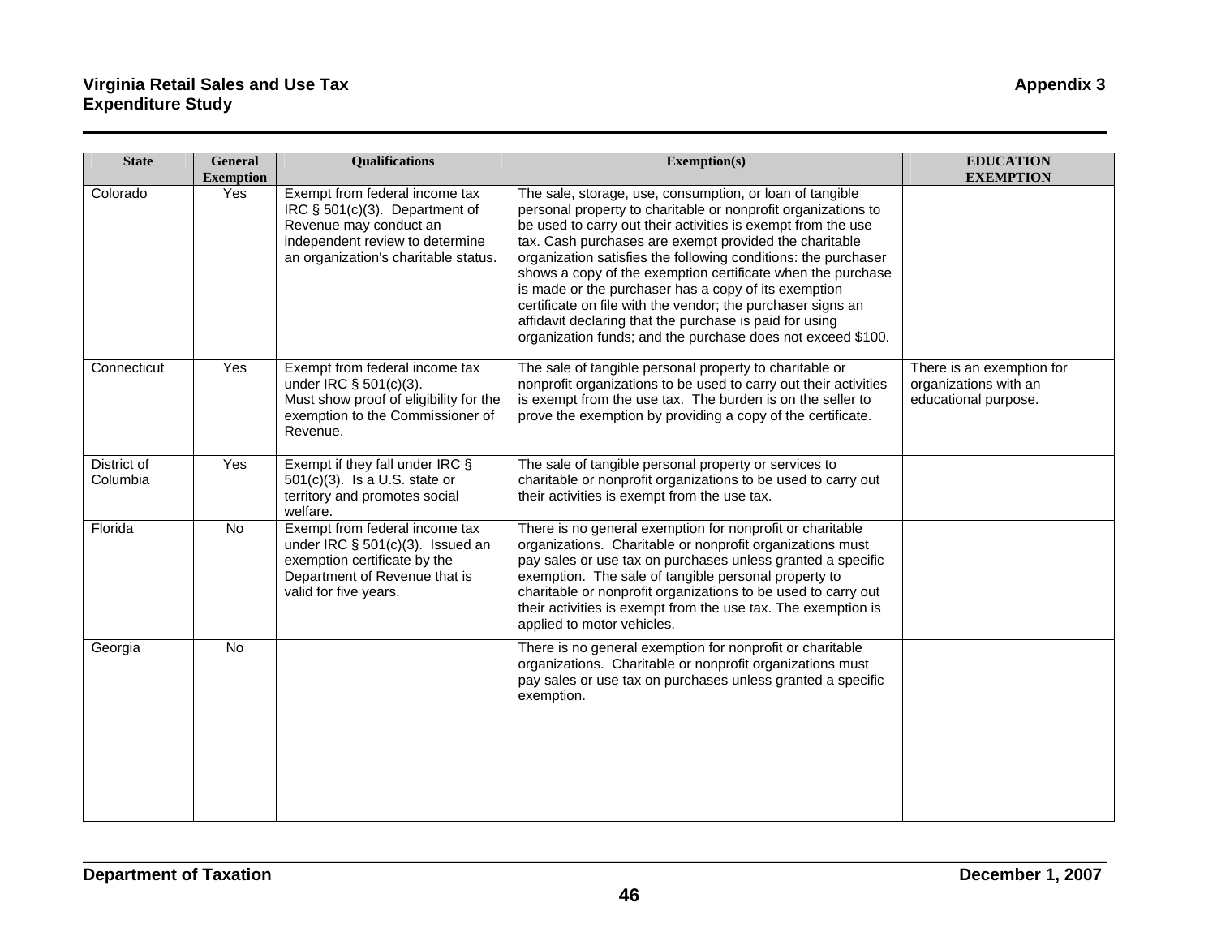| State | General Exemption | Qualifications | Exemption(s) | EDUCATION EXEMPTION |
| --- | --- | --- | --- | --- |
| Colorado | Yes | Exempt from federal income tax IRC § 501(c)(3). Department of Revenue may conduct an independent review to determine an organization's charitable status. | The sale, storage, use, consumption, or loan of tangible personal property to charitable or nonprofit organizations to be used to carry out their activities is exempt from the use tax. Cash purchases are exempt provided the charitable organization satisfies the following conditions: the purchaser shows a copy of the exemption certificate when the purchase is made or the purchaser has a copy of its exemption certificate on file with the vendor; the purchaser signs an affidavit declaring that the purchase is paid for using organization funds; and the purchase does not exceed $100. | |
| Connecticut | Yes | Exempt from federal income tax under IRC § 501(c)(3). Must show proof of eligibility for the exemption to the Commissioner of Revenue. | The sale of tangible personal property to charitable or nonprofit organizations to be used to carry out their activities is exempt from the use tax. The burden is on the seller to prove the exemption by providing a copy of the certificate. | There is an exemption for organizations with an educational purpose. |
| District of Columbia | Yes | Exempt if they fall under IRC § 501(c)(3). Is a U.S. state or territory and promotes social welfare. | The sale of tangible personal property or services to charitable or nonprofit organizations to be used to carry out their activities is exempt from the use tax. | |
| Florida | No | Exempt from federal income tax under IRC § 501(c)(3). Issued an exemption certificate by the Department of Revenue that is valid for five years. | There is no general exemption for nonprofit or charitable organizations. Charitable or nonprofit organizations must pay sales or use tax on purchases unless granted a specific exemption. The sale of tangible personal property to charitable or nonprofit organizations to be used to carry out their activities is exempt from the use tax. The exemption is applied to motor vehicles. | |
| Georgia | No | | There is no general exemption for nonprofit or charitable organizations. Charitable or nonprofit organizations must pay sales or use tax on purchases unless granted a specific exemption. | |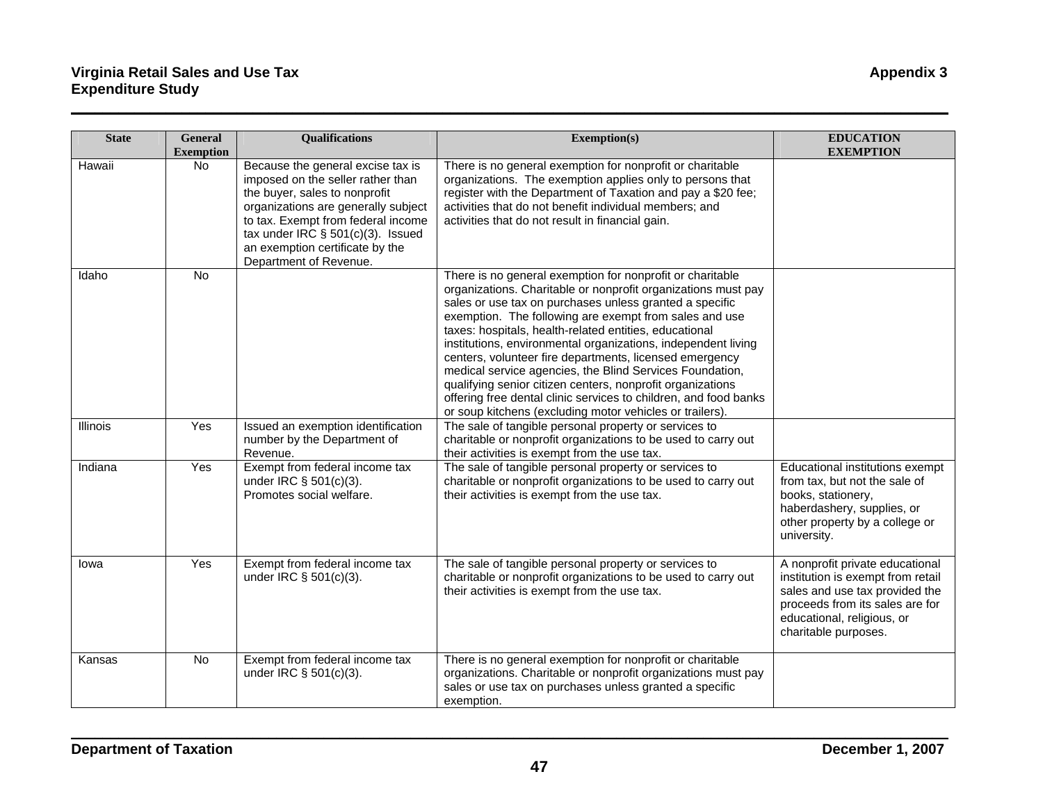| State | General Exemption | Qualifications | Exemption(s) | EDUCATION EXEMPTION |
|---|---|---|---|---|
| Hawaii | No | Because the general excise tax is imposed on the seller rather than the buyer, sales to nonprofit organizations are generally subject to tax. Exempt from federal income tax under IRC § 501(c)(3). Issued an exemption certificate by the Department of Revenue. | There is no general exemption for nonprofit or charitable organizations. The exemption applies only to persons that register with the Department of Taxation and pay a $20 fee; activities that do not benefit individual members; and activities that do not result in financial gain. | |
| Idaho | No | | There is no general exemption for nonprofit or charitable organizations. Charitable or nonprofit organizations must pay sales or use tax on purchases unless granted a specific exemption. The following are exempt from sales and use taxes: hospitals, health-related entities, educational institutions, environmental organizations, independent living centers, volunteer fire departments, licensed emergency medical service agencies, the Blind Services Foundation, qualifying senior citizen centers, nonprofit organizations offering free dental clinic services to children, and food banks or soup kitchens (excluding motor vehicles or trailers). | |
| Illinois | Yes | Issued an exemption identification number by the Department of Revenue. | The sale of tangible personal property or services to charitable or nonprofit organizations to be used to carry out their activities is exempt from the use tax. | |
| Indiana | Yes | Exempt from federal income tax under IRC § 501(c)(3). Promotes social welfare. | The sale of tangible personal property or services to charitable or nonprofit organizations to be used to carry out their activities is exempt from the use tax. | Educational institutions exempt from tax, but not the sale of books, stationery, haberdashery, supplies, or other property by a college or university. |
| Iowa | Yes | Exempt from federal income tax under IRC § 501(c)(3). | The sale of tangible personal property or services to charitable or nonprofit organizations to be used to carry out their activities is exempt from the use tax. | A nonprofit private educational institution is exempt from retail sales and use tax provided the proceeds from its sales are for educational, religious, or charitable purposes. |
| Kansas | No | Exempt from federal income tax under IRC § 501(c)(3). | There is no general exemption for nonprofit or charitable organizations. Charitable or nonprofit organizations must pay sales or use tax on purchases unless granted a specific exemption. | |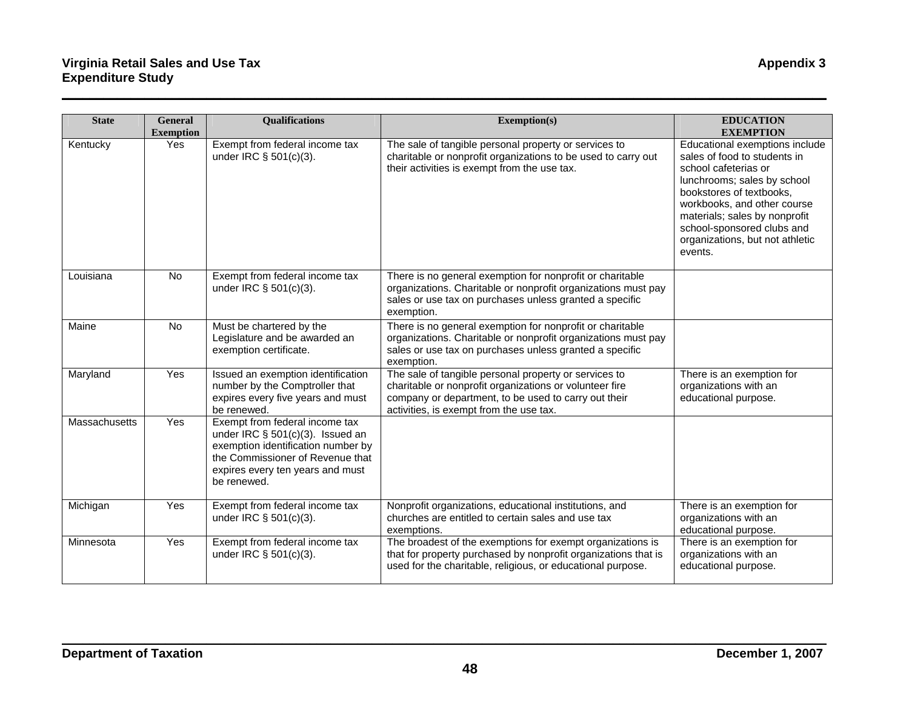| State | General Exemption | Qualifications | Exemption(s) | EDUCATION EXEMPTION |
|---|---|---|---|---|
| Kentucky | Yes | Exempt from federal income tax under IRC § 501(c)(3). | The sale of tangible personal property or services to charitable or nonprofit organizations to be used to carry out their activities is exempt from the use tax. | Educational exemptions include sales of food to students in school cafeterias or lunchrooms; sales by school bookstores of textbooks, workbooks, and other course materials; sales by nonprofit school-sponsored clubs and organizations, but not athletic events. |
| Louisiana | No | Exempt from federal income tax under IRC § 501(c)(3). | There is no general exemption for nonprofit or charitable organizations. Charitable or nonprofit organizations must pay sales or use tax on purchases unless granted a specific exemption. | |
| Maine | No | Must be chartered by the Legislature and be awarded an exemption certificate. | There is no general exemption for nonprofit or charitable organizations. Charitable or nonprofit organizations must pay sales or use tax on purchases unless granted a specific exemption. | |
| Maryland | Yes | Issued an exemption identification number by the Comptroller that expires every five years and must be renewed. | The sale of tangible personal property or services to charitable or nonprofit organizations or volunteer fire company or department, to be used to carry out their activities, is exempt from the use tax. | There is an exemption for organizations with an educational purpose. |
| Massachusetts | Yes | Exempt from federal income tax under IRC § 501(c)(3). Issued an exemption identification number by the Commissioner of Revenue that expires every ten years and must be renewed. | | |
| Michigan | Yes | Exempt from federal income tax under IRC § 501(c)(3). | Nonprofit organizations, educational institutions, and churches are entitled to certain sales and use tax exemptions. | There is an exemption for organizations with an educational purpose. |
| Minnesota | Yes | Exempt from federal income tax under IRC § 501(c)(3). | The broadest of the exemptions for exempt organizations is that for property purchased by nonprofit organizations that is used for the charitable, religious, or educational purpose. | There is an exemption for organizations with an educational purpose. |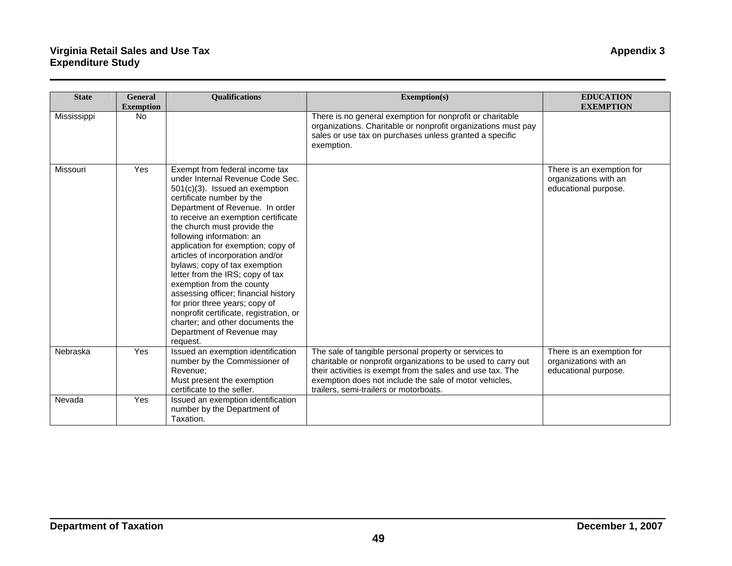| State | General Exemption | Qualifications | Exemption(s) | EDUCATION EXEMPTION |
| --- | --- | --- | --- | --- |
| Mississippi | No | | There is no general exemption for nonprofit or charitable organizations. Charitable or nonprofit organizations must pay sales or use tax on purchases unless granted a specific exemption. | |
| Missouri | Yes | Exempt from federal income tax under Internal Revenue Code Sec. 501(c)(3). Issued an exemption certificate number by the Department of Revenue. In order to receive an exemption certificate the church must provide the following information: an application for exemption; copy of articles of incorporation and/or bylaws; copy of tax exemption letter from the IRS; copy of tax exemption from the county assessing officer; financial history for prior three years; copy of nonprofit certificate, registration, or charter; and other documents the Department of Revenue may request. | | There is an exemption for organizations with an educational purpose. |
| Nebraska | Yes | Issued an exemption identification number by the Commissioner of Revenue;<br>Must present the exemption certificate to the seller. | The sale of tangible personal property or services to charitable or nonprofit organizations to be used to carry out their activities is exempt from the sales and use tax. The exemption does not include the sale of motor vehicles, trailers, semi-trailers or motorboats. | There is an exemption for organizations with an educational purpose. |
| Nevada | Yes | Issued an exemption identification number by the Department of Taxation. | | |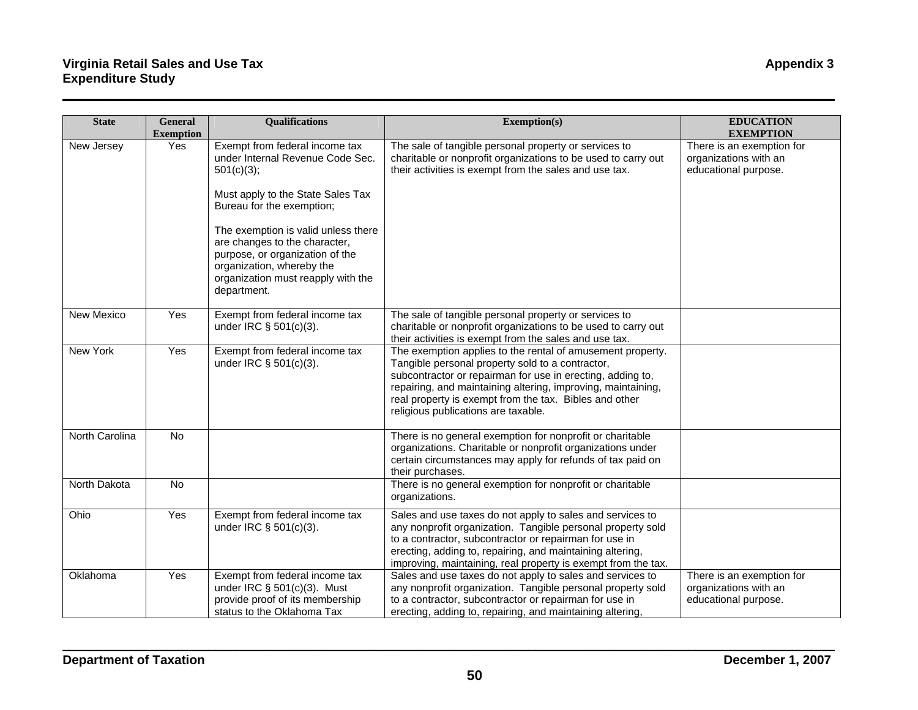| State | General Exemption | Qualifications | Exemption(s) | EDUCATION EXEMPTION |
|---|---|---|---|---|
| New Jersey | Yes | Exempt from federal income tax under Internal Revenue Code Sec. 501(c)(3);<br><br>Must apply to the State Sales Tax Bureau for the exemption;<br><br>The exemption is valid unless there are changes to the character, purpose, or organization of the organization, whereby the organization must reapply with the department. | The sale of tangible personal property or services to charitable or nonprofit organizations to be used to carry out their activities is exempt from the sales and use tax. | There is an exemption for organizations with an educational purpose. |
| New Mexico | Yes | Exempt from federal income tax under IRC § 501(c)(3). | The sale of tangible personal property or services to charitable or nonprofit organizations to be used to carry out their activities is exempt from the sales and use tax. | |
| New York | Yes | Exempt from federal income tax under IRC § 501(c)(3). | The exemption applies to the rental of amusement property. Tangible personal property sold to a contractor, subcontractor or repairman for use in erecting, adding to, repairing, and maintaining altering, improving, maintaining, real property is exempt from the tax. Bibles and other religious publications are taxable. | |
| North Carolina | No | | There is no general exemption for nonprofit or charitable organizations. Charitable or nonprofit organizations under certain circumstances may apply for refunds of tax paid on their purchases. | |
| North Dakota | No | | There is no general exemption for nonprofit or charitable organizations. | |
| Ohio | Yes | Exempt from federal income tax under IRC § 501(c)(3). | Sales and use taxes do not apply to sales and services to any nonprofit organization. Tangible personal property sold to a contractor, subcontractor or repairman for use in erecting, adding to, repairing, and maintaining altering, improving, maintaining, real property is exempt from the tax. | |
| Oklahoma | Yes | Exempt from federal income tax under IRC § 501(c)(3). Must provide proof of its membership status to the Oklahoma Tax | Sales and use taxes do not apply to sales and services to any nonprofit organization. Tangible personal property sold to a contractor, subcontractor or repairman for use in erecting, adding to, repairing, and maintaining altering, | There is an exemption for organizations with an educational purpose. |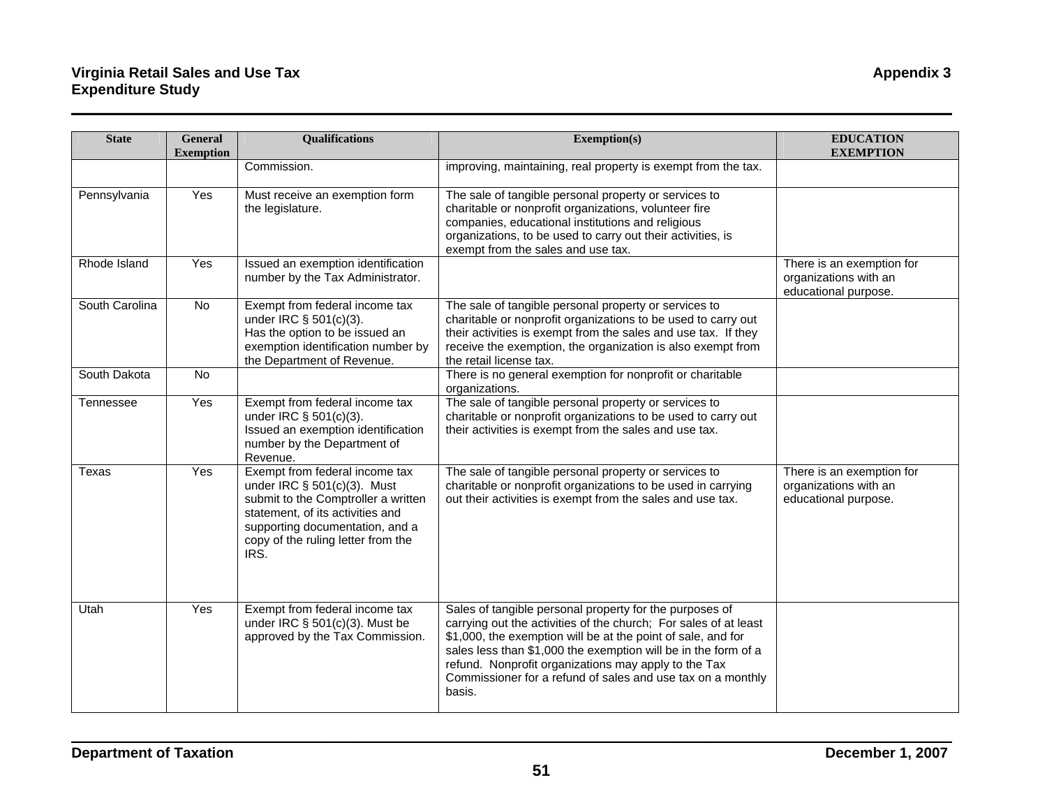| State | General Exemption | Qualifications | Exemption(s) | EDUCATION EXEMPTION |
|---|---|---|---|---|
| | | Commission. | improving, maintaining, real property is exempt from the tax. | |
| Pennsylvania | Yes | Must receive an exemption form the legislature. | The sale of tangible personal property or services to charitable or nonprofit organizations, volunteer fire companies, educational institutions and religious organizations, to be used to carry out their activities, is exempt from the sales and use tax. | |
| Rhode Island | Yes | Issued an exemption identification number by the Tax Administrator. | | There is an exemption for organizations with an educational purpose. |
| South Carolina | No | Exempt from federal income tax under IRC § 501(c)(3). Has the option to be issued an exemption identification number by the Department of Revenue. | The sale of tangible personal property or services to charitable or nonprofit organizations to be used to carry out their activities is exempt from the sales and use tax. If they receive the exemption, the organization is also exempt from the retail license tax. | |
| South Dakota | No | | There is no general exemption for nonprofit or charitable organizations. | |
| Tennessee | Yes | Exempt from federal income tax under IRC § 501(c)(3). Issued an exemption identification number by the Department of Revenue. | The sale of tangible personal property or services to charitable or nonprofit organizations to be used to carry out their activities is exempt from the sales and use tax. | |
| Texas | Yes | Exempt from federal income tax under IRC § 501(c)(3). Must submit to the Comptroller a written statement, of its activities and supporting documentation, and a copy of the ruling letter from the IRS. | The sale of tangible personal property or services to charitable or nonprofit organizations to be used in carrying out their activities is exempt from the sales and use tax. | There is an exemption for organizations with an educational purpose. |
| Utah | Yes | Exempt from federal income tax under IRC § 501(c)(3). Must be approved by the Tax Commission. | Sales of tangible personal property for the purposes of carrying out the activities of the church; For sales of at least $1,000, the exemption will be at the point of sale, and for sales less than $1,000 the exemption will be in the form of a refund. Nonprofit organizations may apply to the Tax Commissioner for a refund of sales and use tax on a monthly basis. | |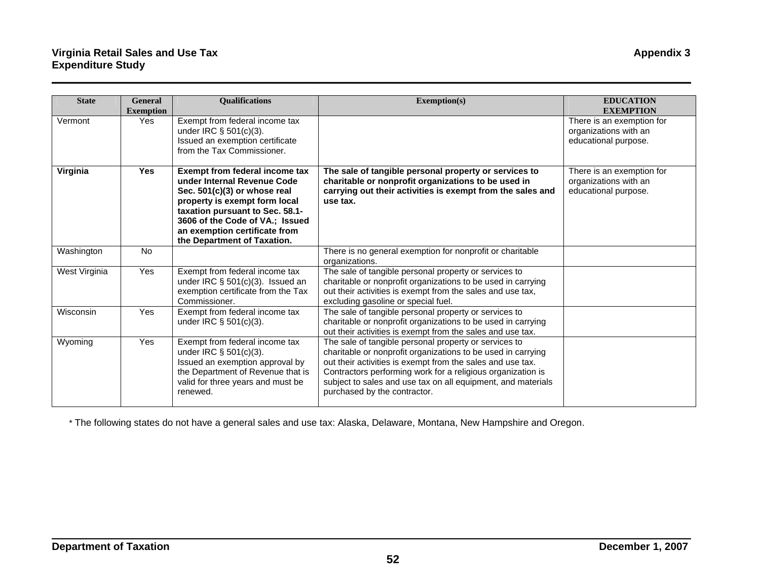| State | General Exemption | Qualifications | Exemption(s) | EDUCATION EXEMPTION |
|---|---|---|---|---|
| Vermont | Yes | Exempt from federal income tax under IRC § 501(c)(3). Issued an exemption certificate from the Tax Commissioner. | | There is an exemption for organizations with an educational purpose. |
| **Virginia** | **Yes** | **Exempt from federal income tax under Internal Revenue Code Sec. 501(c)(3) or whose real property is exempt form local taxation pursuant to Sec. 58.1-3606 of the Code of VA.; Issued an exemption certificate from the Department of Taxation.** | **The sale of tangible personal property or services to charitable or nonprofit organizations to be used in carrying out their activities is exempt from the sales and use tax.** | There is an exemption for organizations with an educational purpose. |
| Washington | No | | There is no general exemption for nonprofit or charitable organizations. | |
| West Virginia | Yes | Exempt from federal income tax under IRC § 501(c)(3). Issued an exemption certificate from the Tax Commissioner. | The sale of tangible personal property or services to charitable or nonprofit organizations to be used in carrying out their activities is exempt from the sales and use tax, excluding gasoline or special fuel. | |
| Wisconsin | Yes | Exempt from federal income tax under IRC § 501(c)(3). | The sale of tangible personal property or services to charitable or nonprofit organizations to be used in carrying out their activities is exempt from the sales and use tax. | |
| Wyoming | Yes | Exempt from federal income tax under IRC § 501(c)(3). Issued an exemption approval by the Department of Revenue that is valid for three years and must be renewed. | The sale of tangible personal property or services to charitable or nonprofit organizations to be used in carrying out their activities is exempt from the sales and use tax. Contractors performing work for a religious organization is subject to sales and use tax on all equipment, and materials purchased by the contractor. | |

* The following states do not have a general sales and use tax: Alaska, Delaware, Montana, New Hampshire and Oregon.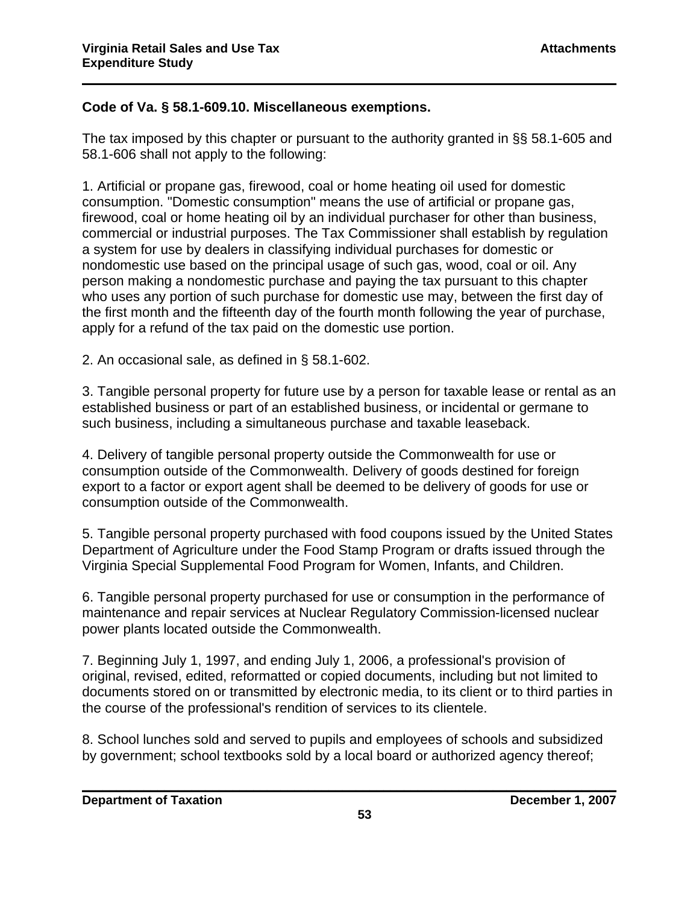**Code of Va. § 58.1-609.10. Miscellaneous exemptions.**

The tax imposed by this chapter or pursuant to the authority granted in §§ 58.1-605 and 58.1-606 shall not apply to the following:

1. Artificial or propane gas, firewood, coal or home heating oil used for domestic consumption. "Domestic consumption" means the use of artificial or propane gas, firewood, coal or home heating oil by an individual purchaser for other than business, commercial or industrial purposes. The Tax Commissioner shall establish by regulation a system for use by dealers in classifying individual purchases for domestic or nondomestic use based on the principal usage of such gas, wood, coal or oil. Any person making a nondomestic purchase and paying the tax pursuant to this chapter who uses any portion of such purchase for domestic use may, between the first day of the first month and the fifteenth day of the fourth month following the year of purchase, apply for a refund of the tax paid on the domestic use portion.

2. An occasional sale, as defined in § 58.1-602.

3. Tangible personal property for future use by a person for taxable lease or rental as an established business or part of an established business, or incidental or germane to such business, including a simultaneous purchase and taxable leaseback.

4. Delivery of tangible personal property outside the Commonwealth for use or consumption outside of the Commonwealth. Delivery of goods destined for foreign export to a factor or export agent shall be deemed to be delivery of goods for use or consumption outside of the Commonwealth.

5. Tangible personal property purchased with food coupons issued by the United States Department of Agriculture under the Food Stamp Program or drafts issued through the Virginia Special Supplemental Food Program for Women, Infants, and Children.

6. Tangible personal property purchased for use or consumption in the performance of maintenance and repair services at Nuclear Regulatory Commission-licensed nuclear power plants located outside the Commonwealth.

7. Beginning July 1, 1997, and ending July 1, 2006, a professional's provision of original, revised, edited, reformatted or copied documents, including but not limited to documents stored on or transmitted by electronic media, to its client or to third parties in the course of the professional's rendition of services to its clientele.

8. School lunches sold and served to pupils and employees of schools and subsidized by government; school textbooks sold by a local board or authorized agency thereof;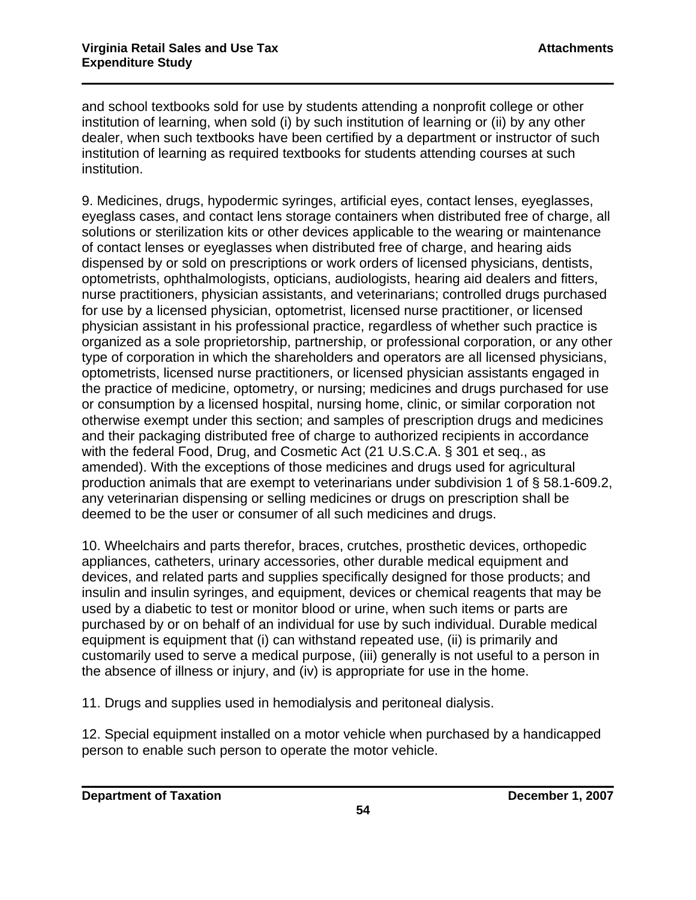and school textbooks sold for use by students attending a nonprofit college or other institution of learning, when sold (i) by such institution of learning or (ii) by any other dealer, when such textbooks have been certified by a department or instructor of such institution of learning as required textbooks for students attending courses at such institution.

9. Medicines, drugs, hypodermic syringes, artificial eyes, contact lenses, eyeglasses, eyeglass cases, and contact lens storage containers when distributed free of charge, all solutions or sterilization kits or other devices applicable to the wearing or maintenance of contact lenses or eyeglasses when distributed free of charge, and hearing aids dispensed by or sold on prescriptions or work orders of licensed physicians, dentists, optometrists, ophthalmologists, opticians, audiologists, hearing aid dealers and fitters, nurse practitioners, physician assistants, and veterinarians; controlled drugs purchased for use by a licensed physician, optometrist, licensed nurse practitioner, or licensed physician assistant in his professional practice, regardless of whether such practice is organized as a sole proprietorship, partnership, or professional corporation, or any other type of corporation in which the shareholders and operators are all licensed physicians, optometrists, licensed nurse practitioners, or licensed physician assistants engaged in the practice of medicine, optometry, or nursing; medicines and drugs purchased for use or consumption by a licensed hospital, nursing home, clinic, or similar corporation not otherwise exempt under this section; and samples of prescription drugs and medicines and their packaging distributed free of charge to authorized recipients in accordance with the federal Food, Drug, and Cosmetic Act (21 U.S.C.A. § 301 et seq., as amended). With the exceptions of those medicines and drugs used for agricultural production animals that are exempt to veterinarians under subdivision 1 of § 58.1-609.2, any veterinarian dispensing or selling medicines or drugs on prescription shall be deemed to be the user or consumer of all such medicines and drugs.

10. Wheelchairs and parts therefor, braces, crutches, prosthetic devices, orthopedic appliances, catheters, urinary accessories, other durable medical equipment and devices, and related parts and supplies specifically designed for those products; and insulin and insulin syringes, and equipment, devices or chemical reagents that may be used by a diabetic to test or monitor blood or urine, when such items or parts are purchased by or on behalf of an individual for use by such individual. Durable medical equipment is equipment that (i) can withstand repeated use, (ii) is primarily and customarily used to serve a medical purpose, (iii) generally is not useful to a person in the absence of illness or injury, and (iv) is appropriate for use in the home.

11. Drugs and supplies used in hemodialysis and peritoneal dialysis.

12. Special equipment installed on a motor vehicle when purchased by a handicapped person to enable such person to operate the motor vehicle.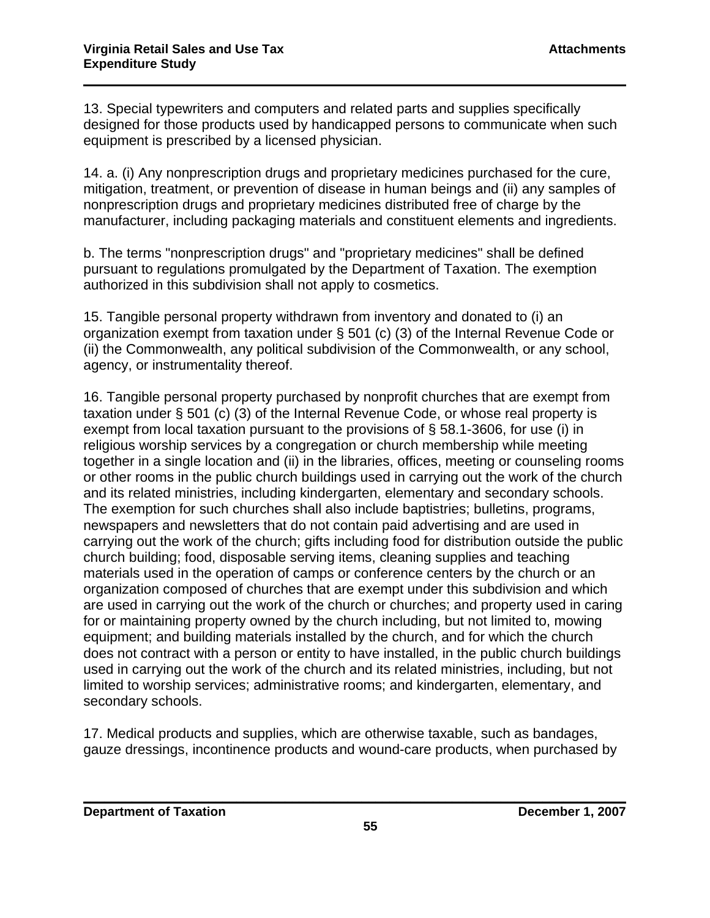13. Special typewriters and computers and related parts and supplies specifically designed for those products used by handicapped persons to communicate when such equipment is prescribed by a licensed physician.

14. a. (i) Any nonprescription drugs and proprietary medicines purchased for the cure, mitigation, treatment, or prevention of disease in human beings and (ii) any samples of nonprescription drugs and proprietary medicines distributed free of charge by the manufacturer, including packaging materials and constituent elements and ingredients.

b. The terms "nonprescription drugs" and "proprietary medicines" shall be defined pursuant to regulations promulgated by the Department of Taxation. The exemption authorized in this subdivision shall not apply to cosmetics.

15. Tangible personal property withdrawn from inventory and donated to (i) an organization exempt from taxation under § 501 (c) (3) of the Internal Revenue Code or (ii) the Commonwealth, any political subdivision of the Commonwealth, or any school, agency, or instrumentality thereof.

16. Tangible personal property purchased by nonprofit churches that are exempt from taxation under § 501 (c) (3) of the Internal Revenue Code, or whose real property is exempt from local taxation pursuant to the provisions of § 58.1-3606, for use (i) in religious worship services by a congregation or church membership while meeting together in a single location and (ii) in the libraries, offices, meeting or counseling rooms or other rooms in the public church buildings used in carrying out the work of the church and its related ministries, including kindergarten, elementary and secondary schools. The exemption for such churches shall also include baptistries; bulletins, programs, newspapers and newsletters that do not contain paid advertising and are used in carrying out the work of the church; gifts including food for distribution outside the public church building; food, disposable serving items, cleaning supplies and teaching materials used in the operation of camps or conference centers by the church or an organization composed of churches that are exempt under this subdivision and which are used in carrying out the work of the church or churches; and property used in caring for or maintaining property owned by the church including, but not limited to, mowing equipment; and building materials installed by the church, and for which the church does not contract with a person or entity to have installed, in the public church buildings used in carrying out the work of the church and its related ministries, including, but not limited to worship services; administrative rooms; and kindergarten, elementary, and secondary schools.

17. Medical products and supplies, which are otherwise taxable, such as bandages, gauze dressings, incontinence products and wound-care products, when purchased by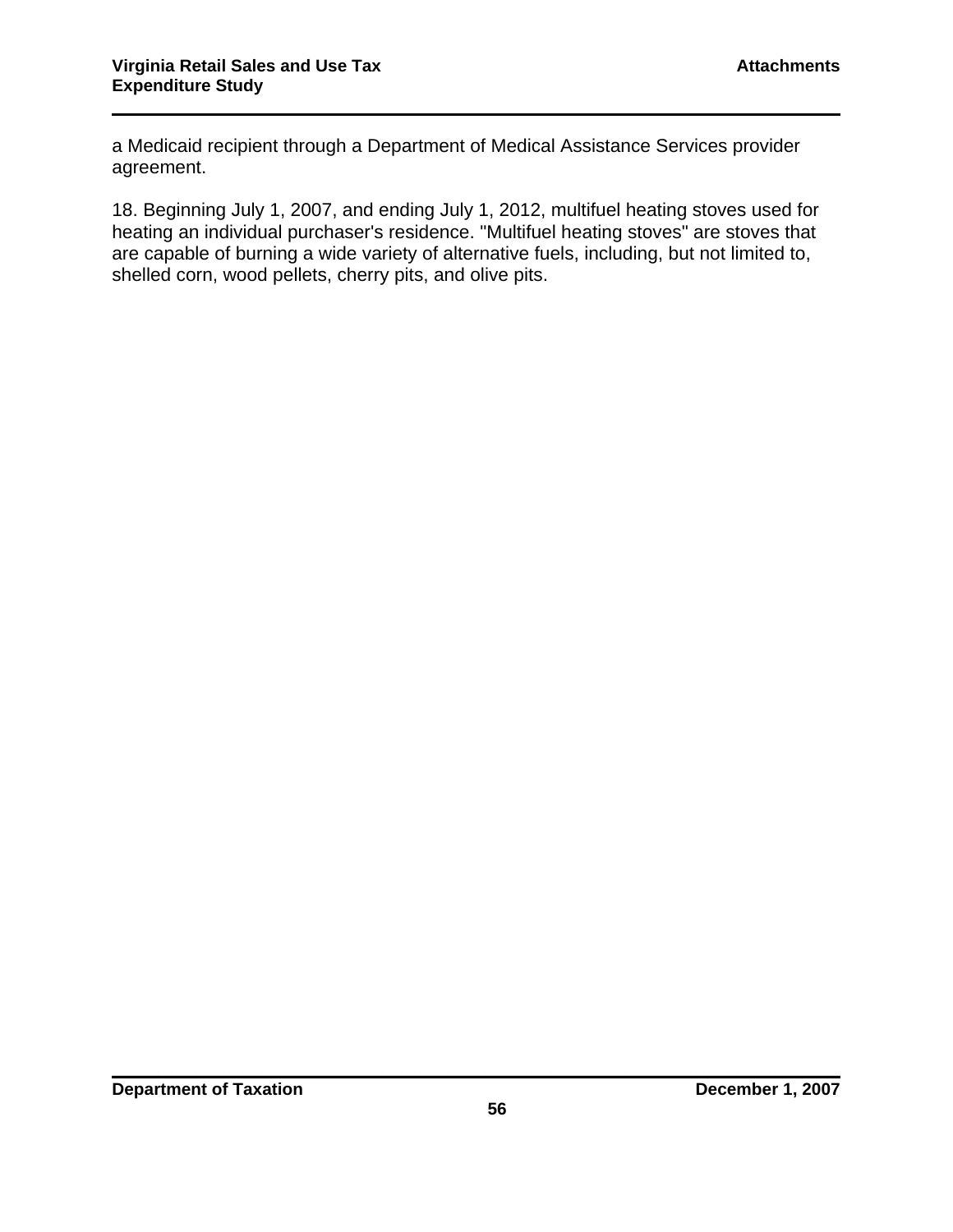a Medicaid recipient through a Department of Medical Assistance Services provider agreement.

18. Beginning July 1, 2007, and ending July 1, 2012, multifuel heating stoves used for heating an individual purchaser's residence. "Multifuel heating stoves" are stoves that are capable of burning a wide variety of alternative fuels, including, but not limited to, shelled corn, wood pellets, cherry pits, and olive pits.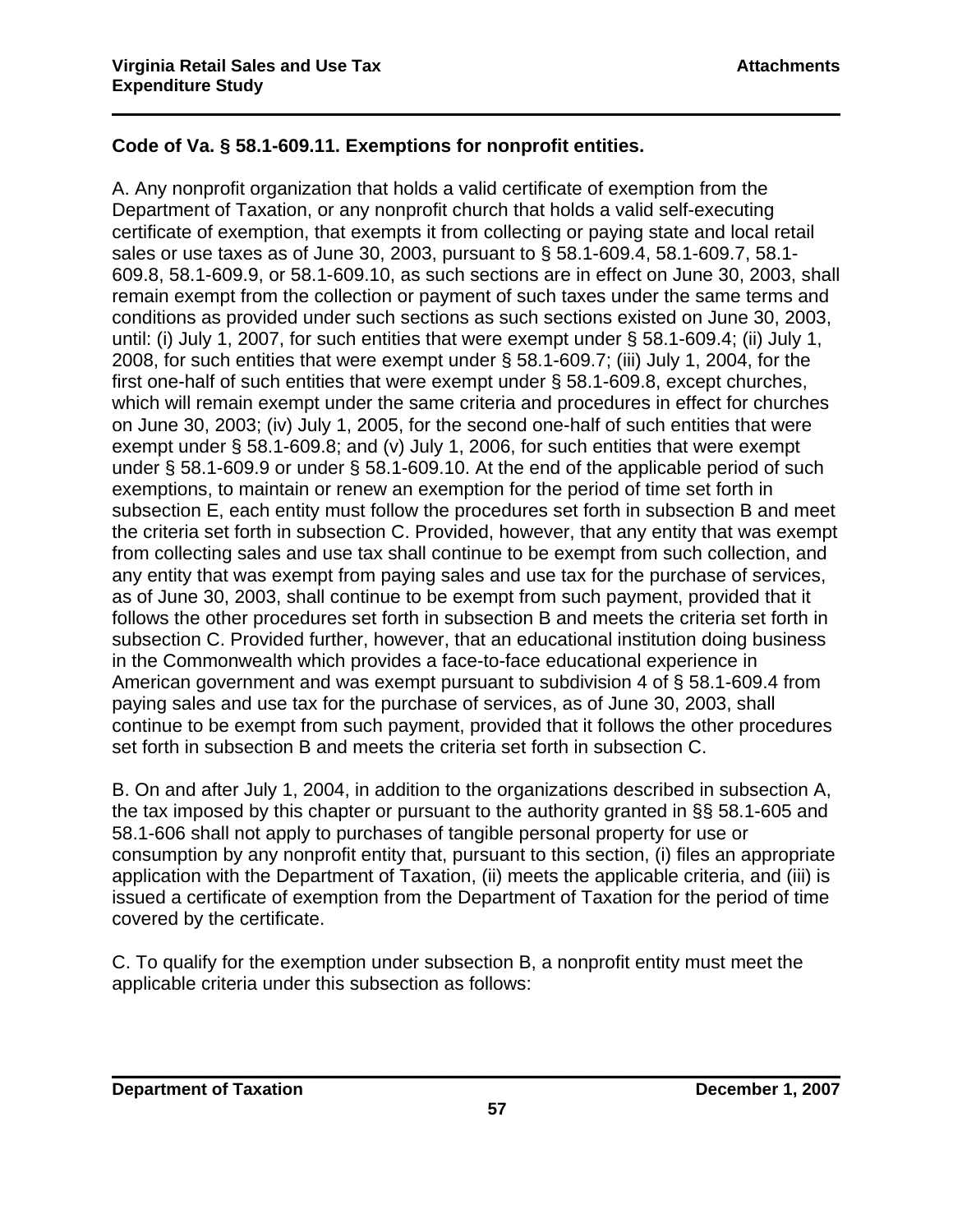**Code of Va. § 58.1-609.11. Exemptions for nonprofit entities.**

A. Any nonprofit organization that holds a valid certificate of exemption from the Department of Taxation, or any nonprofit church that holds a valid self-executing certificate of exemption, that exempts it from collecting or paying state and local retail sales or use taxes as of June 30, 2003, pursuant to § 58.1-609.4, 58.1-609.7, 58.1-609.8, 58.1-609.9, or 58.1-609.10, as such sections are in effect on June 30, 2003, shall remain exempt from the collection or payment of such taxes under the same terms and conditions as provided under such sections as such sections existed on June 30, 2003, until: (i) July 1, 2007, for such entities that were exempt under § 58.1-609.4; (ii) July 1, 2008, for such entities that were exempt under § 58.1-609.7; (iii) July 1, 2004, for the first one-half of such entities that were exempt under § 58.1-609.8, except churches, which will remain exempt under the same criteria and procedures in effect for churches on June 30, 2003; (iv) July 1, 2005, for the second one-half of such entities that were exempt under § 58.1-609.8; and (v) July 1, 2006, for such entities that were exempt under § 58.1-609.9 or under § 58.1-609.10. At the end of the applicable period of such exemptions, to maintain or renew an exemption for the period of time set forth in subsection E, each entity must follow the procedures set forth in subsection B and meet the criteria set forth in subsection C. Provided, however, that any entity that was exempt from collecting sales and use tax shall continue to be exempt from such collection, and any entity that was exempt from paying sales and use tax for the purchase of services, as of June 30, 2003, shall continue to be exempt from such payment, provided that it follows the other procedures set forth in subsection B and meets the criteria set forth in subsection C. Provided further, however, that an educational institution doing business in the Commonwealth which provides a face-to-face educational experience in American government and was exempt pursuant to subdivision 4 of § 58.1-609.4 from paying sales and use tax for the purchase of services, as of June 30, 2003, shall continue to be exempt from such payment, provided that it follows the other procedures set forth in subsection B and meets the criteria set forth in subsection C.

B. On and after July 1, 2004, in addition to the organizations described in subsection A, the tax imposed by this chapter or pursuant to the authority granted in §§ 58.1-605 and 58.1-606 shall not apply to purchases of tangible personal property for use or consumption by any nonprofit entity that, pursuant to this section, (i) files an appropriate application with the Department of Taxation, (ii) meets the applicable criteria, and (iii) is issued a certificate of exemption from the Department of Taxation for the period of time covered by the certificate.

C. To qualify for the exemption under subsection B, a nonprofit entity must meet the applicable criteria under this subsection as follows: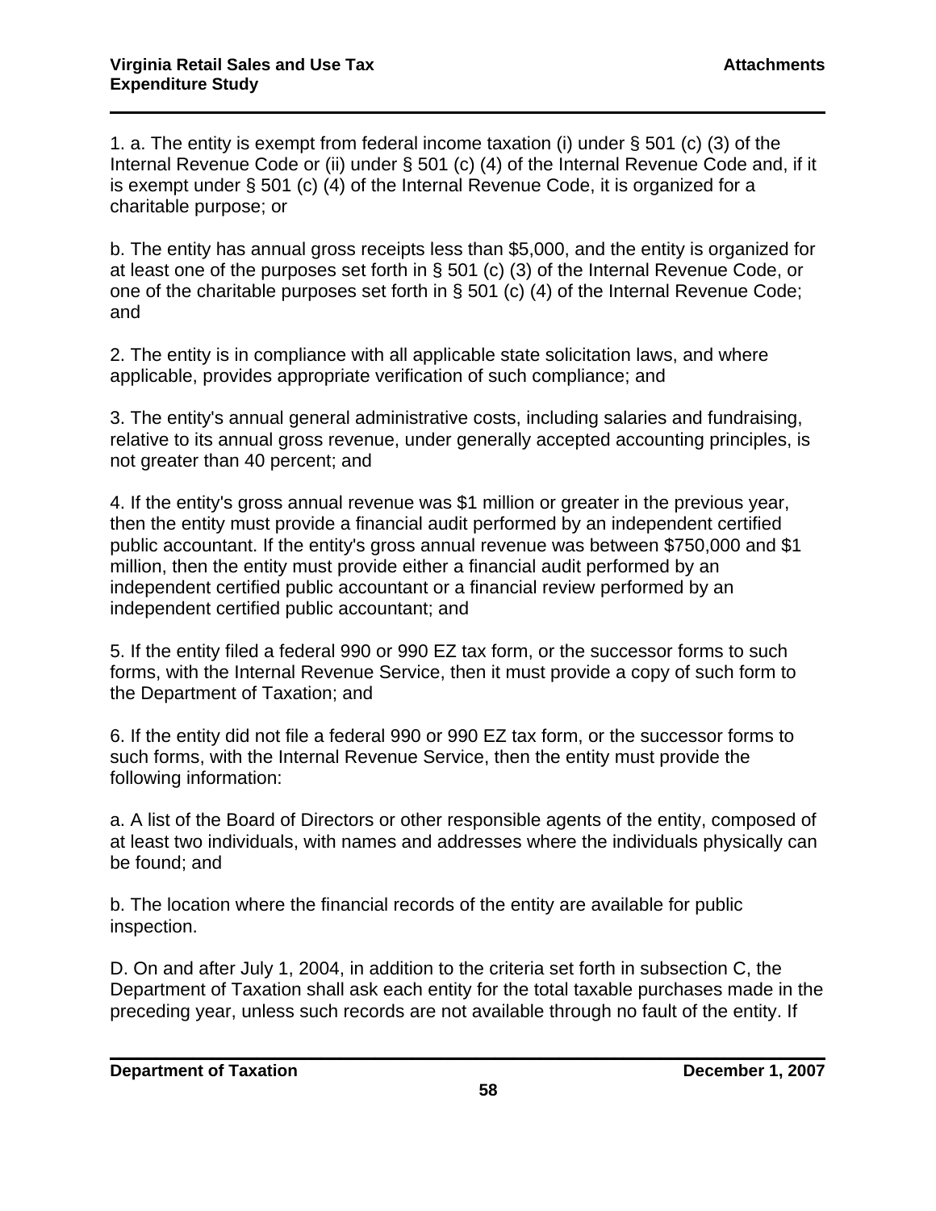1. a. The entity is exempt from federal income taxation (i) under § 501 (c) (3) of the Internal Revenue Code or (ii) under § 501 (c) (4) of the Internal Revenue Code and, if it is exempt under § 501 (c) (4) of the Internal Revenue Code, it is organized for a charitable purpose; or

b. The entity has annual gross receipts less than $5,000, and the entity is organized for at least one of the purposes set forth in § 501 (c) (3) of the Internal Revenue Code, or one of the charitable purposes set forth in § 501 (c) (4) of the Internal Revenue Code; and

2. The entity is in compliance with all applicable state solicitation laws, and where applicable, provides appropriate verification of such compliance; and

3. The entity's annual general administrative costs, including salaries and fundraising, relative to its annual gross revenue, under generally accepted accounting principles, is not greater than 40 percent; and

4. If the entity's gross annual revenue was $1 million or greater in the previous year, then the entity must provide a financial audit performed by an independent certified public accountant. If the entity's gross annual revenue was between $750,000 and $1 million, then the entity must provide either a financial audit performed by an independent certified public accountant or a financial review performed by an independent certified public accountant; and

5. If the entity filed a federal 990 or 990 EZ tax form, or the successor forms to such forms, with the Internal Revenue Service, then it must provide a copy of such form to the Department of Taxation; and

6. If the entity did not file a federal 990 or 990 EZ tax form, or the successor forms to such forms, with the Internal Revenue Service, then the entity must provide the following information:

a. A list of the Board of Directors or other responsible agents of the entity, composed of at least two individuals, with names and addresses where the individuals physically can be found; and

b. The location where the financial records of the entity are available for public inspection.

D. On and after July 1, 2004, in addition to the criteria set forth in subsection C, the Department of Taxation shall ask each entity for the total taxable purchases made in the preceding year, unless such records are not available through no fault of the entity. If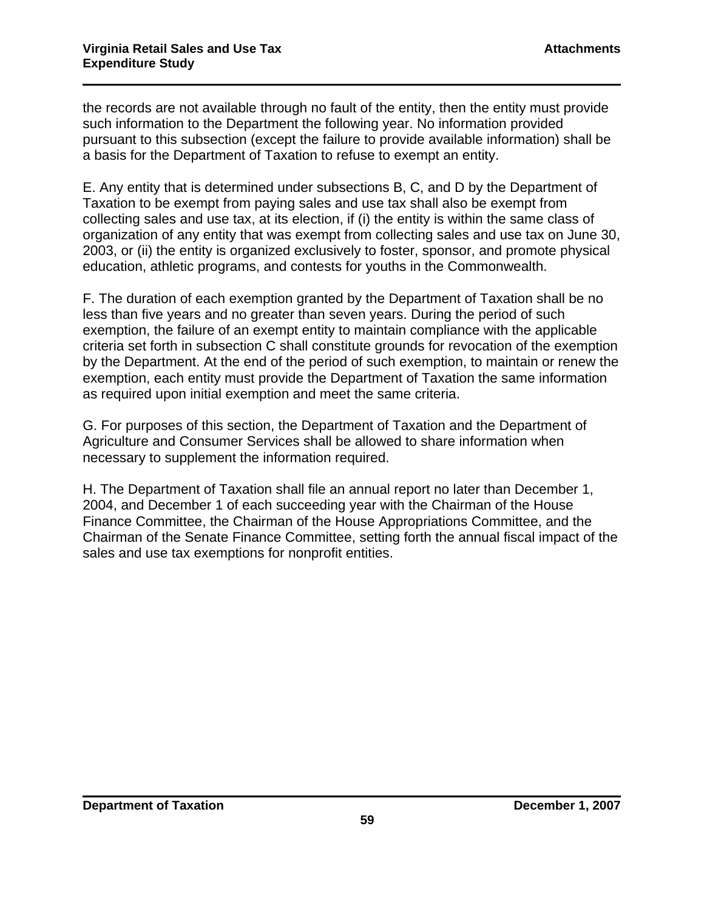the records are not available through no fault of the entity, then the entity must provide such information to the Department the following year. No information provided pursuant to this subsection (except the failure to provide available information) shall be a basis for the Department of Taxation to refuse to exempt an entity.

E. Any entity that is determined under subsections B, C, and D by the Department of Taxation to be exempt from paying sales and use tax shall also be exempt from collecting sales and use tax, at its election, if (i) the entity is within the same class of organization of any entity that was exempt from collecting sales and use tax on June 30, 2003, or (ii) the entity is organized exclusively to foster, sponsor, and promote physical education, athletic programs, and contests for youths in the Commonwealth.

F. The duration of each exemption granted by the Department of Taxation shall be no less than five years and no greater than seven years. During the period of such exemption, the failure of an exempt entity to maintain compliance with the applicable criteria set forth in subsection C shall constitute grounds for revocation of the exemption by the Department. At the end of the period of such exemption, to maintain or renew the exemption, each entity must provide the Department of Taxation the same information as required upon initial exemption and meet the same criteria.

G. For purposes of this section, the Department of Taxation and the Department of Agriculture and Consumer Services shall be allowed to share information when necessary to supplement the information required.

H. The Department of Taxation shall file an annual report no later than December 1, 2004, and December 1 of each succeeding year with the Chairman of the House Finance Committee, the Chairman of the House Appropriations Committee, and the Chairman of the Senate Finance Committee, setting forth the annual fiscal impact of the sales and use tax exemptions for nonprofit entities.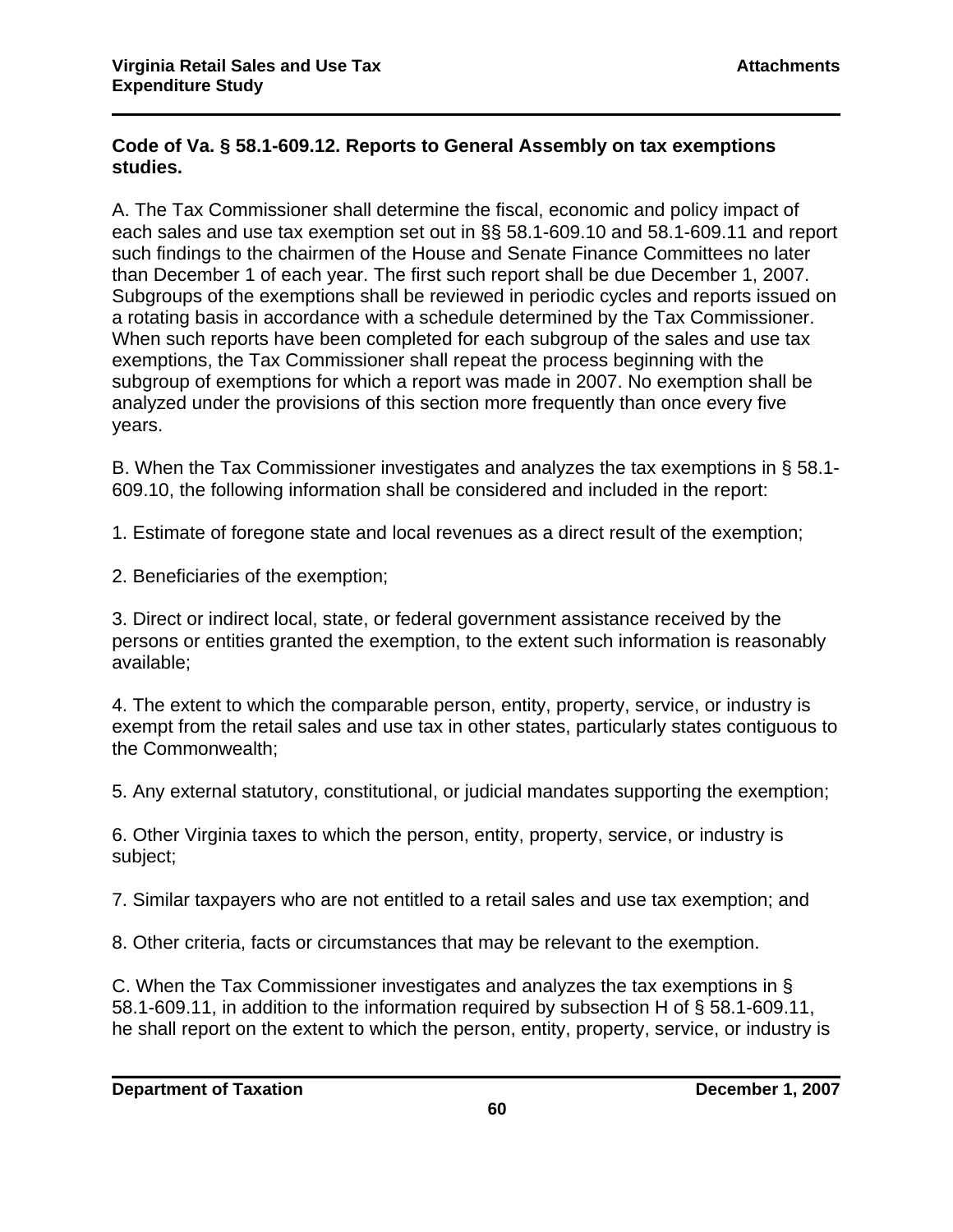**Code of Va. § 58.1-609.12. Reports to General Assembly on tax exemptions studies.**

A. The Tax Commissioner shall determine the fiscal, economic and policy impact of each sales and use tax exemption set out in §§ 58.1-609.10 and 58.1-609.11 and report such findings to the chairmen of the House and Senate Finance Committees no later than December 1 of each year. The first such report shall be due December 1, 2007. Subgroups of the exemptions shall be reviewed in periodic cycles and reports issued on a rotating basis in accordance with a schedule determined by the Tax Commissioner. When such reports have been completed for each subgroup of the sales and use tax exemptions, the Tax Commissioner shall repeat the process beginning with the subgroup of exemptions for which a report was made in 2007. No exemption shall be analyzed under the provisions of this section more frequently than once every five years.

B. When the Tax Commissioner investigates and analyzes the tax exemptions in § 58.1-609.10, the following information shall be considered and included in the report:

1. Estimate of foregone state and local revenues as a direct result of the exemption;

2. Beneficiaries of the exemption;

3. Direct or indirect local, state, or federal government assistance received by the persons or entities granted the exemption, to the extent such information is reasonably available;

4. The extent to which the comparable person, entity, property, service, or industry is exempt from the retail sales and use tax in other states, particularly states contiguous to the Commonwealth;

5. Any external statutory, constitutional, or judicial mandates supporting the exemption;

6. Other Virginia taxes to which the person, entity, property, service, or industry is subject;

7. Similar taxpayers who are not entitled to a retail sales and use tax exemption; and

8. Other criteria, facts or circumstances that may be relevant to the exemption.

C. When the Tax Commissioner investigates and analyzes the tax exemptions in § 58.1-609.11, in addition to the information required by subsection H of § 58.1-609.11, he shall report on the extent to which the person, entity, property, service, or industry is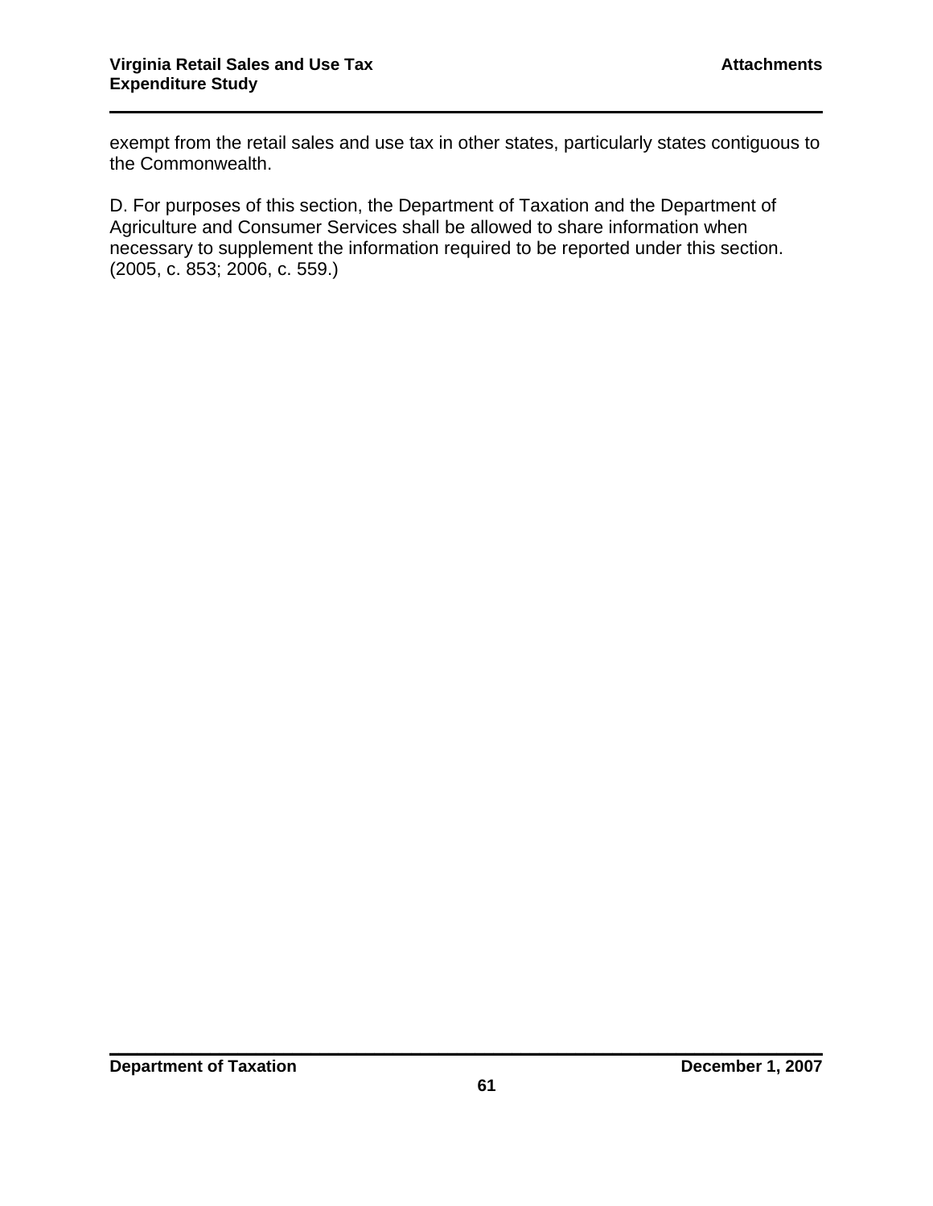exempt from the retail sales and use tax in other states, particularly states contiguous to the Commonwealth.

D. For purposes of this section, the Department of Taxation and the Department of Agriculture and Consumer Services shall be allowed to share information when necessary to supplement the information required to be reported under this section. (2005, c. 853; 2006, c. 559.)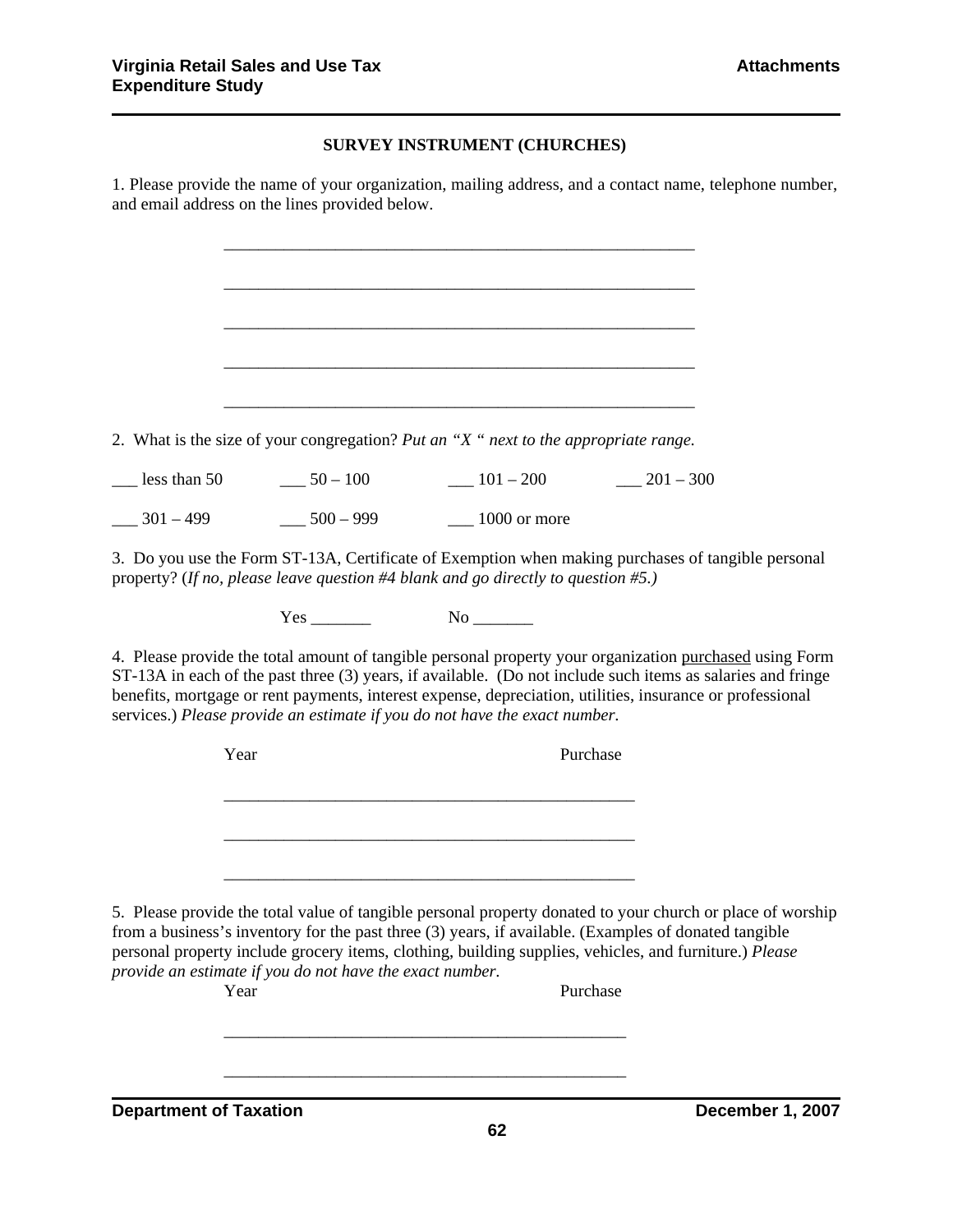## SURVEY INSTRUMENT (CHURCHES)

1. Please provide the name of your organization, mailing address, and a contact name, telephone number, and email address on the lines provided below.

\_\_\_\_\_\_\_\_\_\_\_\_\_\_\_\_\_\_\_\_\_\_\_\_\_\_\_\_\_\_\_\_\_\_\_\_\_\_\_\_\_\_\_\_\_\_\_\_\_\_\_\_\_\_\_\_

\_\_\_\_\_\_\_\_\_\_\_\_\_\_\_\_\_\_\_\_\_\_\_\_\_\_\_\_\_\_\_\_\_\_\_\_\_\_\_\_\_\_\_\_\_\_\_\_\_\_\_\_\_\_\_\_

\_\_\_\_\_\_\_\_\_\_\_\_\_\_\_\_\_\_\_\_\_\_\_\_\_\_\_\_\_\_\_\_\_\_\_\_\_\_\_\_\_\_\_\_\_\_\_\_\_\_\_\_\_\_\_\_

\_\_\_\_\_\_\_\_\_\_\_\_\_\_\_\_\_\_\_\_\_\_\_\_\_\_\_\_\_\_\_\_\_\_\_\_\_\_\_\_\_\_\_\_\_\_\_\_\_\_\_\_\_\_\_\_

\_\_\_\_\_\_\_\_\_\_\_\_\_\_\_\_\_\_\_\_\_\_\_\_\_\_\_\_\_\_\_\_\_\_\_\_\_\_\_\_\_\_\_\_\_\_\_\_\_\_\_\_\_\_\_\_

2. What is the size of your congregation? *Put an "X " next to the appropriate range.*

\_\_\_ less than 50 \_\_\_ 50 – 100 \_\_\_ 101 – 200 \_\_\_ 201 – 300

\_\_\_ 301 – 499 \_\_\_ 500 – 999 \_\_\_ 1000 or more

3. Do you use the Form ST-13A, Certificate of Exemption when making purchases of tangible personal property? (*If no, please leave question #4 blank and go directly to question #5.)*

Yes \_\_\_\_\_\_\_ No \_\_\_\_\_\_\_

4. Please provide the total amount of tangible personal property your organization purchased using Form ST-13A in each of the past three (3) years, if available. (Do not include such items as salaries and fringe benefits, mortgage or rent payments, interest expense, depreciation, utilities, insurance or professional services.) *Please provide an estimate if you do not have the exact number.*

Year Purchase

\_\_\_\_\_\_\_\_\_\_\_\_\_\_\_\_\_\_\_\_\_\_\_\_\_\_\_\_\_\_\_\_\_\_\_\_\_\_\_\_\_\_\_\_\_\_\_\_\_\_

\_\_\_\_\_\_\_\_\_\_\_\_\_\_\_\_\_\_\_\_\_\_\_\_\_\_\_\_\_\_\_\_\_\_\_\_\_\_\_\_\_\_\_\_\_\_\_\_\_\_

\_\_\_\_\_\_\_\_\_\_\_\_\_\_\_\_\_\_\_\_\_\_\_\_\_\_\_\_\_\_\_\_\_\_\_\_\_\_\_\_\_\_\_\_\_\_\_\_\_\_

5. Please provide the total value of tangible personal property donated to your church or place of worship from a business's inventory for the past three (3) years, if available. (Examples of donated tangible personal property include grocery items, clothing, building supplies, vehicles, and furniture.) *Please provide an estimate if you do not have the exact number.*

Year Purchase

\_\_\_\_\_\_\_\_\_\_\_\_\_\_\_\_\_\_\_\_\_\_\_\_\_\_\_\_\_\_\_\_\_\_\_\_\_\_\_\_\_\_\_\_\_\_\_\_\_\_

\_\_\_\_\_\_\_\_\_\_\_\_\_\_\_\_\_\_\_\_\_\_\_\_\_\_\_\_\_\_\_\_\_\_\_\_\_\_\_\_\_\_\_\_\_\_\_\_\_\_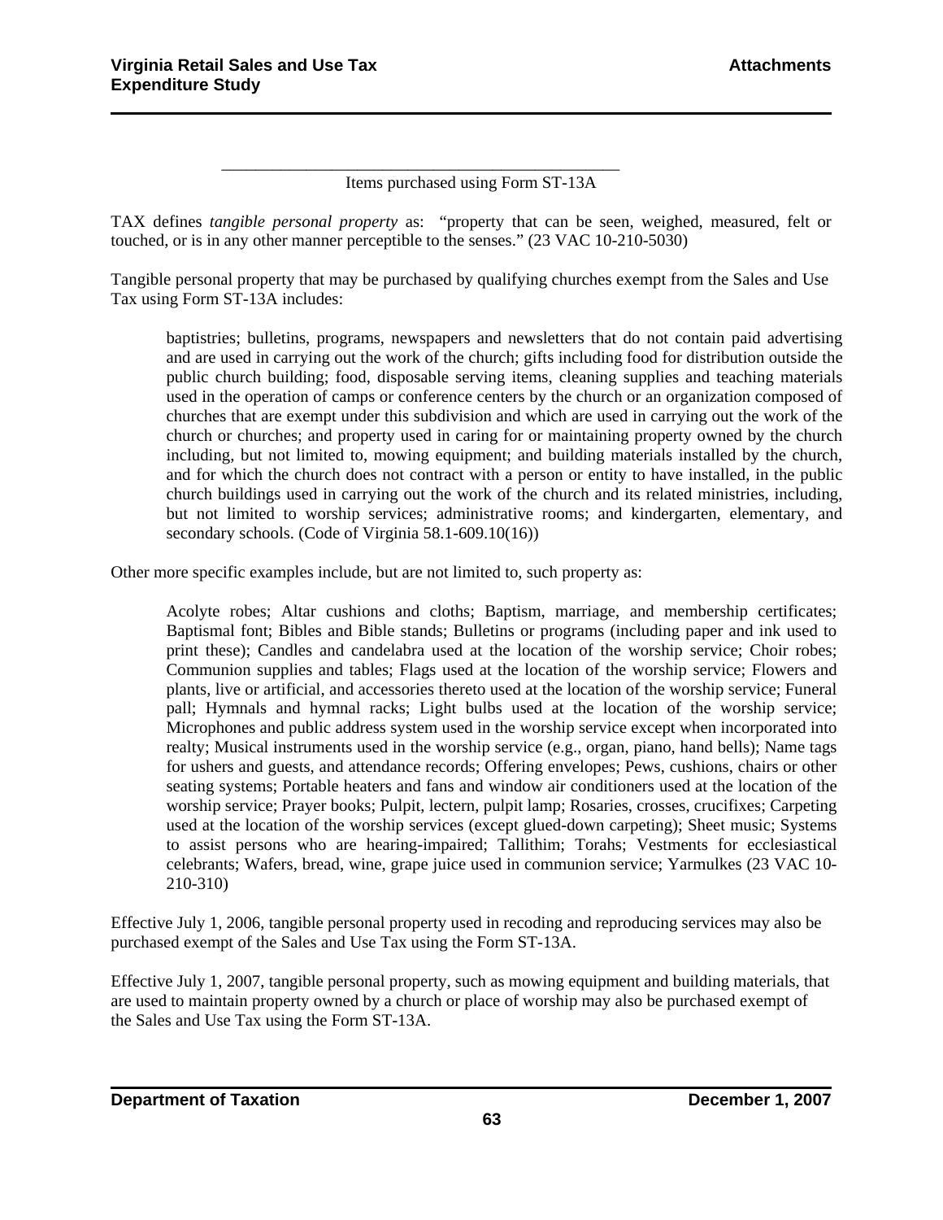Items purchased using Form ST-13A

TAX defines *tangible personal property* as: "property that can be seen, weighed, measured, felt or touched, or is in any other manner perceptible to the senses." (23 VAC 10-210-5030)

Tangible personal property that may be purchased by qualifying churches exempt from the Sales and Use Tax using Form ST-13A includes:

> baptistries; bulletins, programs, newspapers and newsletters that do not contain paid advertising and are used in carrying out the work of the church; gifts including food for distribution outside the public church building; food, disposable serving items, cleaning supplies and teaching materials used in the operation of camps or conference centers by the church or an organization composed of churches that are exempt under this subdivision and which are used in carrying out the work of the church or churches; and property used in caring for or maintaining property owned by the church including, but not limited to, mowing equipment; and building materials installed by the church, and for which the church does not contract with a person or entity to have installed, in the public church buildings used in carrying out the work of the church and its related ministries, including, but not limited to worship services; administrative rooms; and kindergarten, elementary, and secondary schools. (Code of Virginia 58.1-609.10(16))

Other more specific examples include, but are not limited to, such property as:

> Acolyte robes; Altar cushions and cloths; Baptism, marriage, and membership certificates; Baptismal font; Bibles and Bible stands; Bulletins or programs (including paper and ink used to print these); Candles and candelabra used at the location of the worship service; Choir robes; Communion supplies and tables; Flags used at the location of the worship service; Flowers and plants, live or artificial, and accessories thereto used at the location of the worship service; Funeral pall; Hymnals and hymnal racks; Light bulbs used at the location of the worship service; Microphones and public address system used in the worship service except when incorporated into realty; Musical instruments used in the worship service (e.g., organ, piano, hand bells); Name tags for ushers and guests, and attendance records; Offering envelopes; Pews, cushions, chairs or other seating systems; Portable heaters and fans and window air conditioners used at the location of the worship service; Prayer books; Pulpit, lectern, pulpit lamp; Rosaries, crosses, crucifixes; Carpeting used at the location of the worship services (except glued-down carpeting); Sheet music; Systems to assist persons who are hearing-impaired; Tallithim; Torahs; Vestments for ecclesiastical celebrants; Wafers, bread, wine, grape juice used in communion service; Yarmulkes (23 VAC 10-210-310)

Effective July 1, 2006, tangible personal property used in recoding and reproducing services may also be purchased exempt of the Sales and Use Tax using the Form ST-13A.

Effective July 1, 2007, tangible personal property, such as mowing equipment and building materials, that are used to maintain property owned by a church or place of worship may also be purchased exempt of the Sales and Use Tax using the Form ST-13A.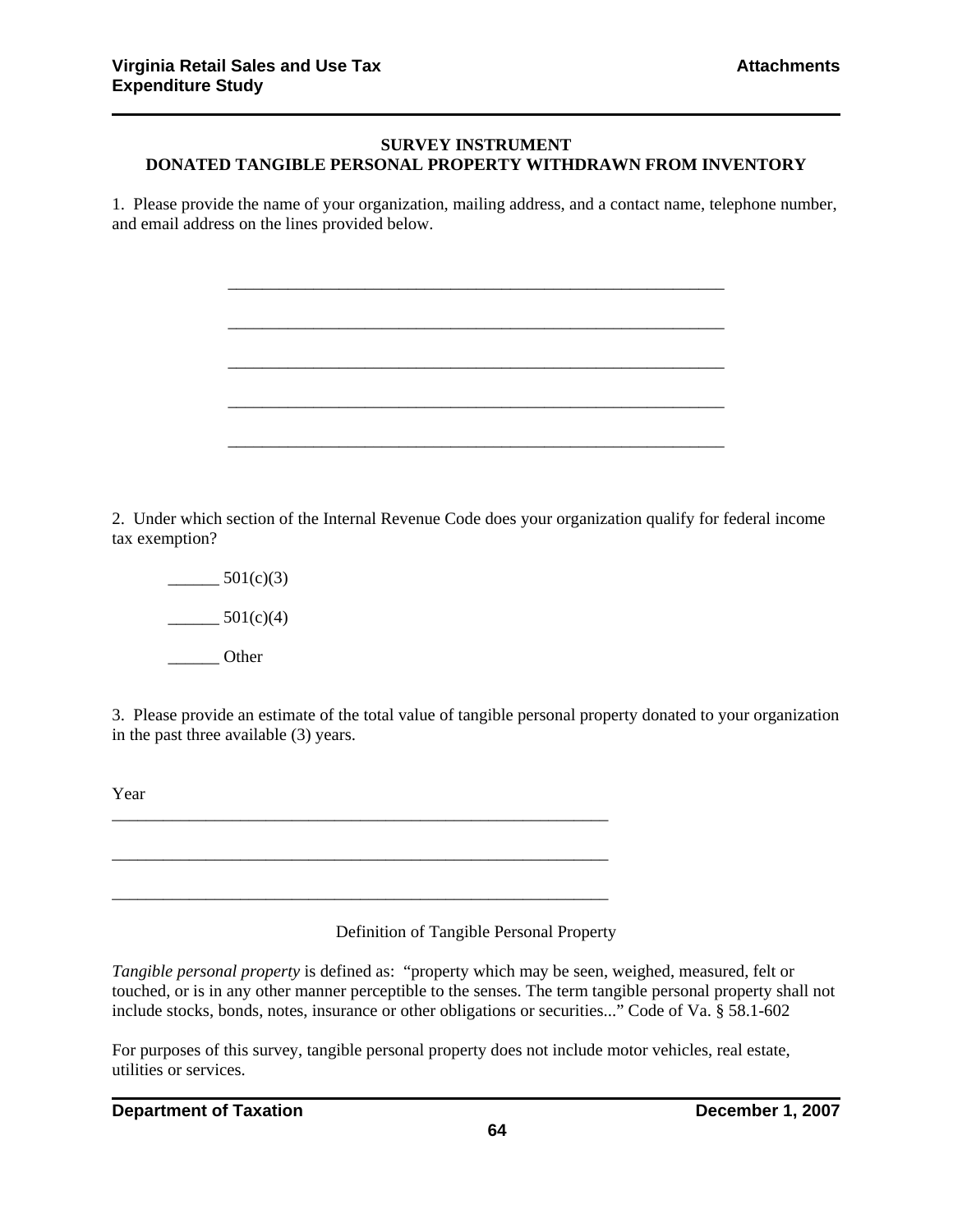**SURVEY INSTRUMENT**
**DONATED TANGIBLE PERSONAL PROPERTY WITHDRAWN FROM INVENTORY**

1. Please provide the name of your organization, mailing address, and a contact name, telephone number, and email address on the lines provided below.

_____________________________________________________________

_____________________________________________________________

_____________________________________________________________

_____________________________________________________________

_____________________________________________________________

2. Under which section of the Internal Revenue Code does your organization qualify for federal income tax exemption?

______ 501(c)(3)

______ 501(c)(4)

______ Other

3. Please provide an estimate of the total value of tangible personal property donated to your organization in the past three available (3) years.

Year
_____________________________________________________________

_____________________________________________________________

_____________________________________________________________

Definition of Tangible Personal Property

*Tangible personal property* is defined as: "property which may be seen, weighed, measured, felt or touched, or is in any other manner perceptible to the senses. The term tangible personal property shall not include stocks, bonds, notes, insurance or other obligations or securities..." Code of Va. § 58.1-602

For purposes of this survey, tangible personal property does not include motor vehicles, real estate, utilities or services.